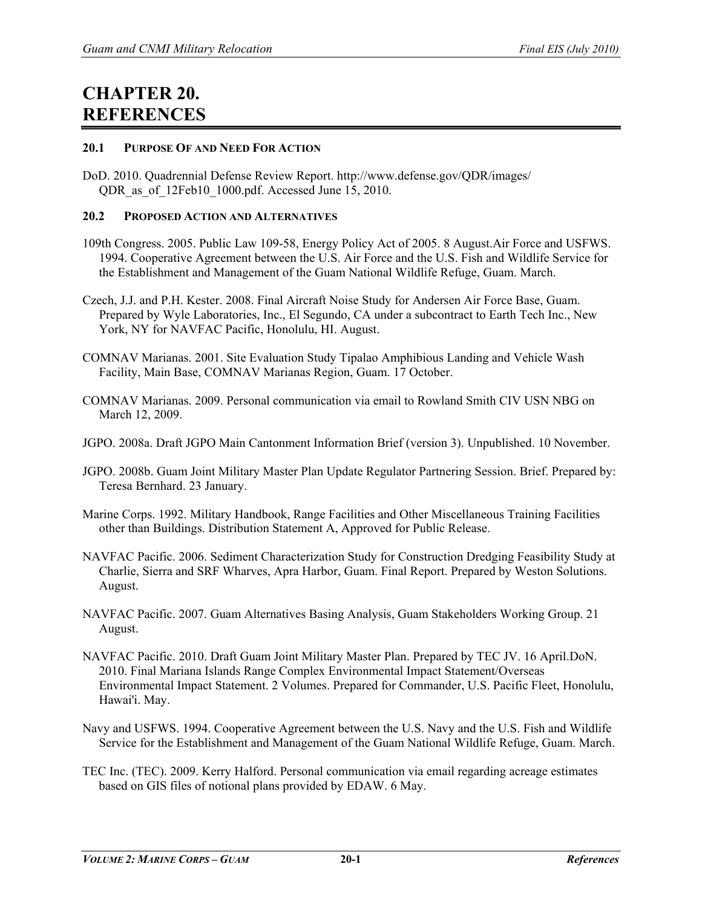# CHAPTER 20. REFERENCES

## 20.1 PURPOSE OF AND NEED FOR ACTION

DoD. 2010. Quadrennial Defense Review Report. http://www.defense.gov/QDR/images/QDR_as_of_12Feb10_1000.pdf. Accessed June 15, 2010.

## 20.2 PROPOSED ACTION AND ALTERNATIVES

109th Congress. 2005. Public Law 109-58, Energy Policy Act of 2005. 8 August.Air Force and USFWS. 1994. Cooperative Agreement between the U.S. Air Force and the U.S. Fish and Wildlife Service for the Establishment and Management of the Guam National Wildlife Refuge, Guam. March.

Czech, J.J. and P.H. Kester. 2008. Final Aircraft Noise Study for Andersen Air Force Base, Guam. Prepared by Wyle Laboratories, Inc., El Segundo, CA under a subcontract to Earth Tech Inc., New York, NY for NAVFAC Pacific, Honolulu, HI. August.

COMNAV Marianas. 2001. Site Evaluation Study Tipalao Amphibious Landing and Vehicle Wash Facility, Main Base, COMNAV Marianas Region, Guam. 17 October.

COMNAV Marianas. 2009. Personal communication via email to Rowland Smith CIV USN NBG on March 12, 2009.

JGPO. 2008a. Draft JGPO Main Cantonment Information Brief (version 3). Unpublished. 10 November.

JGPO. 2008b. Guam Joint Military Master Plan Update Regulator Partnering Session. Brief. Prepared by: Teresa Bernhard. 23 January.

Marine Corps. 1992. Military Handbook, Range Facilities and Other Miscellaneous Training Facilities other than Buildings. Distribution Statement A, Approved for Public Release.

NAVFAC Pacific. 2006. Sediment Characterization Study for Construction Dredging Feasibility Study at Charlie, Sierra and SRF Wharves, Apra Harbor, Guam. Final Report. Prepared by Weston Solutions. August.

NAVFAC Pacific. 2007. Guam Alternatives Basing Analysis, Guam Stakeholders Working Group. 21 August.

NAVFAC Pacific. 2010. Draft Guam Joint Military Master Plan. Prepared by TEC JV. 16 April.DoN. 2010. Final Mariana Islands Range Complex Environmental Impact Statement/Overseas Environmental Impact Statement. 2 Volumes. Prepared for Commander, U.S. Pacific Fleet, Honolulu, Hawai'i. May.

Navy and USFWS. 1994. Cooperative Agreement between the U.S. Navy and the U.S. Fish and Wildlife Service for the Establishment and Management of the Guam National Wildlife Refuge, Guam. March.

TEC Inc. (TEC). 2009. Kerry Halford. Personal communication via email regarding acreage estimates based on GIS files of notional plans provided by EDAW. 6 May.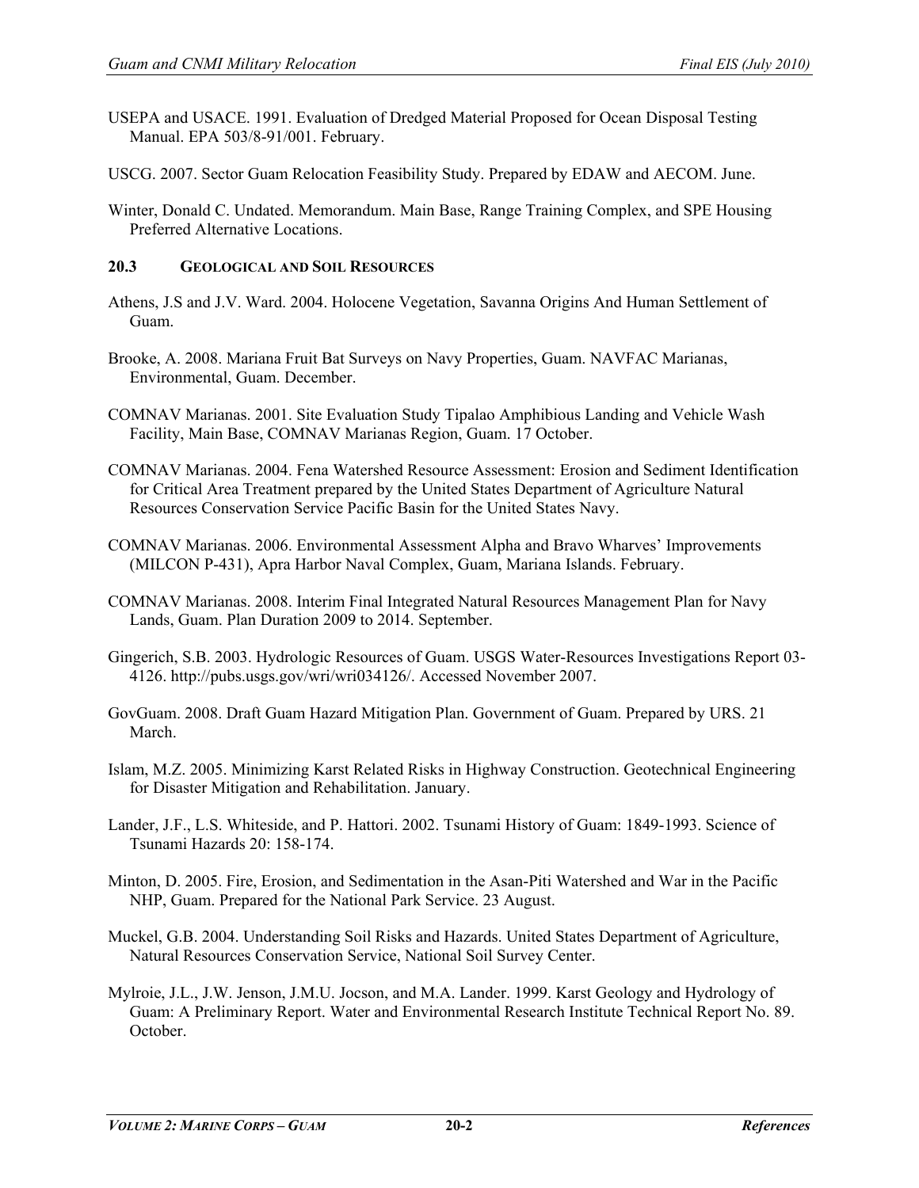USEPA and USACE. 1991. Evaluation of Dredged Material Proposed for Ocean Disposal Testing Manual. EPA 503/8-91/001. February.

USCG. 2007. Sector Guam Relocation Feasibility Study. Prepared by EDAW and AECOM. June.

Winter, Donald C. Undated. Memorandum. Main Base, Range Training Complex, and SPE Housing Preferred Alternative Locations.

## 20.3 GEOLOGICAL AND SOIL RESOURCES

Athens, J.S and J.V. Ward. 2004. Holocene Vegetation, Savanna Origins And Human Settlement of Guam.

Brooke, A. 2008. Mariana Fruit Bat Surveys on Navy Properties, Guam. NAVFAC Marianas, Environmental, Guam. December.

COMNAV Marianas. 2001. Site Evaluation Study Tipalao Amphibious Landing and Vehicle Wash Facility, Main Base, COMNAV Marianas Region, Guam. 17 October.

COMNAV Marianas. 2004. Fena Watershed Resource Assessment: Erosion and Sediment Identification for Critical Area Treatment prepared by the United States Department of Agriculture Natural Resources Conservation Service Pacific Basin for the United States Navy.

COMNAV Marianas. 2006. Environmental Assessment Alpha and Bravo Wharves' Improvements (MILCON P-431), Apra Harbor Naval Complex, Guam, Mariana Islands. February.

COMNAV Marianas. 2008. Interim Final Integrated Natural Resources Management Plan for Navy Lands, Guam. Plan Duration 2009 to 2014. September.

Gingerich, S.B. 2003. Hydrologic Resources of Guam. USGS Water-Resources Investigations Report 03-4126. http://pubs.usgs.gov/wri/wri034126/. Accessed November 2007.

GovGuam. 2008. Draft Guam Hazard Mitigation Plan. Government of Guam. Prepared by URS. 21 March.

Islam, M.Z. 2005. Minimizing Karst Related Risks in Highway Construction. Geotechnical Engineering for Disaster Mitigation and Rehabilitation. January.

Lander, J.F., L.S. Whiteside, and P. Hattori. 2002. Tsunami History of Guam: 1849-1993. Science of Tsunami Hazards 20: 158-174.

Minton, D. 2005. Fire, Erosion, and Sedimentation in the Asan-Piti Watershed and War in the Pacific NHP, Guam. Prepared for the National Park Service. 23 August.

Muckel, G.B. 2004. Understanding Soil Risks and Hazards. United States Department of Agriculture, Natural Resources Conservation Service, National Soil Survey Center.

Mylroie, J.L., J.W. Jenson, J.M.U. Jocson, and M.A. Lander. 1999. Karst Geology and Hydrology of Guam: A Preliminary Report. Water and Environmental Research Institute Technical Report No. 89. October.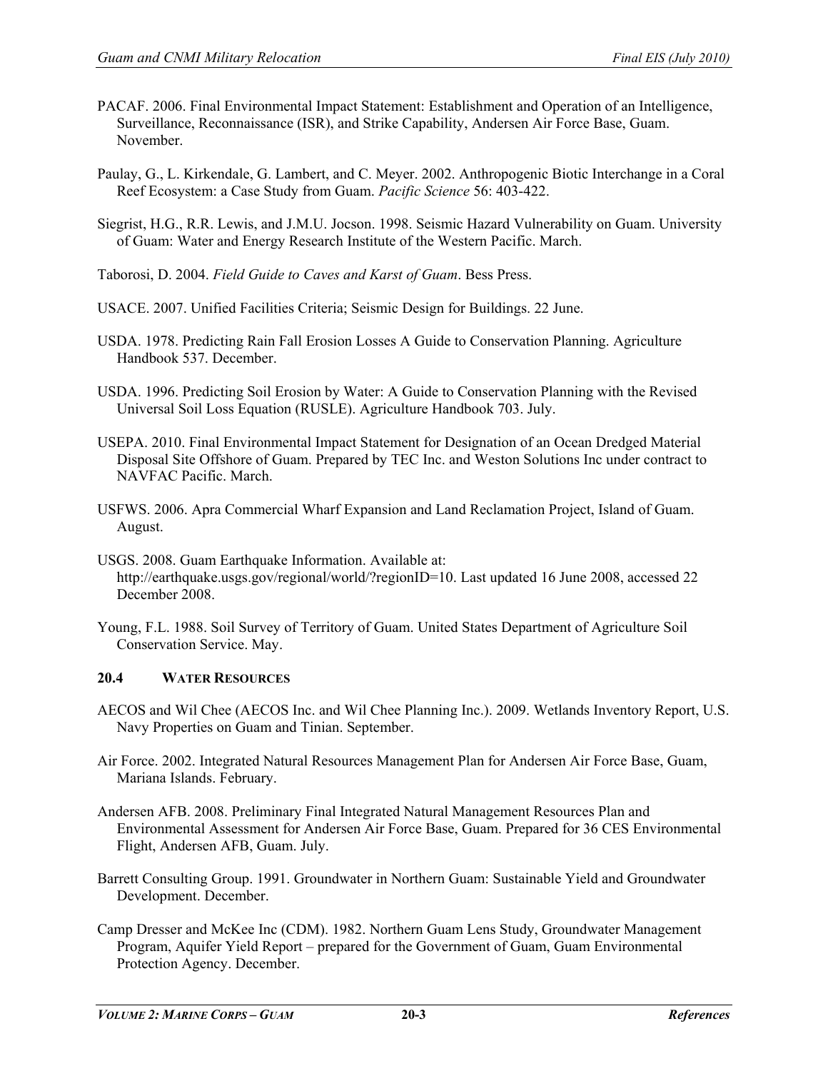PACAF. 2006. Final Environmental Impact Statement: Establishment and Operation of an Intelligence, Surveillance, Reconnaissance (ISR), and Strike Capability, Andersen Air Force Base, Guam. November.

Paulay, G., L. Kirkendale, G. Lambert, and C. Meyer. 2002. Anthropogenic Biotic Interchange in a Coral Reef Ecosystem: a Case Study from Guam. *Pacific Science* 56: 403-422.

Siegrist, H.G., R.R. Lewis, and J.M.U. Jocson. 1998. Seismic Hazard Vulnerability on Guam. University of Guam: Water and Energy Research Institute of the Western Pacific. March.

Taborosi, D. 2004. *Field Guide to Caves and Karst of Guam*. Bess Press.

USACE. 2007. Unified Facilities Criteria; Seismic Design for Buildings. 22 June.

USDA. 1978. Predicting Rain Fall Erosion Losses A Guide to Conservation Planning. Agriculture Handbook 537. December.

USDA. 1996. Predicting Soil Erosion by Water: A Guide to Conservation Planning with the Revised Universal Soil Loss Equation (RUSLE). Agriculture Handbook 703. July.

USEPA. 2010. Final Environmental Impact Statement for Designation of an Ocean Dredged Material Disposal Site Offshore of Guam. Prepared by TEC Inc. and Weston Solutions Inc under contract to NAVFAC Pacific. March.

USFWS. 2006. Apra Commercial Wharf Expansion and Land Reclamation Project, Island of Guam. August.

USGS. 2008. Guam Earthquake Information. Available at: http://earthquake.usgs.gov/regional/world/?regionID=10. Last updated 16 June 2008, accessed 22 December 2008.

Young, F.L. 1988. Soil Survey of Territory of Guam. United States Department of Agriculture Soil Conservation Service. May.

## 20.4 WATER RESOURCES

AECOS and Wil Chee (AECOS Inc. and Wil Chee Planning Inc.). 2009. Wetlands Inventory Report, U.S. Navy Properties on Guam and Tinian. September.

Air Force. 2002. Integrated Natural Resources Management Plan for Andersen Air Force Base, Guam, Mariana Islands. February.

Andersen AFB. 2008. Preliminary Final Integrated Natural Management Resources Plan and Environmental Assessment for Andersen Air Force Base, Guam. Prepared for 36 CES Environmental Flight, Andersen AFB, Guam. July.

Barrett Consulting Group. 1991. Groundwater in Northern Guam: Sustainable Yield and Groundwater Development. December.

Camp Dresser and McKee Inc (CDM). 1982. Northern Guam Lens Study, Groundwater Management Program, Aquifer Yield Report – prepared for the Government of Guam, Guam Environmental Protection Agency. December.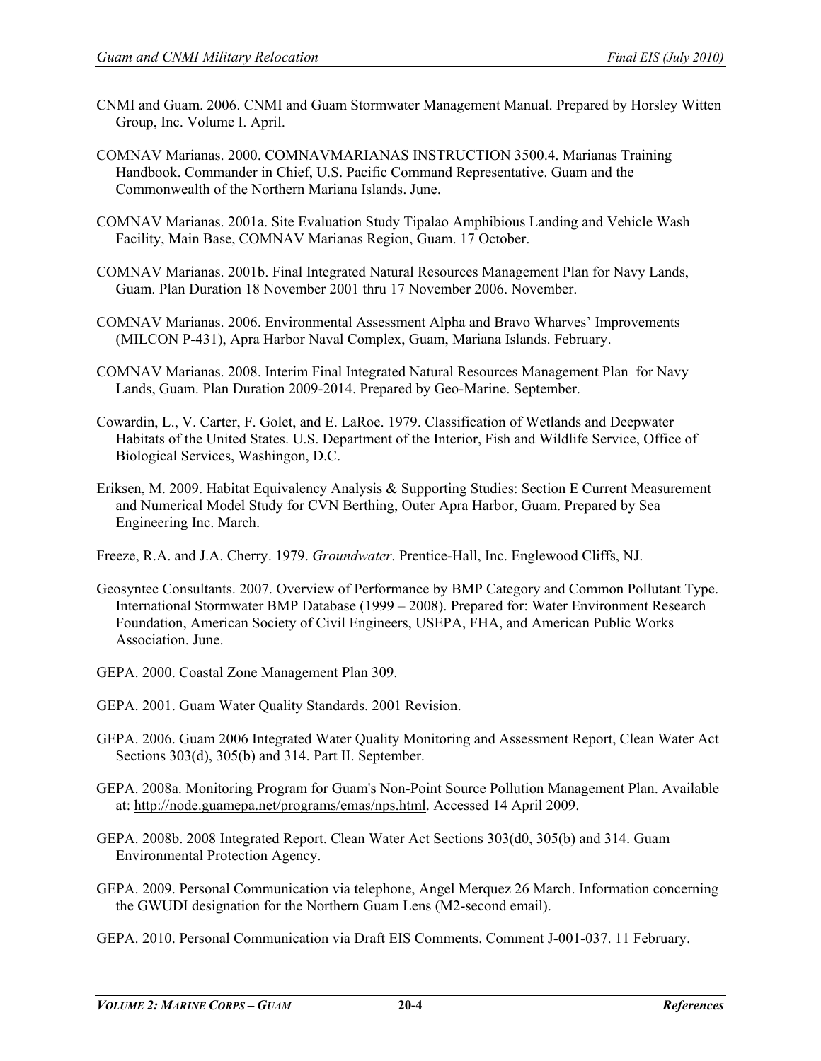CNMI and Guam. 2006. CNMI and Guam Stormwater Management Manual. Prepared by Horsley Witten Group, Inc. Volume I. April.

COMNAV Marianas. 2000. COMNAVMARIANAS INSTRUCTION 3500.4. Marianas Training Handbook. Commander in Chief, U.S. Pacific Command Representative. Guam and the Commonwealth of the Northern Mariana Islands. June.

COMNAV Marianas. 2001a. Site Evaluation Study Tipalao Amphibious Landing and Vehicle Wash Facility, Main Base, COMNAV Marianas Region, Guam. 17 October.

COMNAV Marianas. 2001b. Final Integrated Natural Resources Management Plan for Navy Lands, Guam. Plan Duration 18 November 2001 thru 17 November 2006. November.

COMNAV Marianas. 2006. Environmental Assessment Alpha and Bravo Wharves' Improvements (MILCON P-431), Apra Harbor Naval Complex, Guam, Mariana Islands. February.

COMNAV Marianas. 2008. Interim Final Integrated Natural Resources Management Plan for Navy Lands, Guam. Plan Duration 2009-2014. Prepared by Geo-Marine. September.

Cowardin, L., V. Carter, F. Golet, and E. LaRoe. 1979. Classification of Wetlands and Deepwater Habitats of the United States. U.S. Department of the Interior, Fish and Wildlife Service, Office of Biological Services, Washingon, D.C.

Eriksen, M. 2009. Habitat Equivalency Analysis & Supporting Studies: Section E Current Measurement and Numerical Model Study for CVN Berthing, Outer Apra Harbor, Guam. Prepared by Sea Engineering Inc. March.

Freeze, R.A. and J.A. Cherry. 1979. *Groundwater*. Prentice-Hall, Inc. Englewood Cliffs, NJ.

Geosyntec Consultants. 2007. Overview of Performance by BMP Category and Common Pollutant Type. International Stormwater BMP Database (1999 – 2008). Prepared for: Water Environment Research Foundation, American Society of Civil Engineers, USEPA, FHA, and American Public Works Association. June.

GEPA. 2000. Coastal Zone Management Plan 309.

GEPA. 2001. Guam Water Quality Standards. 2001 Revision.

GEPA. 2006. Guam 2006 Integrated Water Quality Monitoring and Assessment Report, Clean Water Act Sections 303(d), 305(b) and 314. Part II. September.

GEPA. 2008a. Monitoring Program for Guam's Non-Point Source Pollution Management Plan. Available at: http://node.guamepa.net/programs/emas/nps.html. Accessed 14 April 2009.

GEPA. 2008b. 2008 Integrated Report. Clean Water Act Sections 303(d0, 305(b) and 314. Guam Environmental Protection Agency.

GEPA. 2009. Personal Communication via telephone, Angel Merquez 26 March. Information concerning the GWUDI designation for the Northern Guam Lens (M2-second email).

GEPA. 2010. Personal Communication via Draft EIS Comments. Comment J-001-037. 11 February.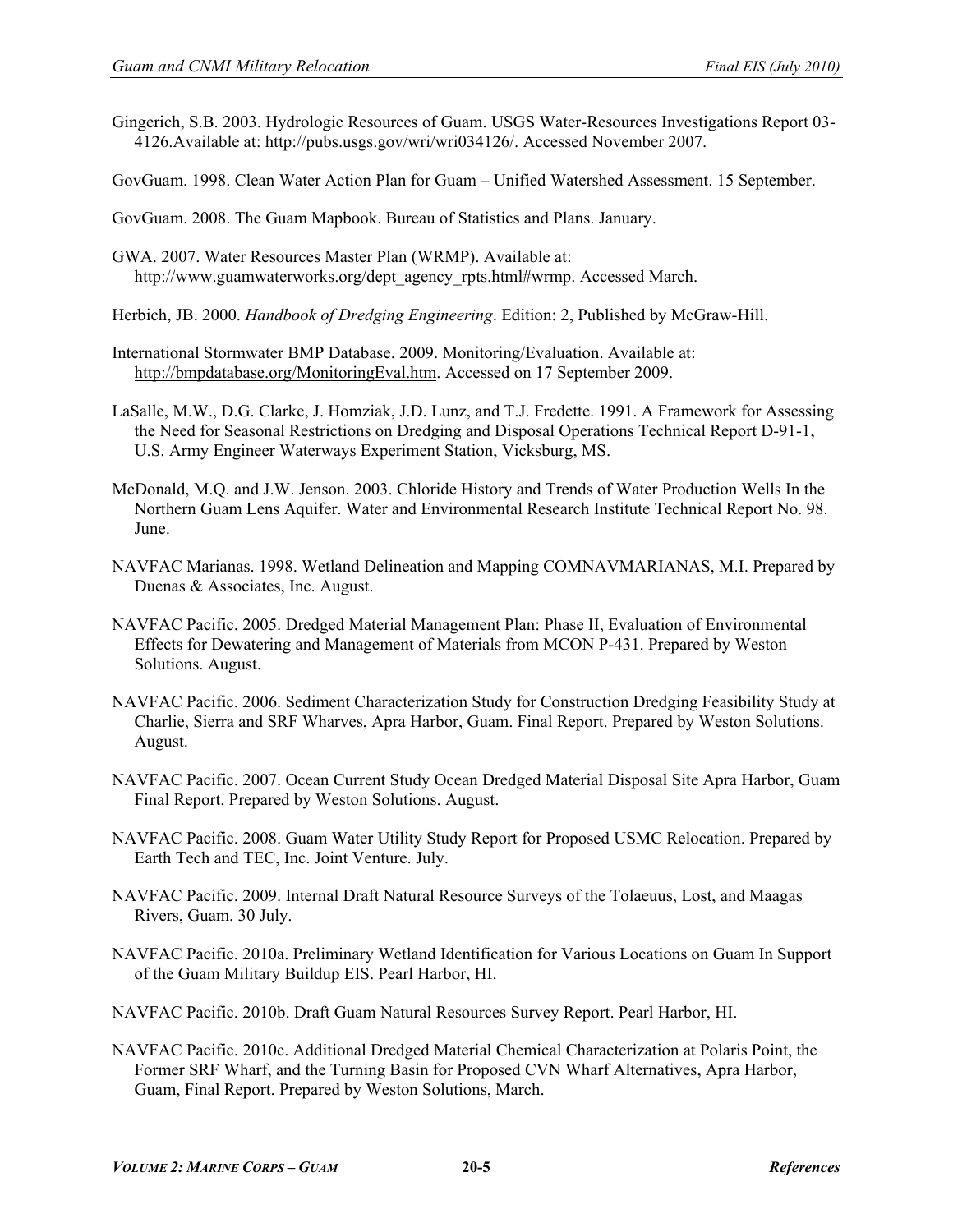Gingerich, S.B. 2003. Hydrologic Resources of Guam. USGS Water-Resources Investigations Report 03-4126.Available at: http://pubs.usgs.gov/wri/wri034126/. Accessed November 2007.

GovGuam. 1998. Clean Water Action Plan for Guam – Unified Watershed Assessment. 15 September.

GovGuam. 2008. The Guam Mapbook. Bureau of Statistics and Plans. January.

GWA. 2007. Water Resources Master Plan (WRMP). Available at: http://www.guamwaterworks.org/dept_agency_rpts.html#wrmp. Accessed March.

Herbich, JB. 2000. *Handbook of Dredging Engineering*. Edition: 2, Published by McGraw-Hill.

International Stormwater BMP Database. 2009. Monitoring/Evaluation. Available at: http://bmpdatabase.org/MonitoringEval.htm. Accessed on 17 September 2009.

LaSalle, M.W., D.G. Clarke, J. Homziak, J.D. Lunz, and T.J. Fredette. 1991. A Framework for Assessing the Need for Seasonal Restrictions on Dredging and Disposal Operations Technical Report D-91-1, U.S. Army Engineer Waterways Experiment Station, Vicksburg, MS.

McDonald, M.Q. and J.W. Jenson. 2003. Chloride History and Trends of Water Production Wells In the Northern Guam Lens Aquifer. Water and Environmental Research Institute Technical Report No. 98. June.

NAVFAC Marianas. 1998. Wetland Delineation and Mapping COMNAVMARIANAS, M.I. Prepared by Duenas & Associates, Inc. August.

NAVFAC Pacific. 2005. Dredged Material Management Plan: Phase II, Evaluation of Environmental Effects for Dewatering and Management of Materials from MCON P-431. Prepared by Weston Solutions. August.

NAVFAC Pacific. 2006. Sediment Characterization Study for Construction Dredging Feasibility Study at Charlie, Sierra and SRF Wharves, Apra Harbor, Guam. Final Report. Prepared by Weston Solutions. August.

NAVFAC Pacific. 2007. Ocean Current Study Ocean Dredged Material Disposal Site Apra Harbor, Guam Final Report. Prepared by Weston Solutions. August.

NAVFAC Pacific. 2008. Guam Water Utility Study Report for Proposed USMC Relocation. Prepared by Earth Tech and TEC, Inc. Joint Venture. July.

NAVFAC Pacific. 2009. Internal Draft Natural Resource Surveys of the Tolaeuus, Lost, and Maagas Rivers, Guam. 30 July.

NAVFAC Pacific. 2010a. Preliminary Wetland Identification for Various Locations on Guam In Support of the Guam Military Buildup EIS. Pearl Harbor, HI.

NAVFAC Pacific. 2010b. Draft Guam Natural Resources Survey Report. Pearl Harbor, HI.

NAVFAC Pacific. 2010c. Additional Dredged Material Chemical Characterization at Polaris Point, the Former SRF Wharf, and the Turning Basin for Proposed CVN Wharf Alternatives, Apra Harbor, Guam, Final Report. Prepared by Weston Solutions, March.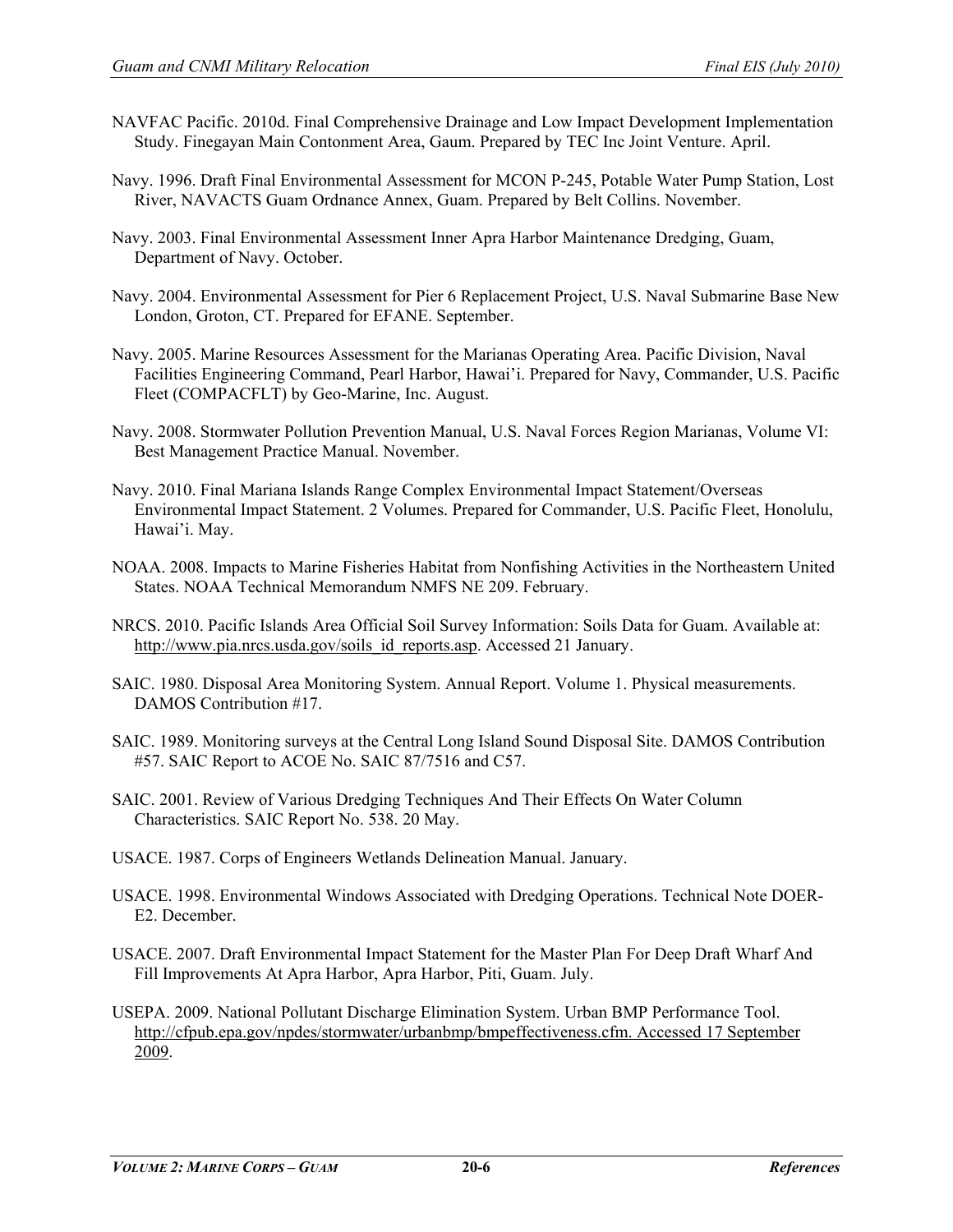NAVFAC Pacific. 2010d. Final Comprehensive Drainage and Low Impact Development Implementation Study. Finegayan Main Contonment Area, Gaum. Prepared by TEC Inc Joint Venture. April.

Navy. 1996. Draft Final Environmental Assessment for MCON P-245, Potable Water Pump Station, Lost River, NAVACTS Guam Ordnance Annex, Guam. Prepared by Belt Collins. November.

Navy. 2003. Final Environmental Assessment Inner Apra Harbor Maintenance Dredging, Guam, Department of Navy. October.

Navy. 2004. Environmental Assessment for Pier 6 Replacement Project, U.S. Naval Submarine Base New London, Groton, CT. Prepared for EFANE. September.

Navy. 2005. Marine Resources Assessment for the Marianas Operating Area. Pacific Division, Naval Facilities Engineering Command, Pearl Harbor, Hawai'i. Prepared for Navy, Commander, U.S. Pacific Fleet (COMPACFLT) by Geo-Marine, Inc. August.

Navy. 2008. Stormwater Pollution Prevention Manual, U.S. Naval Forces Region Marianas, Volume VI: Best Management Practice Manual. November.

Navy. 2010. Final Mariana Islands Range Complex Environmental Impact Statement/Overseas Environmental Impact Statement. 2 Volumes. Prepared for Commander, U.S. Pacific Fleet, Honolulu, Hawai'i. May.

NOAA. 2008. Impacts to Marine Fisheries Habitat from Nonfishing Activities in the Northeastern United States. NOAA Technical Memorandum NMFS NE 209. February.

NRCS. 2010. Pacific Islands Area Official Soil Survey Information: Soils Data for Guam. Available at: http://www.pia.nrcs.usda.gov/soils_id_reports.asp. Accessed 21 January.

SAIC. 1980. Disposal Area Monitoring System. Annual Report. Volume 1. Physical measurements. DAMOS Contribution #17.

SAIC. 1989. Monitoring surveys at the Central Long Island Sound Disposal Site. DAMOS Contribution #57. SAIC Report to ACOE No. SAIC 87/7516 and C57.

SAIC. 2001. Review of Various Dredging Techniques And Their Effects On Water Column Characteristics. SAIC Report No. 538. 20 May.

USACE. 1987. Corps of Engineers Wetlands Delineation Manual. January.

USACE. 1998. Environmental Windows Associated with Dredging Operations. Technical Note DOER-E2. December.

USACE. 2007. Draft Environmental Impact Statement for the Master Plan For Deep Draft Wharf And Fill Improvements At Apra Harbor, Apra Harbor, Piti, Guam. July.

USEPA. 2009. National Pollutant Discharge Elimination System. Urban BMP Performance Tool. http://cfpub.epa.gov/npdes/stormwater/urbanbmp/bmpeffectiveness.cfm. Accessed 17 September 2009.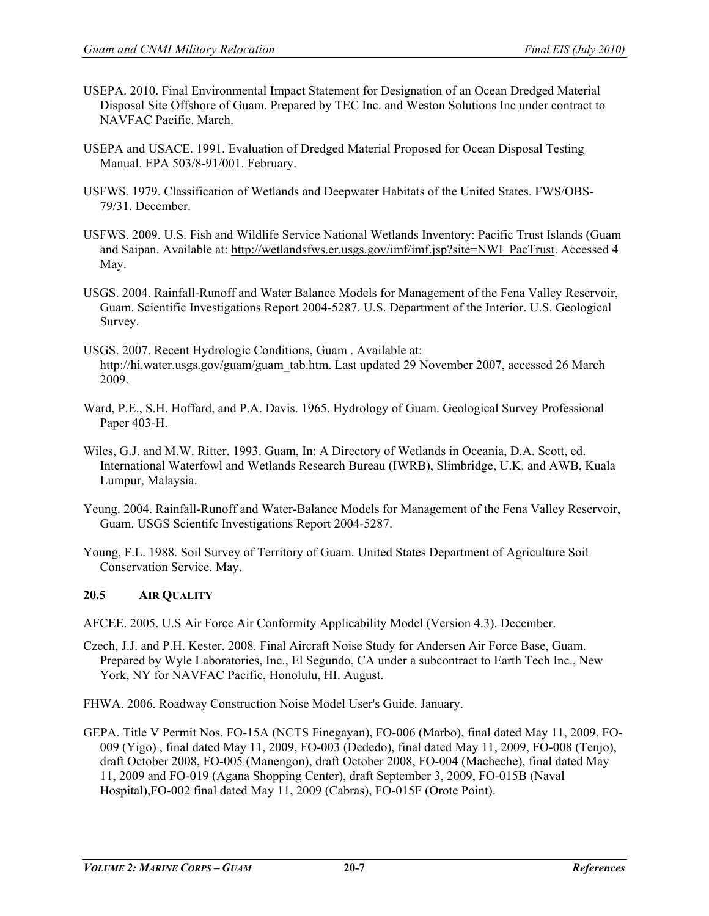USEPA. 2010. Final Environmental Impact Statement for Designation of an Ocean Dredged Material Disposal Site Offshore of Guam. Prepared by TEC Inc. and Weston Solutions Inc under contract to NAVFAC Pacific. March.

USEPA and USACE. 1991. Evaluation of Dredged Material Proposed for Ocean Disposal Testing Manual. EPA 503/8-91/001. February.

USFWS. 1979. Classification of Wetlands and Deepwater Habitats of the United States. FWS/OBS-79/31. December.

USFWS. 2009. U.S. Fish and Wildlife Service National Wetlands Inventory: Pacific Trust Islands (Guam and Saipan. Available at: http://wetlandsfws.er.usgs.gov/imf/imf.jsp?site=NWI_PacTrust. Accessed 4 May.

USGS. 2004. Rainfall-Runoff and Water Balance Models for Management of the Fena Valley Reservoir, Guam. Scientific Investigations Report 2004-5287. U.S. Department of the Interior. U.S. Geological Survey.

USGS. 2007. Recent Hydrologic Conditions, Guam . Available at: http://hi.water.usgs.gov/guam/guam_tab.htm. Last updated 29 November 2007, accessed 26 March 2009.

Ward, P.E., S.H. Hoffard, and P.A. Davis. 1965. Hydrology of Guam. Geological Survey Professional Paper 403-H.

Wiles, G.J. and M.W. Ritter. 1993. Guam, In: A Directory of Wetlands in Oceania, D.A. Scott, ed. International Waterfowl and Wetlands Research Bureau (IWRB), Slimbridge, U.K. and AWB, Kuala Lumpur, Malaysia.

Yeung. 2004. Rainfall-Runoff and Water-Balance Models for Management of the Fena Valley Reservoir, Guam. USGS Scientifc Investigations Report 2004-5287.

Young, F.L. 1988. Soil Survey of Territory of Guam. United States Department of Agriculture Soil Conservation Service. May.

## 20.5 AIR QUALITY

AFCEE. 2005. U.S Air Force Air Conformity Applicability Model (Version 4.3). December.

Czech, J.J. and P.H. Kester. 2008. Final Aircraft Noise Study for Andersen Air Force Base, Guam. Prepared by Wyle Laboratories, Inc., El Segundo, CA under a subcontract to Earth Tech Inc., New York, NY for NAVFAC Pacific, Honolulu, HI. August.

FHWA. 2006. Roadway Construction Noise Model User's Guide. January.

GEPA. Title V Permit Nos. FO-15A (NCTS Finegayan), FO-006 (Marbo), final dated May 11, 2009, FO-009 (Yigo) , final dated May 11, 2009, FO-003 (Dededo), final dated May 11, 2009, FO-008 (Tenjo), draft October 2008, FO-005 (Manengon), draft October 2008, FO-004 (Macheche), final dated May 11, 2009 and FO-019 (Agana Shopping Center), draft September 3, 2009, FO-015B (Naval Hospital),FO-002 final dated May 11, 2009 (Cabras), FO-015F (Orote Point).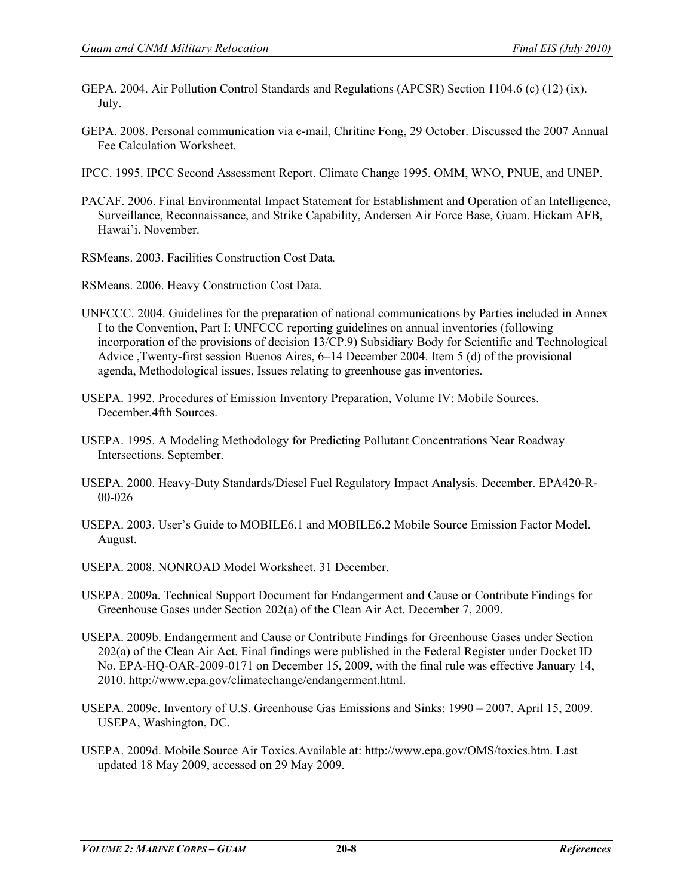GEPA. 2004. Air Pollution Control Standards and Regulations (APCSR) Section 1104.6 (c) (12) (ix). July.

GEPA. 2008. Personal communication via e-mail, Chritine Fong, 29 October. Discussed the 2007 Annual Fee Calculation Worksheet.

IPCC. 1995. IPCC Second Assessment Report. Climate Change 1995. OMM, WNO, PNUE, and UNEP.

PACAF. 2006. Final Environmental Impact Statement for Establishment and Operation of an Intelligence, Surveillance, Reconnaissance, and Strike Capability, Andersen Air Force Base, Guam. Hickam AFB, Hawai'i. November.

RSMeans. 2003. Facilities Construction Cost Data*.*

RSMeans. 2006. Heavy Construction Cost Data*.*

UNFCCC. 2004. Guidelines for the preparation of national communications by Parties included in Annex I to the Convention, Part I: UNFCCC reporting guidelines on annual inventories (following incorporation of the provisions of decision 13/CP.9) Subsidiary Body for Scientific and Technological Advice ,Twenty-first session Buenos Aires, 6–14 December 2004. Item 5 (d) of the provisional agenda, Methodological issues, Issues relating to greenhouse gas inventories.

USEPA. 1992. Procedures of Emission Inventory Preparation, Volume IV: Mobile Sources. December.4fth Sources.

USEPA. 1995. A Modeling Methodology for Predicting Pollutant Concentrations Near Roadway Intersections. September.

USEPA. 2000. Heavy-Duty Standards/Diesel Fuel Regulatory Impact Analysis. December. EPA420-R-00-026

USEPA. 2003. User's Guide to MOBILE6.1 and MOBILE6.2 Mobile Source Emission Factor Model. August.

USEPA. 2008. NONROAD Model Worksheet. 31 December.

USEPA. 2009a. Technical Support Document for Endangerment and Cause or Contribute Findings for Greenhouse Gases under Section 202(a) of the Clean Air Act. December 7, 2009.

USEPA. 2009b. Endangerment and Cause or Contribute Findings for Greenhouse Gases under Section 202(a) of the Clean Air Act. Final findings were published in the Federal Register under Docket ID No. EPA-HQ-OAR-2009-0171 on December 15, 2009, with the final rule was effective January 14, 2010. http://www.epa.gov/climatechange/endangerment.html.

USEPA. 2009c. Inventory of U.S. Greenhouse Gas Emissions and Sinks: 1990 – 2007. April 15, 2009. USEPA, Washington, DC.

USEPA. 2009d. Mobile Source Air Toxics.Available at: http://www.epa.gov/OMS/toxics.htm. Last updated 18 May 2009, accessed on 29 May 2009.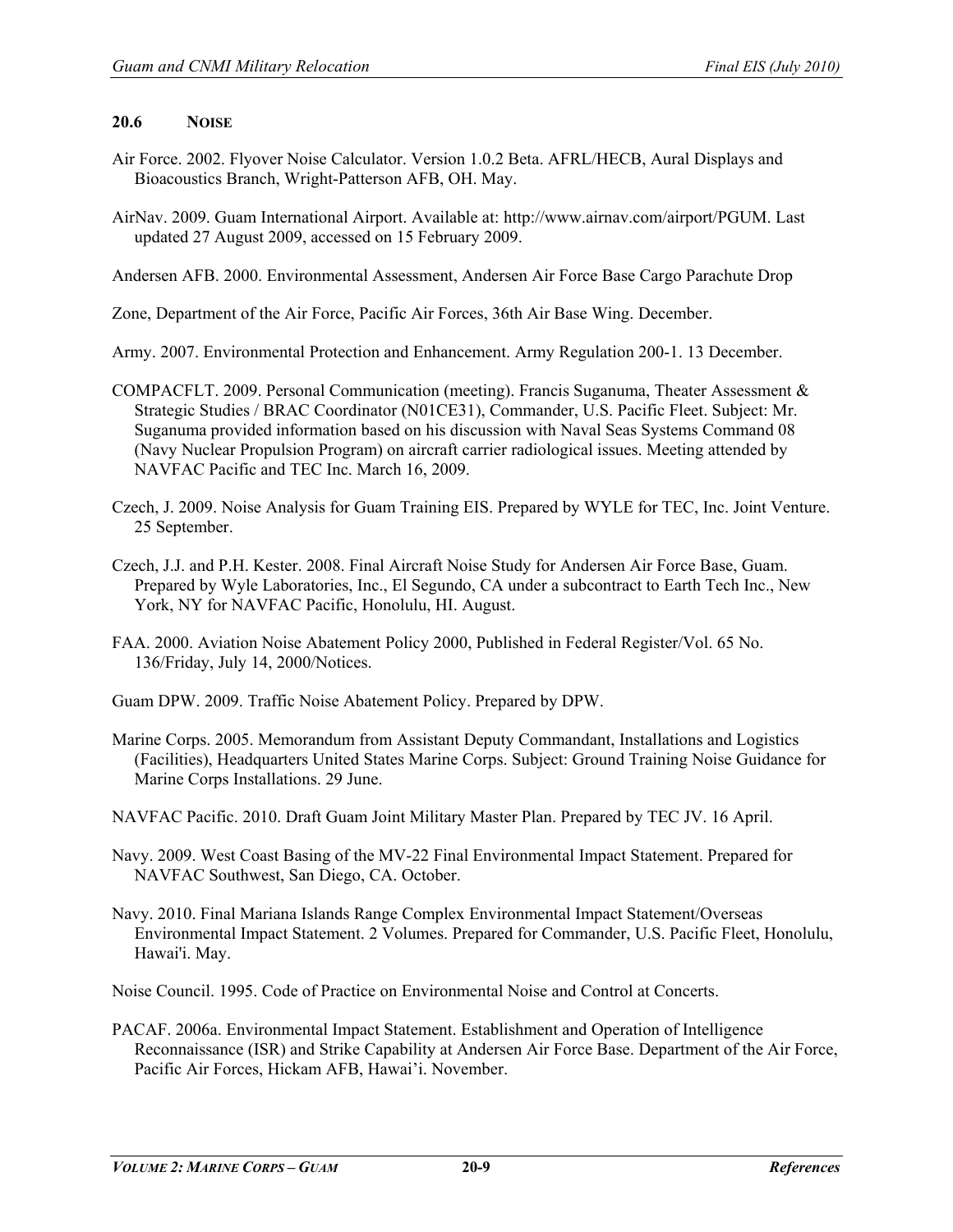### 20.6 NOISE

Air Force. 2002. Flyover Noise Calculator. Version 1.0.2 Beta. AFRL/HECB, Aural Displays and Bioacoustics Branch, Wright-Patterson AFB, OH. May.

AirNav. 2009. Guam International Airport. Available at: http://www.airnav.com/airport/PGUM. Last updated 27 August 2009, accessed on 15 February 2009.

Andersen AFB. 2000. Environmental Assessment, Andersen Air Force Base Cargo Parachute Drop

Zone, Department of the Air Force, Pacific Air Forces, 36th Air Base Wing. December.

Army. 2007. Environmental Protection and Enhancement. Army Regulation 200-1. 13 December.

COMPACFLT. 2009. Personal Communication (meeting). Francis Suganuma, Theater Assessment & Strategic Studies / BRAC Coordinator (N01CE31), Commander, U.S. Pacific Fleet. Subject: Mr. Suganuma provided information based on his discussion with Naval Seas Systems Command 08 (Navy Nuclear Propulsion Program) on aircraft carrier radiological issues. Meeting attended by NAVFAC Pacific and TEC Inc. March 16, 2009.

Czech, J. 2009. Noise Analysis for Guam Training EIS. Prepared by WYLE for TEC, Inc. Joint Venture. 25 September.

Czech, J.J. and P.H. Kester. 2008. Final Aircraft Noise Study for Andersen Air Force Base, Guam. Prepared by Wyle Laboratories, Inc., El Segundo, CA under a subcontract to Earth Tech Inc., New York, NY for NAVFAC Pacific, Honolulu, HI. August.

FAA. 2000. Aviation Noise Abatement Policy 2000, Published in Federal Register/Vol. 65 No. 136/Friday, July 14, 2000/Notices.

Guam DPW. 2009. Traffic Noise Abatement Policy. Prepared by DPW.

Marine Corps. 2005. Memorandum from Assistant Deputy Commandant, Installations and Logistics (Facilities), Headquarters United States Marine Corps. Subject: Ground Training Noise Guidance for Marine Corps Installations. 29 June.

NAVFAC Pacific. 2010. Draft Guam Joint Military Master Plan. Prepared by TEC JV. 16 April.

Navy. 2009. West Coast Basing of the MV-22 Final Environmental Impact Statement. Prepared for NAVFAC Southwest, San Diego, CA. October.

Navy. 2010. Final Mariana Islands Range Complex Environmental Impact Statement/Overseas Environmental Impact Statement. 2 Volumes. Prepared for Commander, U.S. Pacific Fleet, Honolulu, Hawai'i. May.

Noise Council. 1995. Code of Practice on Environmental Noise and Control at Concerts.

PACAF. 2006a. Environmental Impact Statement. Establishment and Operation of Intelligence Reconnaissance (ISR) and Strike Capability at Andersen Air Force Base. Department of the Air Force, Pacific Air Forces, Hickam AFB, Hawai'i. November.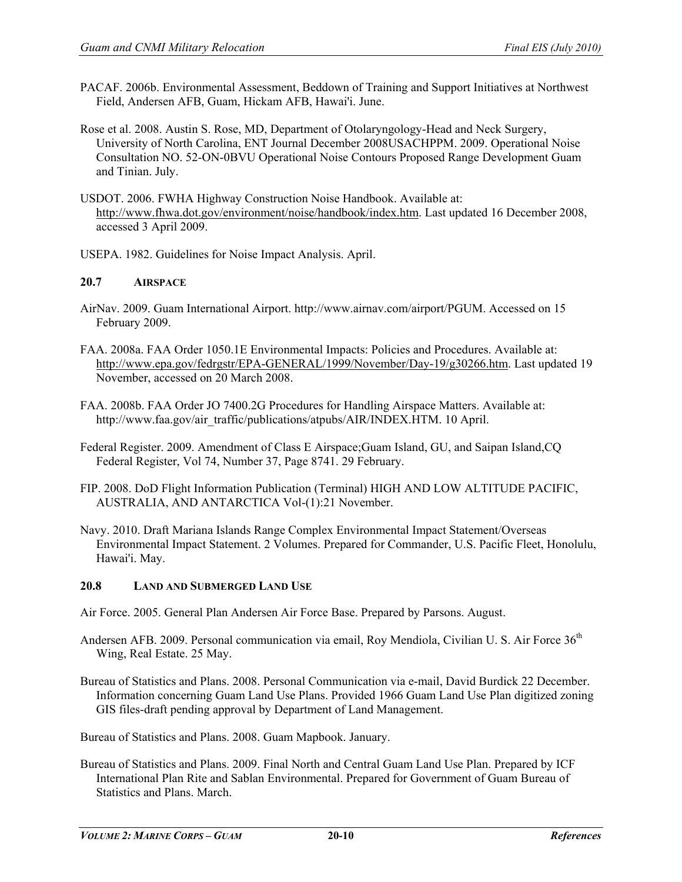PACAF. 2006b. Environmental Assessment, Beddown of Training and Support Initiatives at Northwest Field, Andersen AFB, Guam, Hickam AFB, Hawai'i. June.

Rose et al. 2008. Austin S. Rose, MD, Department of Otolaryngology-Head and Neck Surgery, University of North Carolina, ENT Journal December 2008USACHPPM. 2009. Operational Noise Consultation NO. 52-ON-0BVU Operational Noise Contours Proposed Range Development Guam and Tinian. July.

USDOT. 2006. FWHA Highway Construction Noise Handbook. Available at: http://www.fhwa.dot.gov/environment/noise/handbook/index.htm. Last updated 16 December 2008, accessed 3 April 2009.

USEPA. 1982. Guidelines for Noise Impact Analysis. April.

### 20.7 AIRSPACE

AirNav. 2009. Guam International Airport. http://www.airnav.com/airport/PGUM. Accessed on 15 February 2009.

FAA. 2008a. FAA Order 1050.1E Environmental Impacts: Policies and Procedures. Available at: http://www.epa.gov/fedrgstr/EPA-GENERAL/1999/November/Day-19/g30266.htm. Last updated 19 November, accessed on 20 March 2008.

FAA. 2008b. FAA Order JO 7400.2G Procedures for Handling Airspace Matters. Available at: http://www.faa.gov/air_traffic/publications/atpubs/AIR/INDEX.HTM. 10 April.

Federal Register. 2009. Amendment of Class E Airspace;Guam Island, GU, and Saipan Island,CQ Federal Register, Vol 74, Number 37, Page 8741. 29 February.

FIP. 2008. DoD Flight Information Publication (Terminal) HIGH AND LOW ALTITUDE PACIFIC, AUSTRALIA, AND ANTARCTICA Vol-(1):21 November.

Navy. 2010. Draft Mariana Islands Range Complex Environmental Impact Statement/Overseas Environmental Impact Statement. 2 Volumes. Prepared for Commander, U.S. Pacific Fleet, Honolulu, Hawai'i. May.

### 20.8 LAND AND SUBMERGED LAND USE

Air Force. 2005. General Plan Andersen Air Force Base. Prepared by Parsons. August.

Andersen AFB. 2009. Personal communication via email, Roy Mendiola, Civilian U. S. Air Force 36th Wing, Real Estate. 25 May.

Bureau of Statistics and Plans. 2008. Personal Communication via e-mail, David Burdick 22 December. Information concerning Guam Land Use Plans. Provided 1966 Guam Land Use Plan digitized zoning GIS files-draft pending approval by Department of Land Management.

Bureau of Statistics and Plans. 2008. Guam Mapbook. January.

Bureau of Statistics and Plans. 2009. Final North and Central Guam Land Use Plan. Prepared by ICF International Plan Rite and Sablan Environmental. Prepared for Government of Guam Bureau of Statistics and Plans. March.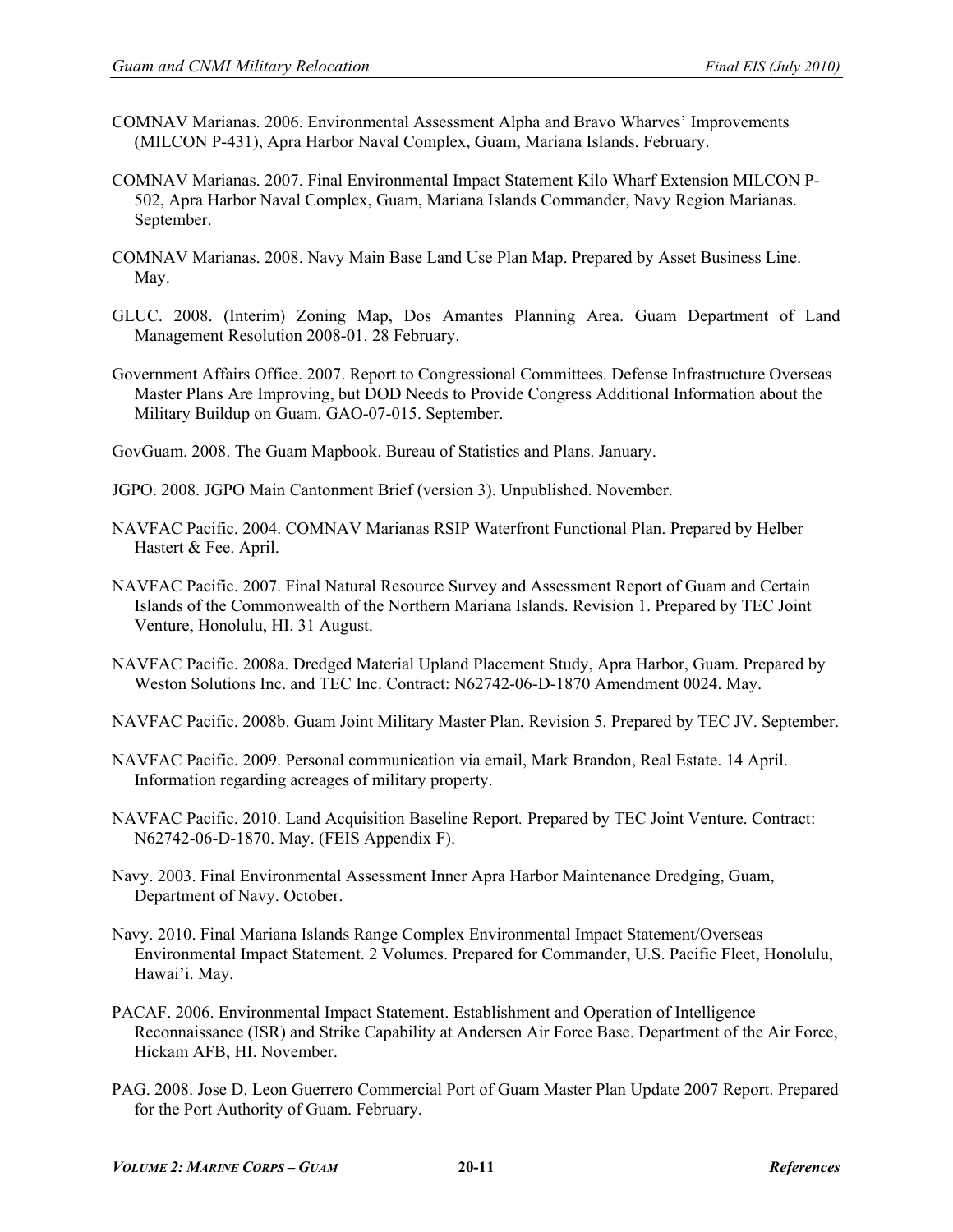COMNAV Marianas. 2006. Environmental Assessment Alpha and Bravo Wharves' Improvements (MILCON P-431), Apra Harbor Naval Complex, Guam, Mariana Islands. February.

COMNAV Marianas. 2007. Final Environmental Impact Statement Kilo Wharf Extension MILCON P-502, Apra Harbor Naval Complex, Guam, Mariana Islands Commander, Navy Region Marianas. September.

COMNAV Marianas. 2008. Navy Main Base Land Use Plan Map. Prepared by Asset Business Line. May.

GLUC. 2008. (Interim) Zoning Map, Dos Amantes Planning Area. Guam Department of Land Management Resolution 2008-01. 28 February.

Government Affairs Office. 2007. Report to Congressional Committees. Defense Infrastructure Overseas Master Plans Are Improving, but DOD Needs to Provide Congress Additional Information about the Military Buildup on Guam. GAO-07-015. September.

GovGuam. 2008. The Guam Mapbook. Bureau of Statistics and Plans. January.

JGPO. 2008. JGPO Main Cantonment Brief (version 3). Unpublished. November.

NAVFAC Pacific. 2004. COMNAV Marianas RSIP Waterfront Functional Plan. Prepared by Helber Hastert & Fee. April.

NAVFAC Pacific. 2007. Final Natural Resource Survey and Assessment Report of Guam and Certain Islands of the Commonwealth of the Northern Mariana Islands. Revision 1. Prepared by TEC Joint Venture, Honolulu, HI. 31 August.

NAVFAC Pacific. 2008a. Dredged Material Upland Placement Study, Apra Harbor, Guam. Prepared by Weston Solutions Inc. and TEC Inc. Contract: N62742-06-D-1870 Amendment 0024. May.

NAVFAC Pacific. 2008b. Guam Joint Military Master Plan, Revision 5. Prepared by TEC JV. September.

NAVFAC Pacific. 2009. Personal communication via email, Mark Brandon, Real Estate. 14 April. Information regarding acreages of military property.

NAVFAC Pacific. 2010. Land Acquisition Baseline Report*.* Prepared by TEC Joint Venture. Contract: N62742-06-D-1870. May. (FEIS Appendix F).

Navy. 2003. Final Environmental Assessment Inner Apra Harbor Maintenance Dredging, Guam, Department of Navy. October.

Navy. 2010. Final Mariana Islands Range Complex Environmental Impact Statement/Overseas Environmental Impact Statement. 2 Volumes. Prepared for Commander, U.S. Pacific Fleet, Honolulu, Hawai'i. May.

PACAF. 2006. Environmental Impact Statement. Establishment and Operation of Intelligence Reconnaissance (ISR) and Strike Capability at Andersen Air Force Base. Department of the Air Force, Hickam AFB, HI. November.

PAG. 2008. Jose D. Leon Guerrero Commercial Port of Guam Master Plan Update 2007 Report. Prepared for the Port Authority of Guam. February.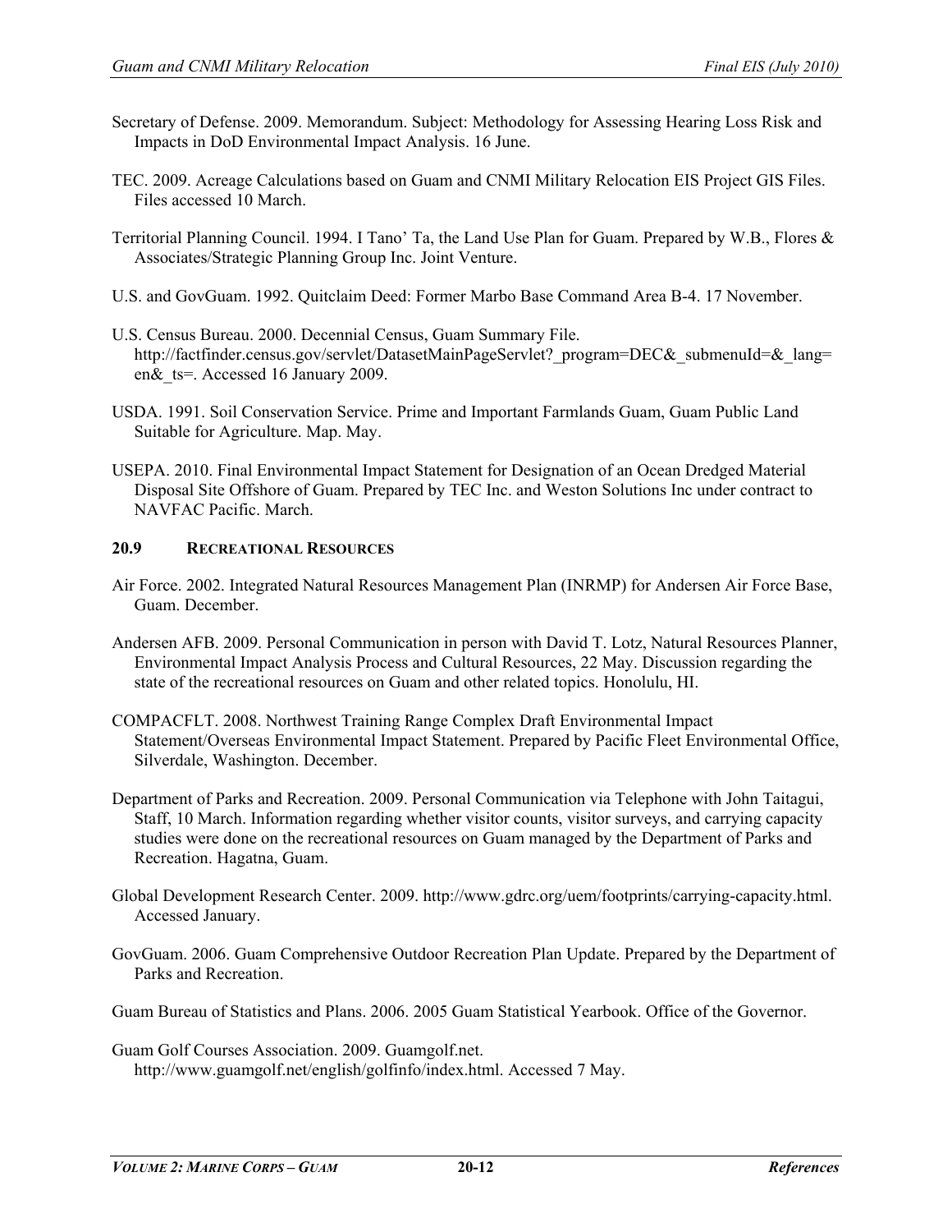Secretary of Defense. 2009. Memorandum. Subject: Methodology for Assessing Hearing Loss Risk and Impacts in DoD Environmental Impact Analysis. 16 June.

TEC. 2009. Acreage Calculations based on Guam and CNMI Military Relocation EIS Project GIS Files. Files accessed 10 March.

Territorial Planning Council. 1994. I Tano' Ta, the Land Use Plan for Guam. Prepared by W.B., Flores & Associates/Strategic Planning Group Inc. Joint Venture.

U.S. and GovGuam. 1992. Quitclaim Deed: Former Marbo Base Command Area B-4. 17 November.

U.S. Census Bureau. 2000. Decennial Census, Guam Summary File. http://factfinder.census.gov/servlet/DatasetMainPageServlet?_program=DEC&_submenuId=&_lang=en&_ts=. Accessed 16 January 2009.

USDA. 1991. Soil Conservation Service. Prime and Important Farmlands Guam, Guam Public Land Suitable for Agriculture. Map. May.

USEPA. 2010. Final Environmental Impact Statement for Designation of an Ocean Dredged Material Disposal Site Offshore of Guam. Prepared by TEC Inc. and Weston Solutions Inc under contract to NAVFAC Pacific. March.

### 20.9 Recreational Resources

Air Force. 2002. Integrated Natural Resources Management Plan (INRMP) for Andersen Air Force Base, Guam. December.

Andersen AFB. 2009. Personal Communication in person with David T. Lotz, Natural Resources Planner, Environmental Impact Analysis Process and Cultural Resources, 22 May. Discussion regarding the state of the recreational resources on Guam and other related topics. Honolulu, HI.

COMPACFLT. 2008. Northwest Training Range Complex Draft Environmental Impact Statement/Overseas Environmental Impact Statement. Prepared by Pacific Fleet Environmental Office, Silverdale, Washington. December.

Department of Parks and Recreation. 2009. Personal Communication via Telephone with John Taitagui, Staff, 10 March. Information regarding whether visitor counts, visitor surveys, and carrying capacity studies were done on the recreational resources on Guam managed by the Department of Parks and Recreation. Hagatna, Guam.

Global Development Research Center. 2009. http://www.gdrc.org/uem/footprints/carrying-capacity.html. Accessed January.

GovGuam. 2006. Guam Comprehensive Outdoor Recreation Plan Update. Prepared by the Department of Parks and Recreation.

Guam Bureau of Statistics and Plans. 2006. 2005 Guam Statistical Yearbook. Office of the Governor.

Guam Golf Courses Association. 2009. Guamgolf.net. http://www.guamgolf.net/english/golfinfo/index.html. Accessed 7 May.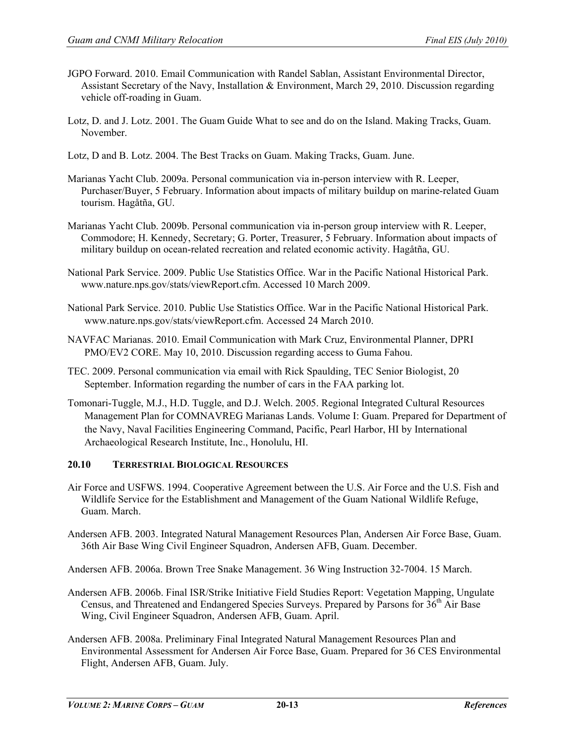JGPO Forward. 2010. Email Communication with Randel Sablan, Assistant Environmental Director, Assistant Secretary of the Navy, Installation & Environment, March 29, 2010. Discussion regarding vehicle off-roading in Guam.

Lotz, D. and J. Lotz. 2001. The Guam Guide What to see and do on the Island. Making Tracks, Guam. November.

Lotz, D and B. Lotz. 2004. The Best Tracks on Guam. Making Tracks, Guam. June.

Marianas Yacht Club. 2009a. Personal communication via in-person interview with R. Leeper, Purchaser/Buyer, 5 February. Information about impacts of military buildup on marine-related Guam tourism. Hagåtña, GU.

Marianas Yacht Club. 2009b. Personal communication via in-person group interview with R. Leeper, Commodore; H. Kennedy, Secretary; G. Porter, Treasurer, 5 February. Information about impacts of military buildup on ocean-related recreation and related economic activity. Hagåtña, GU.

National Park Service. 2009. Public Use Statistics Office. War in the Pacific National Historical Park. www.nature.nps.gov/stats/viewReport.cfm. Accessed 10 March 2009.

National Park Service. 2010. Public Use Statistics Office. War in the Pacific National Historical Park. www.nature.nps.gov/stats/viewReport.cfm. Accessed 24 March 2010.

NAVFAC Marianas. 2010. Email Communication with Mark Cruz, Environmental Planner, DPRI PMO/EV2 CORE. May 10, 2010. Discussion regarding access to Guma Fahou.

TEC. 2009. Personal communication via email with Rick Spaulding, TEC Senior Biologist, 20 September. Information regarding the number of cars in the FAA parking lot.

Tomonari-Tuggle, M.J., H.D. Tuggle, and D.J. Welch. 2005. Regional Integrated Cultural Resources Management Plan for COMNAVREG Marianas Lands. Volume I: Guam. Prepared for Department of the Navy, Naval Facilities Engineering Command, Pacific, Pearl Harbor, HI by International Archaeological Research Institute, Inc., Honolulu, HI.

### 20.10 TERRESTRIAL BIOLOGICAL RESOURCES

Air Force and USFWS. 1994. Cooperative Agreement between the U.S. Air Force and the U.S. Fish and Wildlife Service for the Establishment and Management of the Guam National Wildlife Refuge, Guam. March.

Andersen AFB. 2003. Integrated Natural Management Resources Plan, Andersen Air Force Base, Guam. 36th Air Base Wing Civil Engineer Squadron, Andersen AFB, Guam. December.

Andersen AFB. 2006a. Brown Tree Snake Management. 36 Wing Instruction 32-7004. 15 March.

Andersen AFB. 2006b. Final ISR/Strike Initiative Field Studies Report: Vegetation Mapping, Ungulate Census, and Threatened and Endangered Species Surveys. Prepared by Parsons for 36th Air Base Wing, Civil Engineer Squadron, Andersen AFB, Guam. April.

Andersen AFB. 2008a. Preliminary Final Integrated Natural Management Resources Plan and Environmental Assessment for Andersen Air Force Base, Guam. Prepared for 36 CES Environmental Flight, Andersen AFB, Guam. July.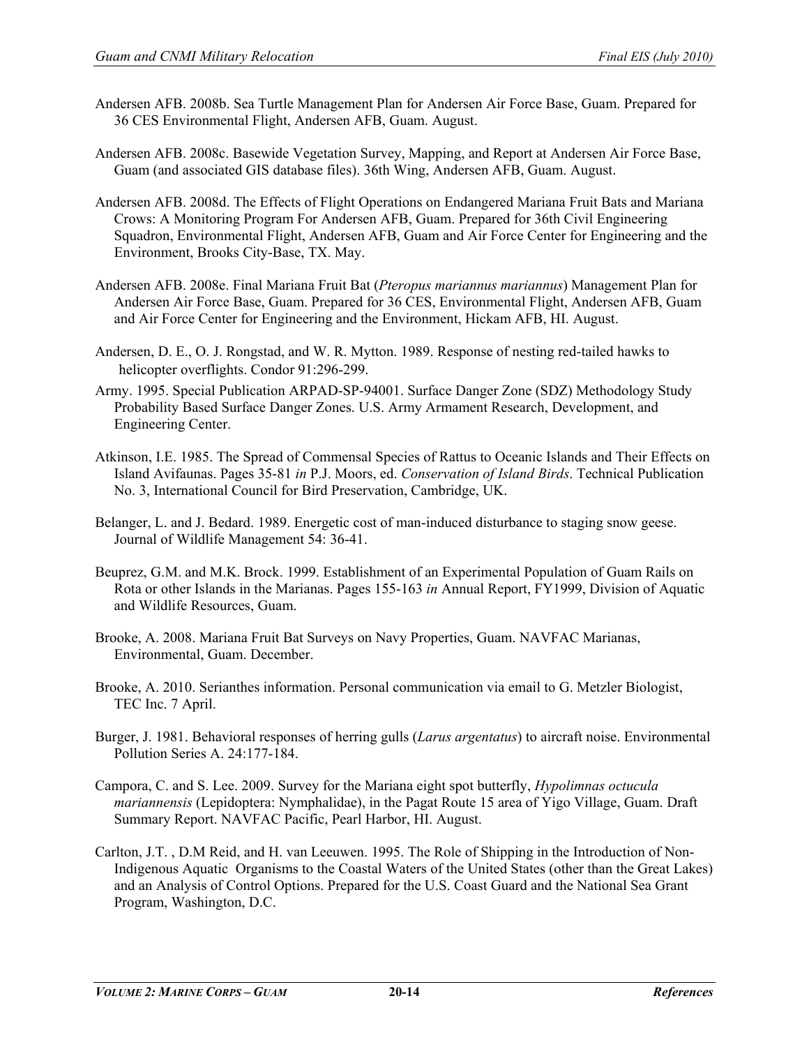Andersen AFB. 2008b. Sea Turtle Management Plan for Andersen Air Force Base, Guam. Prepared for 36 CES Environmental Flight, Andersen AFB, Guam. August.

Andersen AFB. 2008c. Basewide Vegetation Survey, Mapping, and Report at Andersen Air Force Base, Guam (and associated GIS database files). 36th Wing, Andersen AFB, Guam. August.

Andersen AFB. 2008d. The Effects of Flight Operations on Endangered Mariana Fruit Bats and Mariana Crows: A Monitoring Program For Andersen AFB, Guam. Prepared for 36th Civil Engineering Squadron, Environmental Flight, Andersen AFB, Guam and Air Force Center for Engineering and the Environment, Brooks City-Base, TX. May.

Andersen AFB. 2008e. Final Mariana Fruit Bat (*Pteropus mariannus mariannus*) Management Plan for Andersen Air Force Base, Guam. Prepared for 36 CES, Environmental Flight, Andersen AFB, Guam and Air Force Center for Engineering and the Environment, Hickam AFB, HI. August.

Andersen, D. E., O. J. Rongstad, and W. R. Mytton. 1989. Response of nesting red-tailed hawks to helicopter overflights. Condor 91:296-299.

Army. 1995. Special Publication ARPAD-SP-94001. Surface Danger Zone (SDZ) Methodology Study Probability Based Surface Danger Zones. U.S. Army Armament Research, Development, and Engineering Center.

Atkinson, I.E. 1985. The Spread of Commensal Species of Rattus to Oceanic Islands and Their Effects on Island Avifaunas. Pages 35-81 *in* P.J. Moors, ed. *Conservation of Island Birds*. Technical Publication No. 3, International Council for Bird Preservation, Cambridge, UK.

Belanger, L. and J. Bedard. 1989. Energetic cost of man-induced disturbance to staging snow geese. Journal of Wildlife Management 54: 36-41.

Beuprez, G.M. and M.K. Brock. 1999. Establishment of an Experimental Population of Guam Rails on Rota or other Islands in the Marianas. Pages 155-163 *in* Annual Report, FY1999, Division of Aquatic and Wildlife Resources, Guam.

Brooke, A. 2008. Mariana Fruit Bat Surveys on Navy Properties, Guam. NAVFAC Marianas, Environmental, Guam. December.

Brooke, A. 2010. Serianthes information. Personal communication via email to G. Metzler Biologist, TEC Inc. 7 April.

Burger, J. 1981. Behavioral responses of herring gulls (*Larus argentatus*) to aircraft noise. Environmental Pollution Series A. 24:177-184.

Campora, C. and S. Lee. 2009. Survey for the Mariana eight spot butterfly, *Hypolimnas octucula mariannensis* (Lepidoptera: Nymphalidae), in the Pagat Route 15 area of Yigo Village, Guam. Draft Summary Report. NAVFAC Pacific, Pearl Harbor, HI. August.

Carlton, J.T. , D.M Reid, and H. van Leeuwen. 1995. The Role of Shipping in the Introduction of Non-Indigenous Aquatic Organisms to the Coastal Waters of the United States (other than the Great Lakes) and an Analysis of Control Options. Prepared for the U.S. Coast Guard and the National Sea Grant Program, Washington, D.C.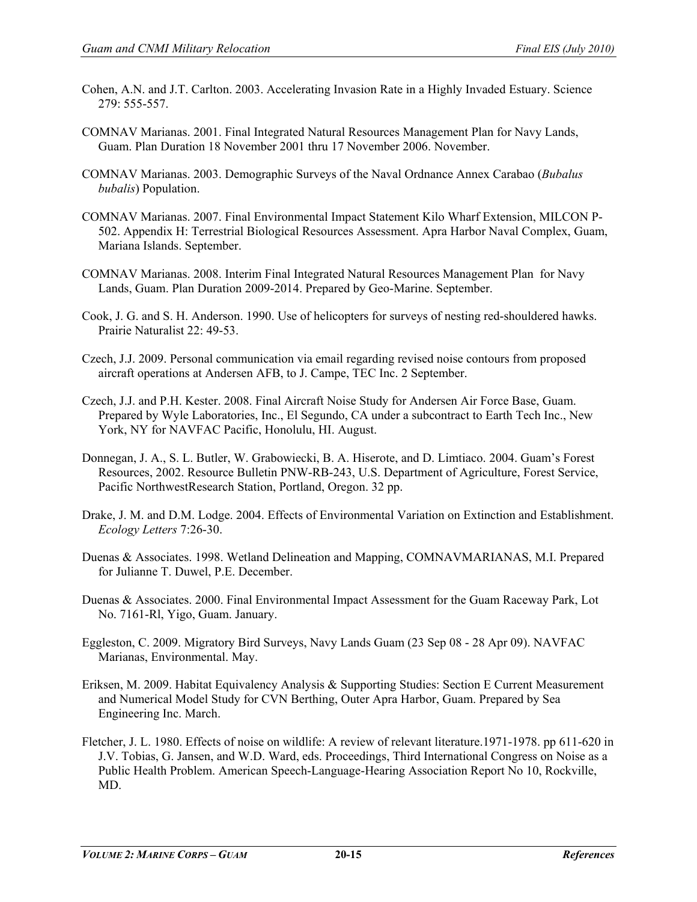Cohen, A.N. and J.T. Carlton. 2003. Accelerating Invasion Rate in a Highly Invaded Estuary. Science 279: 555-557.

COMNAV Marianas. 2001. Final Integrated Natural Resources Management Plan for Navy Lands, Guam. Plan Duration 18 November 2001 thru 17 November 2006. November.

COMNAV Marianas. 2003. Demographic Surveys of the Naval Ordnance Annex Carabao (*Bubalus bubalis*) Population.

COMNAV Marianas. 2007. Final Environmental Impact Statement Kilo Wharf Extension, MILCON P-502. Appendix H: Terrestrial Biological Resources Assessment. Apra Harbor Naval Complex, Guam, Mariana Islands. September.

COMNAV Marianas. 2008. Interim Final Integrated Natural Resources Management Plan for Navy Lands, Guam. Plan Duration 2009-2014. Prepared by Geo-Marine. September.

Cook, J. G. and S. H. Anderson. 1990. Use of helicopters for surveys of nesting red-shouldered hawks. Prairie Naturalist 22: 49-53.

Czech, J.J. 2009. Personal communication via email regarding revised noise contours from proposed aircraft operations at Andersen AFB, to J. Campe, TEC Inc. 2 September.

Czech, J.J. and P.H. Kester. 2008. Final Aircraft Noise Study for Andersen Air Force Base, Guam. Prepared by Wyle Laboratories, Inc., El Segundo, CA under a subcontract to Earth Tech Inc., New York, NY for NAVFAC Pacific, Honolulu, HI. August.

Donnegan, J. A., S. L. Butler, W. Grabowiecki, B. A. Hiserote, and D. Limtiaco. 2004. Guam's Forest Resources, 2002. Resource Bulletin PNW-RB-243, U.S. Department of Agriculture, Forest Service, Pacific NorthwestResearch Station, Portland, Oregon. 32 pp.

Drake, J. M. and D.M. Lodge. 2004. Effects of Environmental Variation on Extinction and Establishment. *Ecology Letters* 7:26-30.

Duenas & Associates. 1998. Wetland Delineation and Mapping, COMNAVMARIANAS, M.I. Prepared for Julianne T. Duwel, P.E. December.

Duenas & Associates. 2000. Final Environmental Impact Assessment for the Guam Raceway Park, Lot No. 7161-Rl, Yigo, Guam. January.

Eggleston, C. 2009. Migratory Bird Surveys, Navy Lands Guam (23 Sep 08 - 28 Apr 09). NAVFAC Marianas, Environmental. May.

Eriksen, M. 2009. Habitat Equivalency Analysis & Supporting Studies: Section E Current Measurement and Numerical Model Study for CVN Berthing, Outer Apra Harbor, Guam. Prepared by Sea Engineering Inc. March.

Fletcher, J. L. 1980. Effects of noise on wildlife: A review of relevant literature.1971-1978. pp 611-620 in J.V. Tobias, G. Jansen, and W.D. Ward, eds. Proceedings, Third International Congress on Noise as a Public Health Problem. American Speech-Language-Hearing Association Report No 10, Rockville, MD.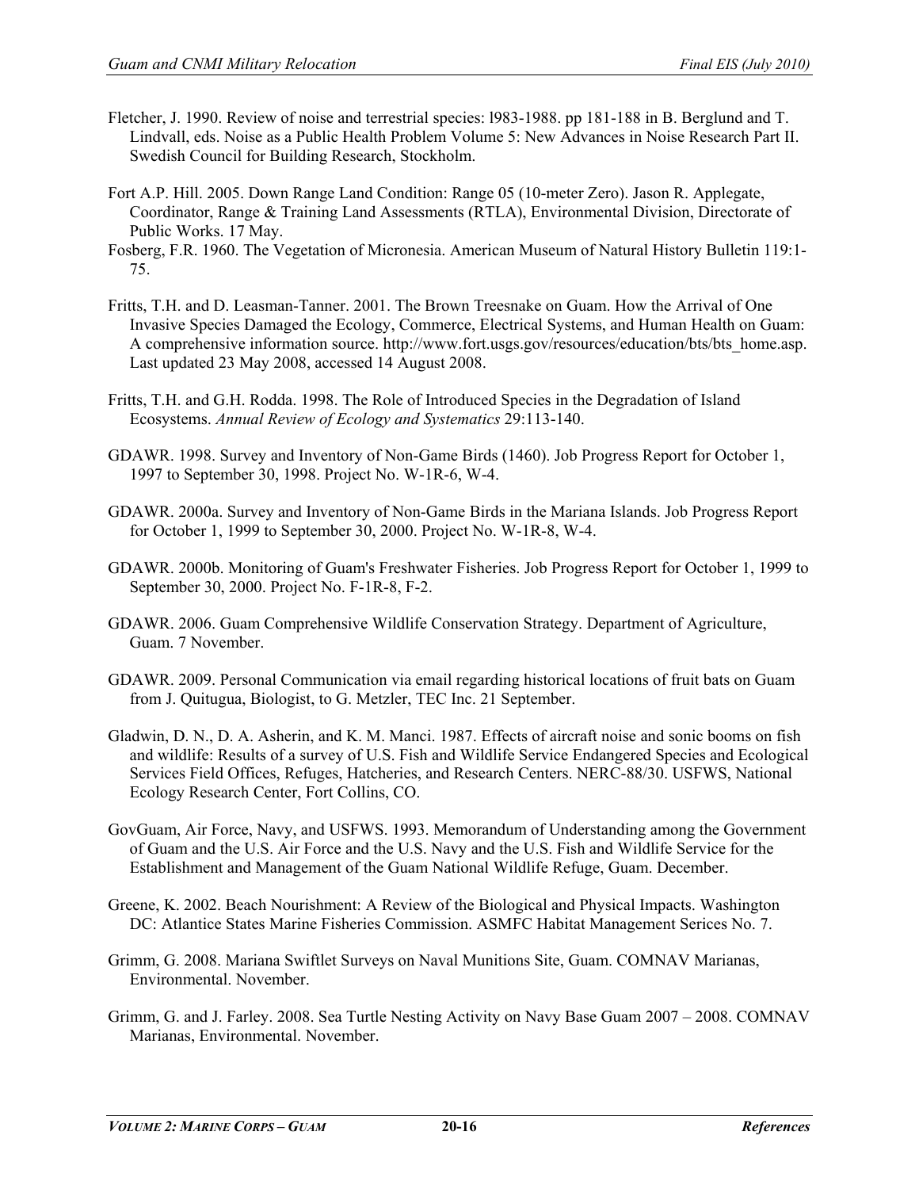Fletcher, J. 1990. Review of noise and terrestrial species: l983-1988. pp 181-188 in B. Berglund and T. Lindvall, eds. Noise as a Public Health Problem Volume 5: New Advances in Noise Research Part II. Swedish Council for Building Research, Stockholm.

Fort A.P. Hill. 2005. Down Range Land Condition: Range 05 (10-meter Zero). Jason R. Applegate, Coordinator, Range & Training Land Assessments (RTLA), Environmental Division, Directorate of Public Works. 17 May.

Fosberg, F.R. 1960. The Vegetation of Micronesia. American Museum of Natural History Bulletin 119:1-75.

Fritts, T.H. and D. Leasman-Tanner. 2001. The Brown Treesnake on Guam. How the Arrival of One Invasive Species Damaged the Ecology, Commerce, Electrical Systems, and Human Health on Guam: A comprehensive information source. http://www.fort.usgs.gov/resources/education/bts/bts_home.asp. Last updated 23 May 2008, accessed 14 August 2008.

Fritts, T.H. and G.H. Rodda. 1998. The Role of Introduced Species in the Degradation of Island Ecosystems. *Annual Review of Ecology and Systematics* 29:113-140.

GDAWR. 1998. Survey and Inventory of Non-Game Birds (1460). Job Progress Report for October 1, 1997 to September 30, 1998. Project No. W-1R-6, W-4.

GDAWR. 2000a. Survey and Inventory of Non-Game Birds in the Mariana Islands. Job Progress Report for October 1, 1999 to September 30, 2000. Project No. W-1R-8, W-4.

GDAWR. 2000b. Monitoring of Guam's Freshwater Fisheries. Job Progress Report for October 1, 1999 to September 30, 2000. Project No. F-1R-8, F-2.

GDAWR. 2006. Guam Comprehensive Wildlife Conservation Strategy. Department of Agriculture, Guam. 7 November.

GDAWR. 2009. Personal Communication via email regarding historical locations of fruit bats on Guam from J. Quitugua, Biologist, to G. Metzler, TEC Inc. 21 September.

Gladwin, D. N., D. A. Asherin, and K. M. Manci. 1987. Effects of aircraft noise and sonic booms on fish and wildlife: Results of a survey of U.S. Fish and Wildlife Service Endangered Species and Ecological Services Field Offices, Refuges, Hatcheries, and Research Centers. NERC-88/30. USFWS, National Ecology Research Center, Fort Collins, CO.

GovGuam, Air Force, Navy, and USFWS. 1993. Memorandum of Understanding among the Government of Guam and the U.S. Air Force and the U.S. Navy and the U.S. Fish and Wildlife Service for the Establishment and Management of the Guam National Wildlife Refuge, Guam. December.

Greene, K. 2002. Beach Nourishment: A Review of the Biological and Physical Impacts. Washington DC: Atlantice States Marine Fisheries Commission. ASMFC Habitat Management Serices No. 7.

Grimm, G. 2008. Mariana Swiftlet Surveys on Naval Munitions Site, Guam. COMNAV Marianas, Environmental. November.

Grimm, G. and J. Farley. 2008. Sea Turtle Nesting Activity on Navy Base Guam 2007 – 2008. COMNAV Marianas, Environmental. November.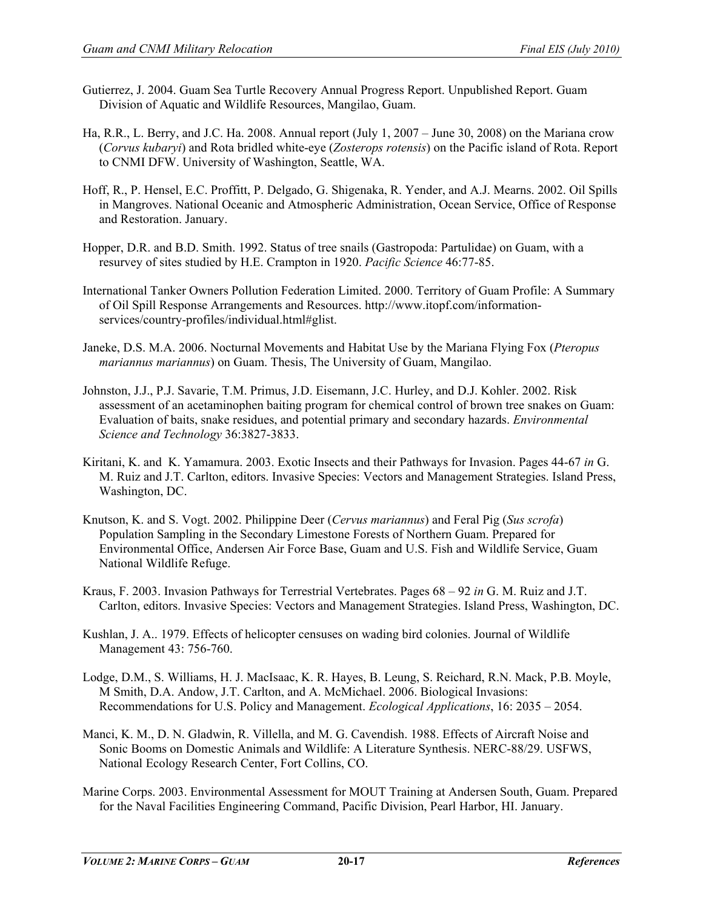Gutierrez, J. 2004. Guam Sea Turtle Recovery Annual Progress Report. Unpublished Report. Guam Division of Aquatic and Wildlife Resources, Mangilao, Guam.

Ha, R.R., L. Berry, and J.C. Ha. 2008. Annual report (July 1, 2007 – June 30, 2008) on the Mariana crow (*Corvus kubaryi*) and Rota bridled white-eye (*Zosterops rotensis*) on the Pacific island of Rota. Report to CNMI DFW. University of Washington, Seattle, WA.

Hoff, R., P. Hensel, E.C. Proffitt, P. Delgado, G. Shigenaka, R. Yender, and A.J. Mearns. 2002. Oil Spills in Mangroves. National Oceanic and Atmospheric Administration, Ocean Service, Office of Response and Restoration. January.

Hopper, D.R. and B.D. Smith. 1992. Status of tree snails (Gastropoda: Partulidae) on Guam, with a resurvey of sites studied by H.E. Crampton in 1920. *Pacific Science* 46:77-85.

International Tanker Owners Pollution Federation Limited. 2000. Territory of Guam Profile: A Summary of Oil Spill Response Arrangements and Resources. http://www.itopf.com/information-services/country-profiles/individual.html#glist.

Janeke, D.S. M.A. 2006. Nocturnal Movements and Habitat Use by the Mariana Flying Fox (*Pteropus mariannus mariannus*) on Guam. Thesis, The University of Guam, Mangilao.

Johnston, J.J., P.J. Savarie, T.M. Primus, J.D. Eisemann, J.C. Hurley, and D.J. Kohler. 2002. Risk assessment of an acetaminophen baiting program for chemical control of brown tree snakes on Guam: Evaluation of baits, snake residues, and potential primary and secondary hazards. *Environmental Science and Technology* 36:3827-3833.

Kiritani, K. and K. Yamamura. 2003. Exotic Insects and their Pathways for Invasion. Pages 44-67 *in* G. M. Ruiz and J.T. Carlton, editors. Invasive Species: Vectors and Management Strategies. Island Press, Washington, DC.

Knutson, K. and S. Vogt. 2002. Philippine Deer (*Cervus mariannus*) and Feral Pig (*Sus scrofa*) Population Sampling in the Secondary Limestone Forests of Northern Guam. Prepared for Environmental Office, Andersen Air Force Base, Guam and U.S. Fish and Wildlife Service, Guam National Wildlife Refuge.

Kraus, F. 2003. Invasion Pathways for Terrestrial Vertebrates. Pages 68 – 92 *in* G. M. Ruiz and J.T. Carlton, editors. Invasive Species: Vectors and Management Strategies. Island Press, Washington, DC.

Kushlan, J. A.. 1979. Effects of helicopter censuses on wading bird colonies. Journal of Wildlife Management 43: 756-760.

Lodge, D.M., S. Williams, H. J. MacIsaac, K. R. Hayes, B. Leung, S. Reichard, R.N. Mack, P.B. Moyle, M Smith, D.A. Andow, J.T. Carlton, and A. McMichael. 2006. Biological Invasions: Recommendations for U.S. Policy and Management. *Ecological Applications*, 16: 2035 – 2054.

Manci, K. M., D. N. Gladwin, R. Villella, and M. G. Cavendish. 1988. Effects of Aircraft Noise and Sonic Booms on Domestic Animals and Wildlife: A Literature Synthesis. NERC-88/29. USFWS, National Ecology Research Center, Fort Collins, CO.

Marine Corps. 2003. Environmental Assessment for MOUT Training at Andersen South, Guam. Prepared for the Naval Facilities Engineering Command, Pacific Division, Pearl Harbor, HI. January.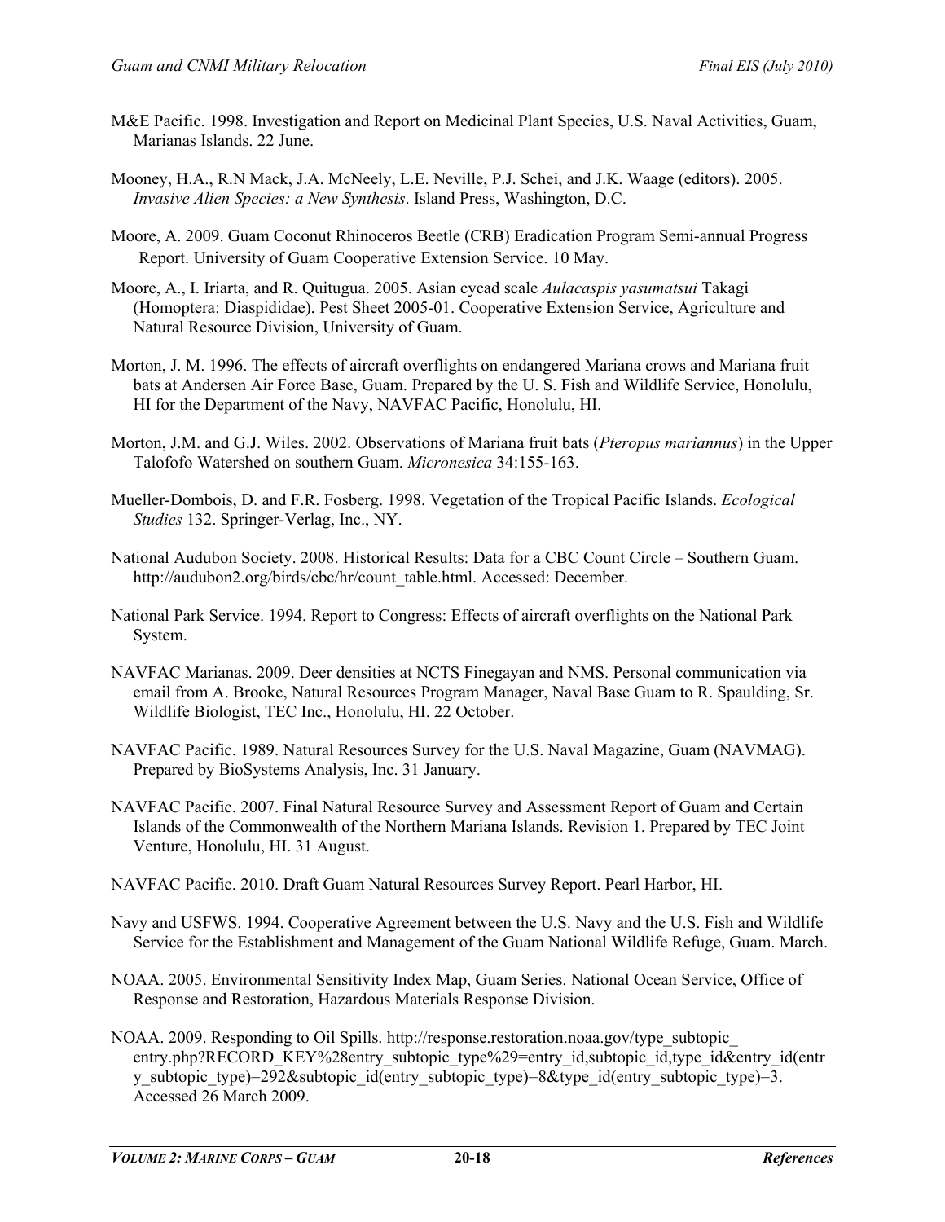M&E Pacific. 1998. Investigation and Report on Medicinal Plant Species, U.S. Naval Activities, Guam, Marianas Islands. 22 June.

Mooney, H.A., R.N Mack, J.A. McNeely, L.E. Neville, P.J. Schei, and J.K. Waage (editors). 2005. *Invasive Alien Species: a New Synthesis*. Island Press, Washington, D.C.

Moore, A. 2009. Guam Coconut Rhinoceros Beetle (CRB) Eradication Program Semi-annual Progress Report. University of Guam Cooperative Extension Service. 10 May.

Moore, A., I. Iriarta, and R. Quitugua. 2005. Asian cycad scale *Aulacaspis yasumatsui* Takagi (Homoptera: Diaspididae). Pest Sheet 2005-01. Cooperative Extension Service, Agriculture and Natural Resource Division, University of Guam.

Morton, J. M. 1996. The effects of aircraft overflights on endangered Mariana crows and Mariana fruit bats at Andersen Air Force Base, Guam. Prepared by the U. S. Fish and Wildlife Service, Honolulu, HI for the Department of the Navy, NAVFAC Pacific, Honolulu, HI.

Morton, J.M. and G.J. Wiles. 2002. Observations of Mariana fruit bats (*Pteropus mariannus*) in the Upper Talofofo Watershed on southern Guam. *Micronesica* 34:155-163.

Mueller-Dombois, D. and F.R. Fosberg. 1998. Vegetation of the Tropical Pacific Islands. *Ecological Studies* 132. Springer-Verlag, Inc., NY.

National Audubon Society. 2008. Historical Results: Data for a CBC Count Circle – Southern Guam. http://audubon2.org/birds/cbc/hr/count_table.html. Accessed: December.

National Park Service. 1994. Report to Congress: Effects of aircraft overflights on the National Park System.

NAVFAC Marianas. 2009. Deer densities at NCTS Finegayan and NMS. Personal communication via email from A. Brooke, Natural Resources Program Manager, Naval Base Guam to R. Spaulding, Sr. Wildlife Biologist, TEC Inc., Honolulu, HI. 22 October.

NAVFAC Pacific. 1989. Natural Resources Survey for the U.S. Naval Magazine, Guam (NAVMAG). Prepared by BioSystems Analysis, Inc. 31 January.

NAVFAC Pacific. 2007. Final Natural Resource Survey and Assessment Report of Guam and Certain Islands of the Commonwealth of the Northern Mariana Islands. Revision 1. Prepared by TEC Joint Venture, Honolulu, HI. 31 August.

NAVFAC Pacific. 2010. Draft Guam Natural Resources Survey Report. Pearl Harbor, HI.

Navy and USFWS. 1994. Cooperative Agreement between the U.S. Navy and the U.S. Fish and Wildlife Service for the Establishment and Management of the Guam National Wildlife Refuge, Guam. March.

NOAA. 2005. Environmental Sensitivity Index Map, Guam Series. National Ocean Service, Office of Response and Restoration, Hazardous Materials Response Division.

NOAA. 2009. Responding to Oil Spills. http://response.restoration.noaa.gov/type_subtopic_entry.php?RECORD_KEY%28entry_subtopic_type%29=entry_id,subtopic_id,type_id&entry_id(entry_subtopic_type)=292&subtopic_id(entry_subtopic_type)=8&type_id(entry_subtopic_type)=3. Accessed 26 March 2009.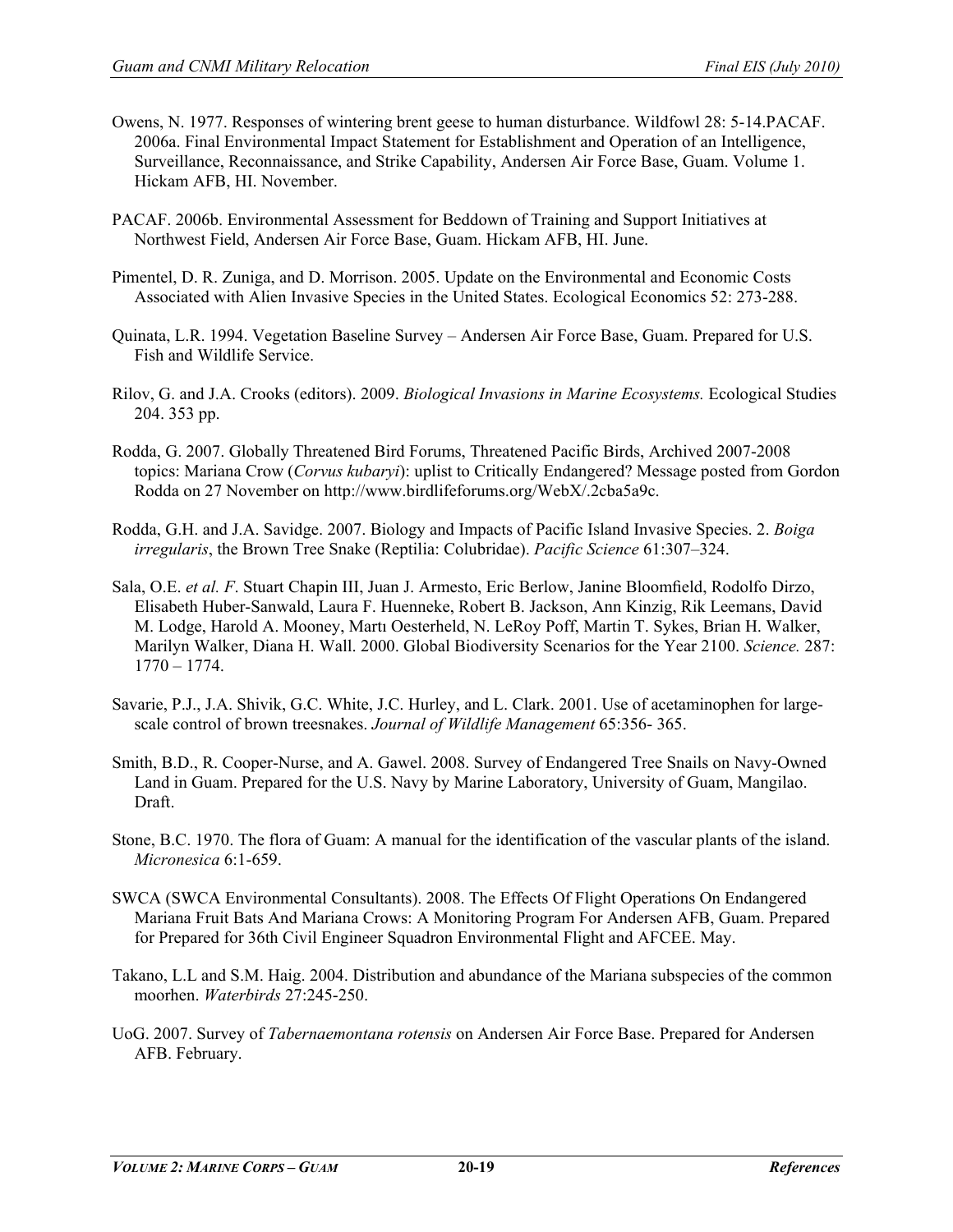Owens, N. 1977. Responses of wintering brent geese to human disturbance. Wildfowl 28: 5-14.PACAF. 2006a. Final Environmental Impact Statement for Establishment and Operation of an Intelligence, Surveillance, Reconnaissance, and Strike Capability, Andersen Air Force Base, Guam. Volume 1. Hickam AFB, HI. November.

PACAF. 2006b. Environmental Assessment for Beddown of Training and Support Initiatives at Northwest Field, Andersen Air Force Base, Guam. Hickam AFB, HI. June.

Pimentel, D. R. Zuniga, and D. Morrison. 2005. Update on the Environmental and Economic Costs Associated with Alien Invasive Species in the United States. Ecological Economics 52: 273-288.

Quinata, L.R. 1994. Vegetation Baseline Survey – Andersen Air Force Base, Guam. Prepared for U.S. Fish and Wildlife Service.

Rilov, G. and J.A. Crooks (editors). 2009. *Biological Invasions in Marine Ecosystems.* Ecological Studies 204. 353 pp.

Rodda, G. 2007. Globally Threatened Bird Forums, Threatened Pacific Birds, Archived 2007-2008 topics: Mariana Crow (*Corvus kubaryi*): uplist to Critically Endangered? Message posted from Gordon Rodda on 27 November on http://www.birdlifeforums.org/WebX/.2cba5a9c.

Rodda, G.H. and J.A. Savidge. 2007. Biology and Impacts of Pacific Island Invasive Species. 2. *Boiga irregularis*, the Brown Tree Snake (Reptilia: Colubridae). *Pacific Science* 61:307–324.

Sala, O.E. *et al. F*. Stuart Chapin III, Juan J. Armesto, Eric Berlow, Janine Bloomfield, Rodolfo Dirzo, Elisabeth Huber-Sanwald, Laura F. Huenneke, Robert B. Jackson, Ann Kinzig, Rik Leemans, David M. Lodge, Harold A. Mooney, Martı Oesterheld, N. LeRoy Poff, Martin T. Sykes, Brian H. Walker, Marilyn Walker, Diana H. Wall. 2000. Global Biodiversity Scenarios for the Year 2100. *Science.* 287: 1770 – 1774.

Savarie, P.J., J.A. Shivik, G.C. White, J.C. Hurley, and L. Clark. 2001. Use of acetaminophen for large-scale control of brown treesnakes. *Journal of Wildlife Management* 65:356- 365.

Smith, B.D., R. Cooper-Nurse, and A. Gawel. 2008. Survey of Endangered Tree Snails on Navy-Owned Land in Guam. Prepared for the U.S. Navy by Marine Laboratory, University of Guam, Mangilao. Draft.

Stone, B.C. 1970. The flora of Guam: A manual for the identification of the vascular plants of the island. *Micronesica* 6:1-659.

SWCA (SWCA Environmental Consultants). 2008. The Effects Of Flight Operations On Endangered Mariana Fruit Bats And Mariana Crows: A Monitoring Program For Andersen AFB, Guam. Prepared for Prepared for 36th Civil Engineer Squadron Environmental Flight and AFCEE. May.

Takano, L.L and S.M. Haig. 2004. Distribution and abundance of the Mariana subspecies of the common moorhen. *Waterbirds* 27:245-250.

UoG. 2007. Survey of *Tabernaemontana rotensis* on Andersen Air Force Base. Prepared for Andersen AFB. February.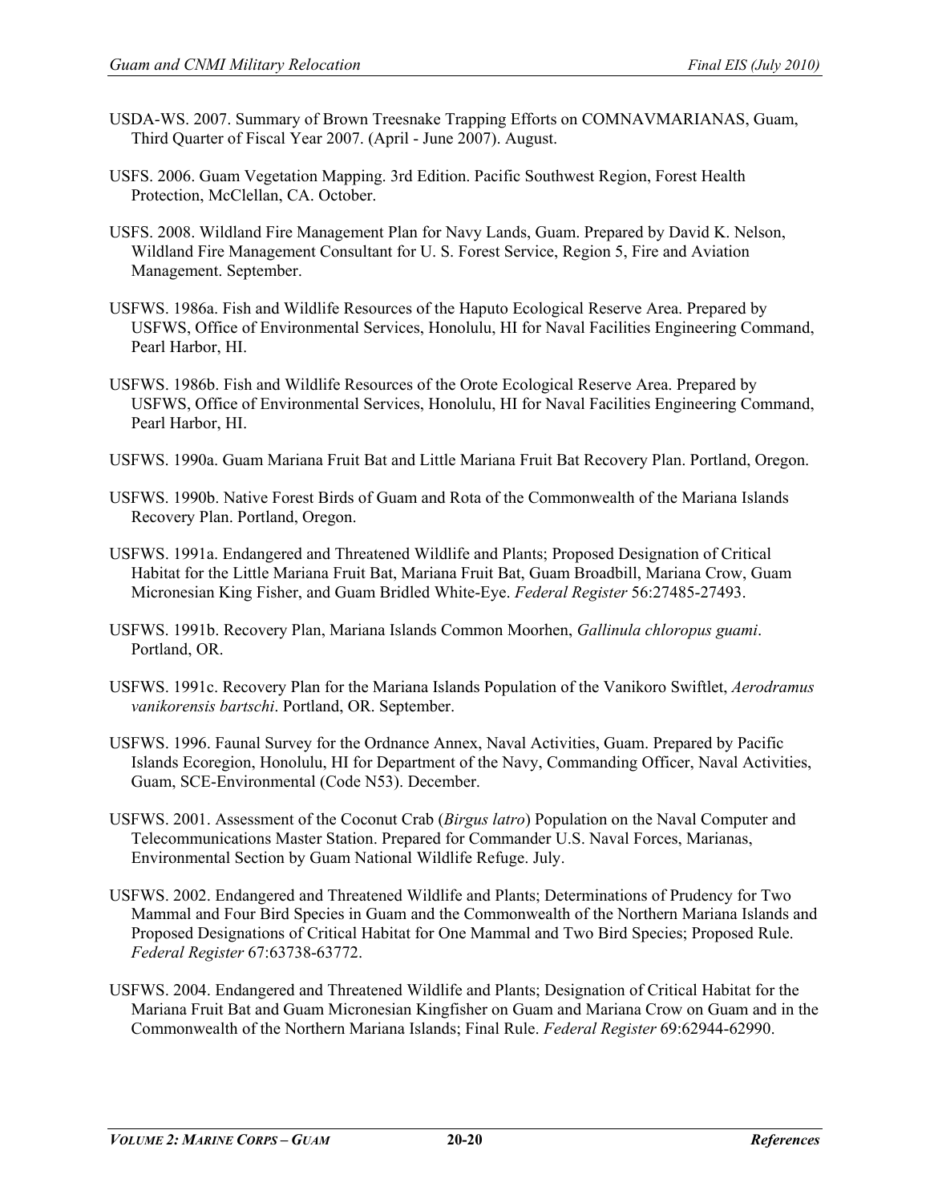USDA-WS. 2007. Summary of Brown Treesnake Trapping Efforts on COMNAVMARIANAS, Guam, Third Quarter of Fiscal Year 2007. (April - June 2007). August.

USFS. 2006. Guam Vegetation Mapping. 3rd Edition. Pacific Southwest Region, Forest Health Protection, McClellan, CA. October.

USFS. 2008. Wildland Fire Management Plan for Navy Lands, Guam. Prepared by David K. Nelson, Wildland Fire Management Consultant for U. S. Forest Service, Region 5, Fire and Aviation Management. September.

USFWS. 1986a. Fish and Wildlife Resources of the Haputo Ecological Reserve Area. Prepared by USFWS, Office of Environmental Services, Honolulu, HI for Naval Facilities Engineering Command, Pearl Harbor, HI.

USFWS. 1986b. Fish and Wildlife Resources of the Orote Ecological Reserve Area. Prepared by USFWS, Office of Environmental Services, Honolulu, HI for Naval Facilities Engineering Command, Pearl Harbor, HI.

USFWS. 1990a. Guam Mariana Fruit Bat and Little Mariana Fruit Bat Recovery Plan. Portland, Oregon.

USFWS. 1990b. Native Forest Birds of Guam and Rota of the Commonwealth of the Mariana Islands Recovery Plan. Portland, Oregon.

USFWS. 1991a. Endangered and Threatened Wildlife and Plants; Proposed Designation of Critical Habitat for the Little Mariana Fruit Bat, Mariana Fruit Bat, Guam Broadbill, Mariana Crow, Guam Micronesian King Fisher, and Guam Bridled White-Eye. *Federal Register* 56:27485-27493.

USFWS. 1991b. Recovery Plan, Mariana Islands Common Moorhen, *Gallinula chloropus guami*. Portland, OR.

USFWS. 1991c. Recovery Plan for the Mariana Islands Population of the Vanikoro Swiftlet, *Aerodramus vanikorensis bartschi*. Portland, OR. September.

USFWS. 1996. Faunal Survey for the Ordnance Annex, Naval Activities, Guam. Prepared by Pacific Islands Ecoregion, Honolulu, HI for Department of the Navy, Commanding Officer, Naval Activities, Guam, SCE-Environmental (Code N53). December.

USFWS. 2001. Assessment of the Coconut Crab (*Birgus latro*) Population on the Naval Computer and Telecommunications Master Station. Prepared for Commander U.S. Naval Forces, Marianas, Environmental Section by Guam National Wildlife Refuge. July.

USFWS. 2002. Endangered and Threatened Wildlife and Plants; Determinations of Prudency for Two Mammal and Four Bird Species in Guam and the Commonwealth of the Northern Mariana Islands and Proposed Designations of Critical Habitat for One Mammal and Two Bird Species; Proposed Rule. *Federal Register* 67:63738-63772.

USFWS. 2004. Endangered and Threatened Wildlife and Plants; Designation of Critical Habitat for the Mariana Fruit Bat and Guam Micronesian Kingfisher on Guam and Mariana Crow on Guam and in the Commonwealth of the Northern Mariana Islands; Final Rule. *Federal Register* 69:62944-62990.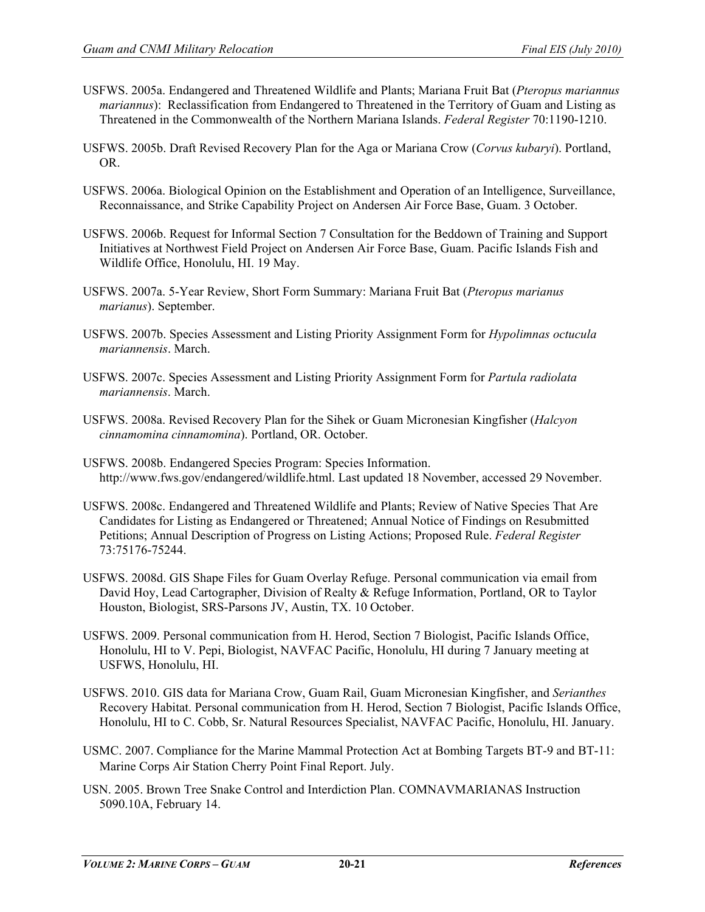USFWS. 2005a. Endangered and Threatened Wildlife and Plants; Mariana Fruit Bat (*Pteropus mariannus mariannus*): Reclassification from Endangered to Threatened in the Territory of Guam and Listing as Threatened in the Commonwealth of the Northern Mariana Islands. *Federal Register* 70:1190-1210.

USFWS. 2005b. Draft Revised Recovery Plan for the Aga or Mariana Crow (*Corvus kubaryi*). Portland, OR.

USFWS. 2006a. Biological Opinion on the Establishment and Operation of an Intelligence, Surveillance, Reconnaissance, and Strike Capability Project on Andersen Air Force Base, Guam. 3 October.

USFWS. 2006b. Request for Informal Section 7 Consultation for the Beddown of Training and Support Initiatives at Northwest Field Project on Andersen Air Force Base, Guam. Pacific Islands Fish and Wildlife Office, Honolulu, HI. 19 May.

USFWS. 2007a. 5-Year Review, Short Form Summary: Mariana Fruit Bat (*Pteropus marianus marianus*). September.

USFWS. 2007b. Species Assessment and Listing Priority Assignment Form for *Hypolimnas octucula mariannensis*. March.

USFWS. 2007c. Species Assessment and Listing Priority Assignment Form for *Partula radiolata mariannensis*. March.

USFWS. 2008a. Revised Recovery Plan for the Sihek or Guam Micronesian Kingfisher (*Halcyon cinnamomina cinnamomina*). Portland, OR. October.

USFWS. 2008b. Endangered Species Program: Species Information. http://www.fws.gov/endangered/wildlife.html. Last updated 18 November, accessed 29 November.

USFWS. 2008c. Endangered and Threatened Wildlife and Plants; Review of Native Species That Are Candidates for Listing as Endangered or Threatened; Annual Notice of Findings on Resubmitted Petitions; Annual Description of Progress on Listing Actions; Proposed Rule. *Federal Register* 73:75176-75244.

USFWS. 2008d. GIS Shape Files for Guam Overlay Refuge. Personal communication via email from David Hoy, Lead Cartographer, Division of Realty & Refuge Information, Portland, OR to Taylor Houston, Biologist, SRS-Parsons JV, Austin, TX. 10 October.

USFWS. 2009. Personal communication from H. Herod, Section 7 Biologist, Pacific Islands Office, Honolulu, HI to V. Pepi, Biologist, NAVFAC Pacific, Honolulu, HI during 7 January meeting at USFWS, Honolulu, HI.

USFWS. 2010. GIS data for Mariana Crow, Guam Rail, Guam Micronesian Kingfisher, and *Serianthes* Recovery Habitat. Personal communication from H. Herod, Section 7 Biologist, Pacific Islands Office, Honolulu, HI to C. Cobb, Sr. Natural Resources Specialist, NAVFAC Pacific, Honolulu, HI. January.

USMC. 2007. Compliance for the Marine Mammal Protection Act at Bombing Targets BT-9 and BT-11: Marine Corps Air Station Cherry Point Final Report. July.

USN. 2005. Brown Tree Snake Control and Interdiction Plan. COMNAVMARIANAS Instruction 5090.10A, February 14.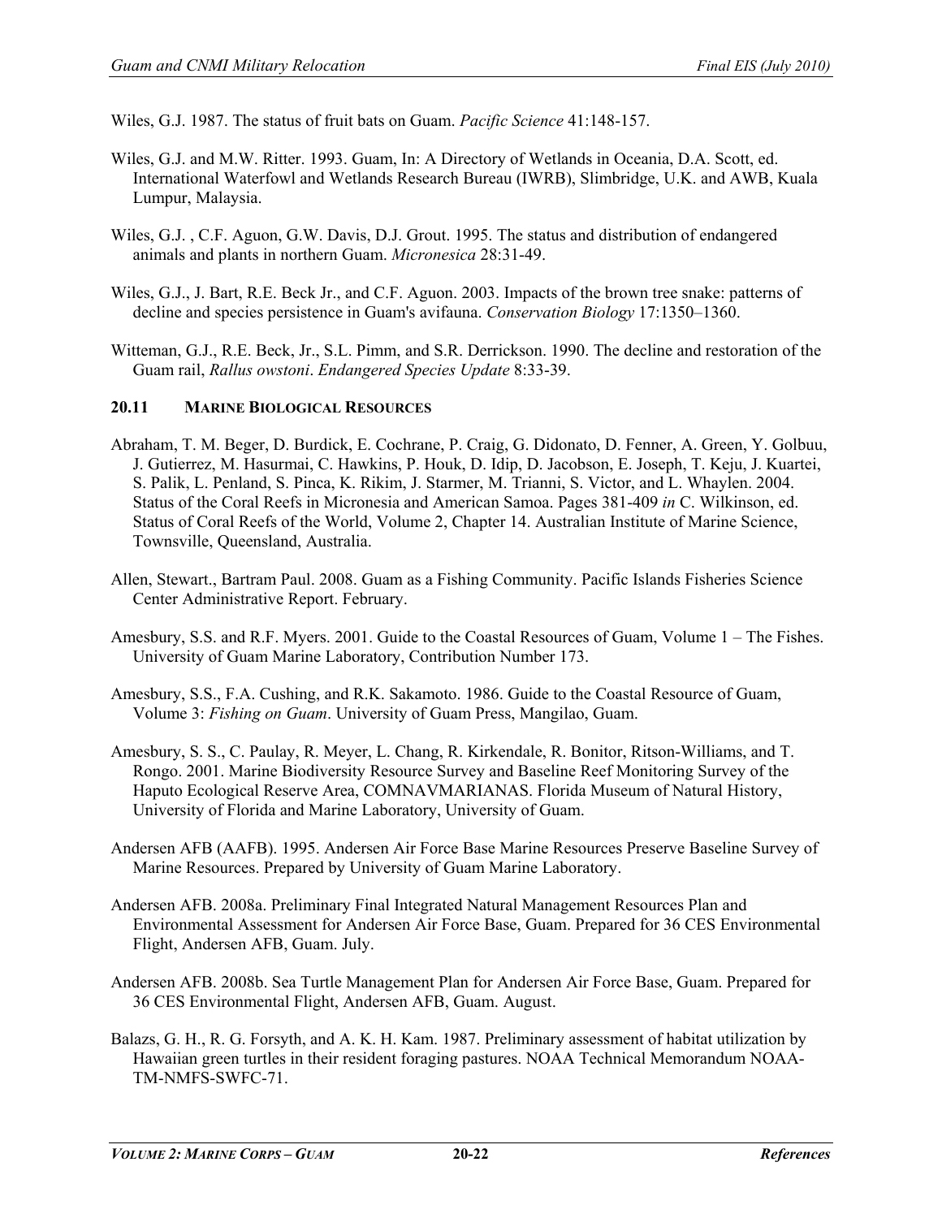Wiles, G.J. 1987. The status of fruit bats on Guam. *Pacific Science* 41:148-157.

Wiles, G.J. and M.W. Ritter. 1993. Guam, In: A Directory of Wetlands in Oceania, D.A. Scott, ed. International Waterfowl and Wetlands Research Bureau (IWRB), Slimbridge, U.K. and AWB, Kuala Lumpur, Malaysia.

Wiles, G.J. , C.F. Aguon, G.W. Davis, D.J. Grout. 1995. The status and distribution of endangered animals and plants in northern Guam. *Micronesica* 28:31-49.

Wiles, G.J., J. Bart, R.E. Beck Jr., and C.F. Aguon. 2003. Impacts of the brown tree snake: patterns of decline and species persistence in Guam's avifauna. *Conservation Biology* 17:1350–1360.

Witteman, G.J., R.E. Beck, Jr., S.L. Pimm, and S.R. Derrickson. 1990. The decline and restoration of the Guam rail, *Rallus owstoni*. *Endangered Species Update* 8:33-39.

## 20.11 MARINE BIOLOGICAL RESOURCES

Abraham, T. M. Beger, D. Burdick, E. Cochrane, P. Craig, G. Didonato, D. Fenner, A. Green, Y. Golbuu, J. Gutierrez, M. Hasurmai, C. Hawkins, P. Houk, D. Idip, D. Jacobson, E. Joseph, T. Keju, J. Kuartei, S. Palik, L. Penland, S. Pinca, K. Rikim, J. Starmer, M. Trianni, S. Victor, and L. Whaylen. 2004. Status of the Coral Reefs in Micronesia and American Samoa. Pages 381-409 *in* C. Wilkinson, ed. Status of Coral Reefs of the World, Volume 2, Chapter 14. Australian Institute of Marine Science, Townsville, Queensland, Australia.

Allen, Stewart., Bartram Paul. 2008. Guam as a Fishing Community. Pacific Islands Fisheries Science Center Administrative Report. February.

Amesbury, S.S. and R.F. Myers. 2001. Guide to the Coastal Resources of Guam, Volume 1 – The Fishes. University of Guam Marine Laboratory, Contribution Number 173.

Amesbury, S.S., F.A. Cushing, and R.K. Sakamoto. 1986. Guide to the Coastal Resource of Guam, Volume 3: *Fishing on Guam*. University of Guam Press, Mangilao, Guam.

Amesbury, S. S., C. Paulay, R. Meyer, L. Chang, R. Kirkendale, R. Bonitor, Ritson-Williams, and T. Rongo. 2001. Marine Biodiversity Resource Survey and Baseline Reef Monitoring Survey of the Haputo Ecological Reserve Area, COMNAVMARIANAS. Florida Museum of Natural History, University of Florida and Marine Laboratory, University of Guam.

Andersen AFB (AAFB). 1995. Andersen Air Force Base Marine Resources Preserve Baseline Survey of Marine Resources. Prepared by University of Guam Marine Laboratory.

Andersen AFB. 2008a. Preliminary Final Integrated Natural Management Resources Plan and Environmental Assessment for Andersen Air Force Base, Guam. Prepared for 36 CES Environmental Flight, Andersen AFB, Guam. July.

Andersen AFB. 2008b. Sea Turtle Management Plan for Andersen Air Force Base, Guam. Prepared for 36 CES Environmental Flight, Andersen AFB, Guam. August.

Balazs, G. H., R. G. Forsyth, and A. K. H. Kam. 1987. Preliminary assessment of habitat utilization by Hawaiian green turtles in their resident foraging pastures. NOAA Technical Memorandum NOAA-TM-NMFS-SWFC-71.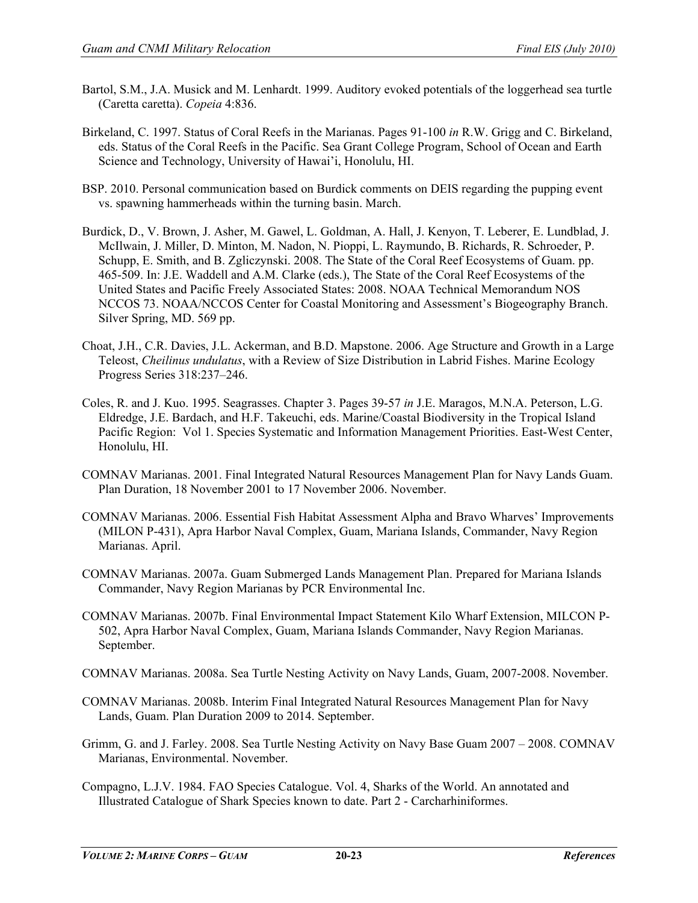Bartol, S.M., J.A. Musick and M. Lenhardt. 1999. Auditory evoked potentials of the loggerhead sea turtle (Caretta caretta). *Copeia* 4:836.

Birkeland, C. 1997. Status of Coral Reefs in the Marianas. Pages 91-100 *in* R.W. Grigg and C. Birkeland, eds. Status of the Coral Reefs in the Pacific. Sea Grant College Program, School of Ocean and Earth Science and Technology, University of Hawai'i, Honolulu, HI.

BSP. 2010. Personal communication based on Burdick comments on DEIS regarding the pupping event vs. spawning hammerheads within the turning basin. March.

Burdick, D., V. Brown, J. Asher, M. Gawel, L. Goldman, A. Hall, J. Kenyon, T. Leberer, E. Lundblad, J. McIlwain, J. Miller, D. Minton, M. Nadon, N. Pioppi, L. Raymundo, B. Richards, R. Schroeder, P. Schupp, E. Smith, and B. Zgliczynski. 2008. The State of the Coral Reef Ecosystems of Guam. pp. 465-509. In: J.E. Waddell and A.M. Clarke (eds.), The State of the Coral Reef Ecosystems of the United States and Pacific Freely Associated States: 2008. NOAA Technical Memorandum NOS NCCOS 73. NOAA/NCCOS Center for Coastal Monitoring and Assessment's Biogeography Branch. Silver Spring, MD. 569 pp.

Choat, J.H., C.R. Davies, J.L. Ackerman, and B.D. Mapstone. 2006. Age Structure and Growth in a Large Teleost, *Cheilinus undulatus*, with a Review of Size Distribution in Labrid Fishes. Marine Ecology Progress Series 318:237–246.

Coles, R. and J. Kuo. 1995. Seagrasses. Chapter 3. Pages 39-57 *in* J.E. Maragos, M.N.A. Peterson, L.G. Eldredge, J.E. Bardach, and H.F. Takeuchi, eds. Marine/Coastal Biodiversity in the Tropical Island Pacific Region: Vol 1. Species Systematic and Information Management Priorities. East-West Center, Honolulu, HI.

COMNAV Marianas. 2001. Final Integrated Natural Resources Management Plan for Navy Lands Guam. Plan Duration, 18 November 2001 to 17 November 2006. November.

COMNAV Marianas. 2006. Essential Fish Habitat Assessment Alpha and Bravo Wharves' Improvements (MILON P-431), Apra Harbor Naval Complex, Guam, Mariana Islands, Commander, Navy Region Marianas. April.

COMNAV Marianas. 2007a. Guam Submerged Lands Management Plan. Prepared for Mariana Islands Commander, Navy Region Marianas by PCR Environmental Inc.

COMNAV Marianas. 2007b. Final Environmental Impact Statement Kilo Wharf Extension, MILCON P-502, Apra Harbor Naval Complex, Guam, Mariana Islands Commander, Navy Region Marianas. September.

COMNAV Marianas. 2008a. Sea Turtle Nesting Activity on Navy Lands, Guam, 2007-2008. November.

COMNAV Marianas. 2008b. Interim Final Integrated Natural Resources Management Plan for Navy Lands, Guam. Plan Duration 2009 to 2014. September.

Grimm, G. and J. Farley. 2008. Sea Turtle Nesting Activity on Navy Base Guam 2007 – 2008. COMNAV Marianas, Environmental. November.

Compagno, L.J.V. 1984. FAO Species Catalogue. Vol. 4, Sharks of the World. An annotated and Illustrated Catalogue of Shark Species known to date. Part 2 - Carcharhiniformes.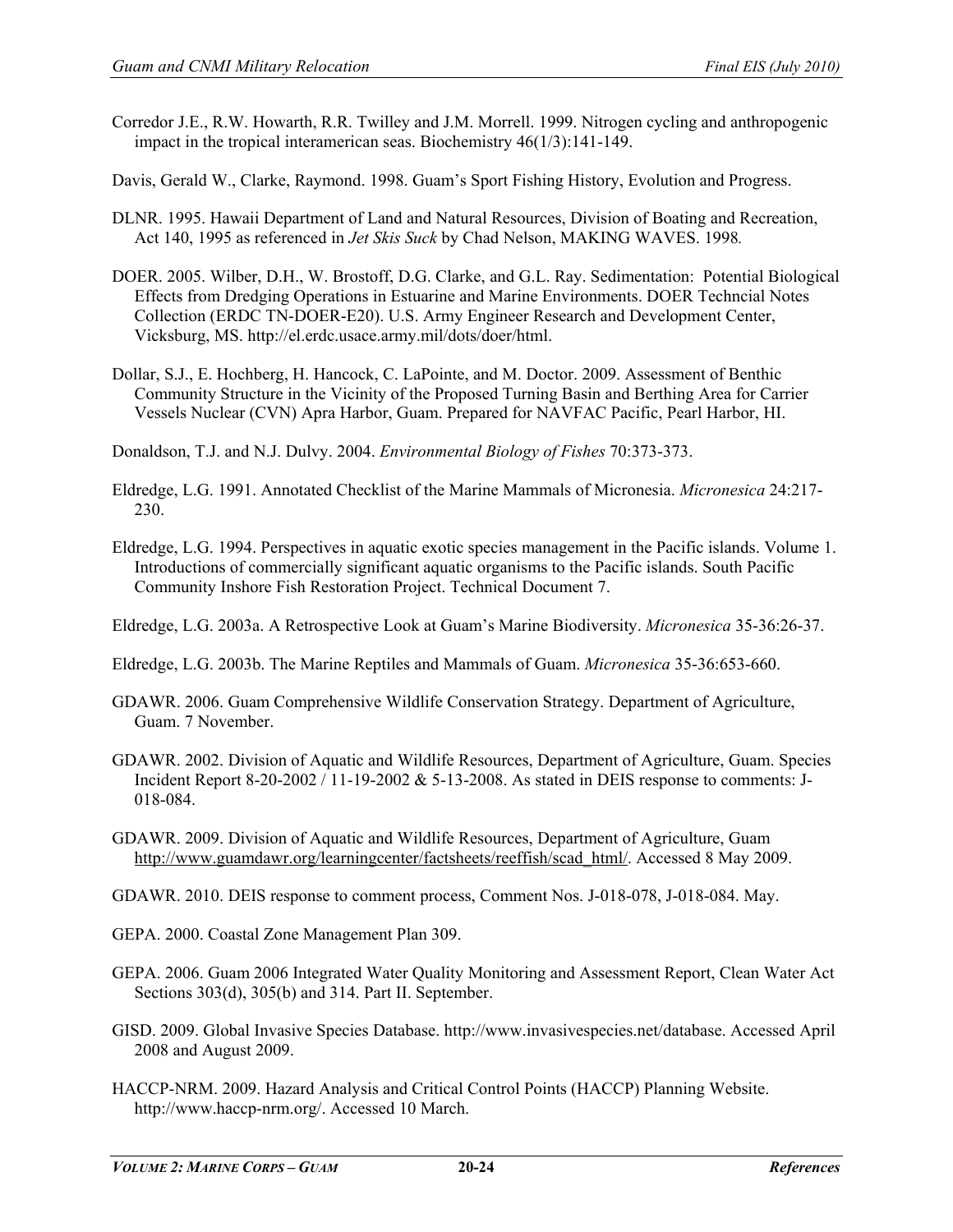Corredor J.E., R.W. Howarth, R.R. Twilley and J.M. Morrell. 1999. Nitrogen cycling and anthropogenic impact in the tropical interamerican seas. Biochemistry 46(1/3):141-149.

Davis, Gerald W., Clarke, Raymond. 1998. Guam's Sport Fishing History, Evolution and Progress.

DLNR. 1995. Hawaii Department of Land and Natural Resources, Division of Boating and Recreation, Act 140, 1995 as referenced in *Jet Skis Suck* by Chad Nelson, MAKING WAVES. 1998.

DOER. 2005. Wilber, D.H., W. Brostoff, D.G. Clarke, and G.L. Ray. Sedimentation: Potential Biological Effects from Dredging Operations in Estuarine and Marine Environments. DOER Techncial Notes Collection (ERDC TN-DOER-E20). U.S. Army Engineer Research and Development Center, Vicksburg, MS. http://el.erdc.usace.army.mil/dots/doer/html.

Dollar, S.J., E. Hochberg, H. Hancock, C. LaPointe, and M. Doctor. 2009. Assessment of Benthic Community Structure in the Vicinity of the Proposed Turning Basin and Berthing Area for Carrier Vessels Nuclear (CVN) Apra Harbor, Guam. Prepared for NAVFAC Pacific, Pearl Harbor, HI.

Donaldson, T.J. and N.J. Dulvy. 2004. *Environmental Biology of Fishes* 70:373-373.

Eldredge, L.G. 1991. Annotated Checklist of the Marine Mammals of Micronesia. *Micronesica* 24:217-230.

Eldredge, L.G. 1994. Perspectives in aquatic exotic species management in the Pacific islands. Volume 1. Introductions of commercially significant aquatic organisms to the Pacific islands. South Pacific Community Inshore Fish Restoration Project. Technical Document 7.

Eldredge, L.G. 2003a. A Retrospective Look at Guam's Marine Biodiversity. *Micronesica* 35-36:26-37.

Eldredge, L.G. 2003b. The Marine Reptiles and Mammals of Guam. *Micronesica* 35-36:653-660.

GDAWR. 2006. Guam Comprehensive Wildlife Conservation Strategy. Department of Agriculture, Guam. 7 November.

GDAWR. 2002. Division of Aquatic and Wildlife Resources, Department of Agriculture, Guam. Species Incident Report 8-20-2002 / 11-19-2002 & 5-13-2008. As stated in DEIS response to comments: J-018-084.

GDAWR. 2009. Division of Aquatic and Wildlife Resources, Department of Agriculture, Guam http://www.guamdawr.org/learningcenter/factsheets/reeffish/scad_html/. Accessed 8 May 2009.

GDAWR. 2010. DEIS response to comment process, Comment Nos. J-018-078, J-018-084. May.

GEPA. 2000. Coastal Zone Management Plan 309.

GEPA. 2006. Guam 2006 Integrated Water Quality Monitoring and Assessment Report, Clean Water Act Sections 303(d), 305(b) and 314. Part II. September.

GISD. 2009. Global Invasive Species Database. http://www.invasivespecies.net/database. Accessed April 2008 and August 2009.

HACCP-NRM. 2009. Hazard Analysis and Critical Control Points (HACCP) Planning Website. http://www.haccp-nrm.org/. Accessed 10 March.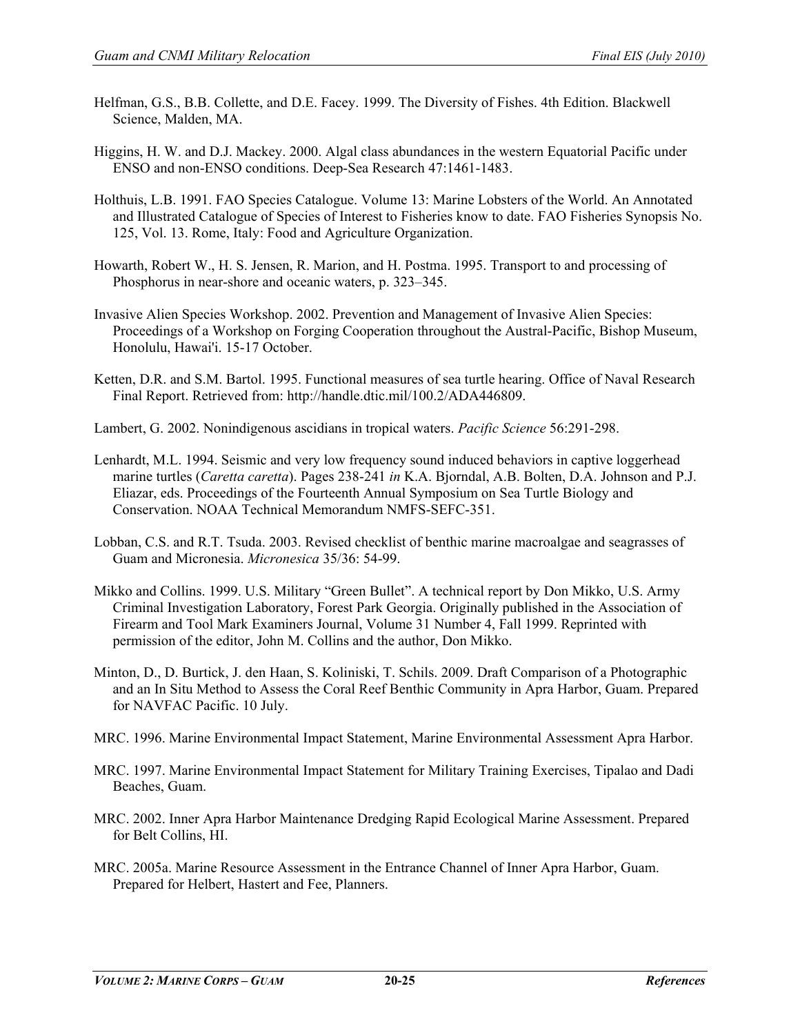Helfman, G.S., B.B. Collette, and D.E. Facey. 1999. The Diversity of Fishes. 4th Edition. Blackwell Science, Malden, MA.

Higgins, H. W. and D.J. Mackey. 2000. Algal class abundances in the western Equatorial Pacific under ENSO and non-ENSO conditions. Deep-Sea Research 47:1461-1483.

Holthuis, L.B. 1991. FAO Species Catalogue. Volume 13: Marine Lobsters of the World. An Annotated and Illustrated Catalogue of Species of Interest to Fisheries know to date. FAO Fisheries Synopsis No. 125, Vol. 13. Rome, Italy: Food and Agriculture Organization.

Howarth, Robert W., H. S. Jensen, R. Marion, and H. Postma. 1995. Transport to and processing of Phosphorus in near-shore and oceanic waters, p. 323–345.

Invasive Alien Species Workshop. 2002. Prevention and Management of Invasive Alien Species: Proceedings of a Workshop on Forging Cooperation throughout the Austral-Pacific, Bishop Museum, Honolulu, Hawai'i. 15-17 October.

Ketten, D.R. and S.M. Bartol. 1995. Functional measures of sea turtle hearing. Office of Naval Research Final Report. Retrieved from: http://handle.dtic.mil/100.2/ADA446809.

Lambert, G. 2002. Nonindigenous ascidians in tropical waters. *Pacific Science* 56:291-298.

Lenhardt, M.L. 1994. Seismic and very low frequency sound induced behaviors in captive loggerhead marine turtles (*Caretta caretta*). Pages 238-241 *in* K.A. Bjorndal, A.B. Bolten, D.A. Johnson and P.J. Eliazar, eds. Proceedings of the Fourteenth Annual Symposium on Sea Turtle Biology and Conservation. NOAA Technical Memorandum NMFS-SEFC-351.

Lobban, C.S. and R.T. Tsuda. 2003. Revised checklist of benthic marine macroalgae and seagrasses of Guam and Micronesia. *Micronesica* 35/36: 54-99.

Mikko and Collins. 1999. U.S. Military "Green Bullet". A technical report by Don Mikko, U.S. Army Criminal Investigation Laboratory, Forest Park Georgia. Originally published in the Association of Firearm and Tool Mark Examiners Journal, Volume 31 Number 4, Fall 1999. Reprinted with permission of the editor, John M. Collins and the author, Don Mikko.

Minton, D., D. Burtick, J. den Haan, S. Koliniski, T. Schils. 2009. Draft Comparison of a Photographic and an In Situ Method to Assess the Coral Reef Benthic Community in Apra Harbor, Guam. Prepared for NAVFAC Pacific. 10 July.

MRC. 1996. Marine Environmental Impact Statement, Marine Environmental Assessment Apra Harbor.

MRC. 1997. Marine Environmental Impact Statement for Military Training Exercises, Tipalao and Dadi Beaches, Guam.

MRC. 2002. Inner Apra Harbor Maintenance Dredging Rapid Ecological Marine Assessment. Prepared for Belt Collins, HI.

MRC. 2005a. Marine Resource Assessment in the Entrance Channel of Inner Apra Harbor, Guam. Prepared for Helbert, Hastert and Fee, Planners.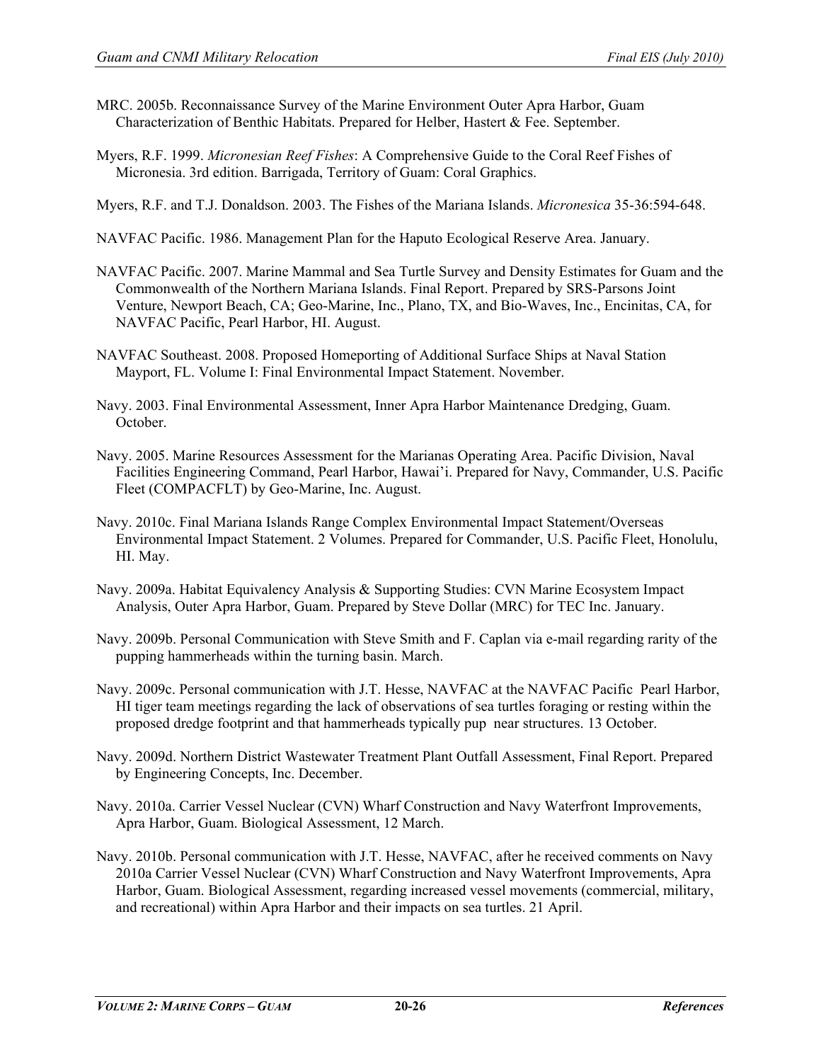MRC. 2005b. Reconnaissance Survey of the Marine Environment Outer Apra Harbor, Guam Characterization of Benthic Habitats. Prepared for Helber, Hastert & Fee. September.

Myers, R.F. 1999. *Micronesian Reef Fishes*: A Comprehensive Guide to the Coral Reef Fishes of Micronesia. 3rd edition. Barrigada, Territory of Guam: Coral Graphics.

Myers, R.F. and T.J. Donaldson. 2003. The Fishes of the Mariana Islands. *Micronesica* 35-36:594-648.

NAVFAC Pacific. 1986. Management Plan for the Haputo Ecological Reserve Area. January.

NAVFAC Pacific. 2007. Marine Mammal and Sea Turtle Survey and Density Estimates for Guam and the Commonwealth of the Northern Mariana Islands. Final Report. Prepared by SRS-Parsons Joint Venture, Newport Beach, CA; Geo-Marine, Inc., Plano, TX, and Bio-Waves, Inc., Encinitas, CA, for NAVFAC Pacific, Pearl Harbor, HI. August.

NAVFAC Southeast. 2008. Proposed Homeporting of Additional Surface Ships at Naval Station Mayport, FL. Volume I: Final Environmental Impact Statement. November.

Navy. 2003. Final Environmental Assessment, Inner Apra Harbor Maintenance Dredging, Guam. October.

Navy. 2005. Marine Resources Assessment for the Marianas Operating Area. Pacific Division, Naval Facilities Engineering Command, Pearl Harbor, Hawai'i. Prepared for Navy, Commander, U.S. Pacific Fleet (COMPACFLT) by Geo-Marine, Inc. August.

Navy. 2010c. Final Mariana Islands Range Complex Environmental Impact Statement/Overseas Environmental Impact Statement. 2 Volumes. Prepared for Commander, U.S. Pacific Fleet, Honolulu, HI. May.

Navy. 2009a. Habitat Equivalency Analysis & Supporting Studies: CVN Marine Ecosystem Impact Analysis, Outer Apra Harbor, Guam. Prepared by Steve Dollar (MRC) for TEC Inc. January.

Navy. 2009b. Personal Communication with Steve Smith and F. Caplan via e-mail regarding rarity of the pupping hammerheads within the turning basin. March.

Navy. 2009c. Personal communication with J.T. Hesse, NAVFAC at the NAVFAC Pacific Pearl Harbor, HI tiger team meetings regarding the lack of observations of sea turtles foraging or resting within the proposed dredge footprint and that hammerheads typically pup near structures. 13 October.

Navy. 2009d. Northern District Wastewater Treatment Plant Outfall Assessment, Final Report. Prepared by Engineering Concepts, Inc. December.

Navy. 2010a. Carrier Vessel Nuclear (CVN) Wharf Construction and Navy Waterfront Improvements, Apra Harbor, Guam. Biological Assessment, 12 March.

Navy. 2010b. Personal communication with J.T. Hesse, NAVFAC, after he received comments on Navy 2010a Carrier Vessel Nuclear (CVN) Wharf Construction and Navy Waterfront Improvements, Apra Harbor, Guam. Biological Assessment, regarding increased vessel movements (commercial, military, and recreational) within Apra Harbor and their impacts on sea turtles. 21 April.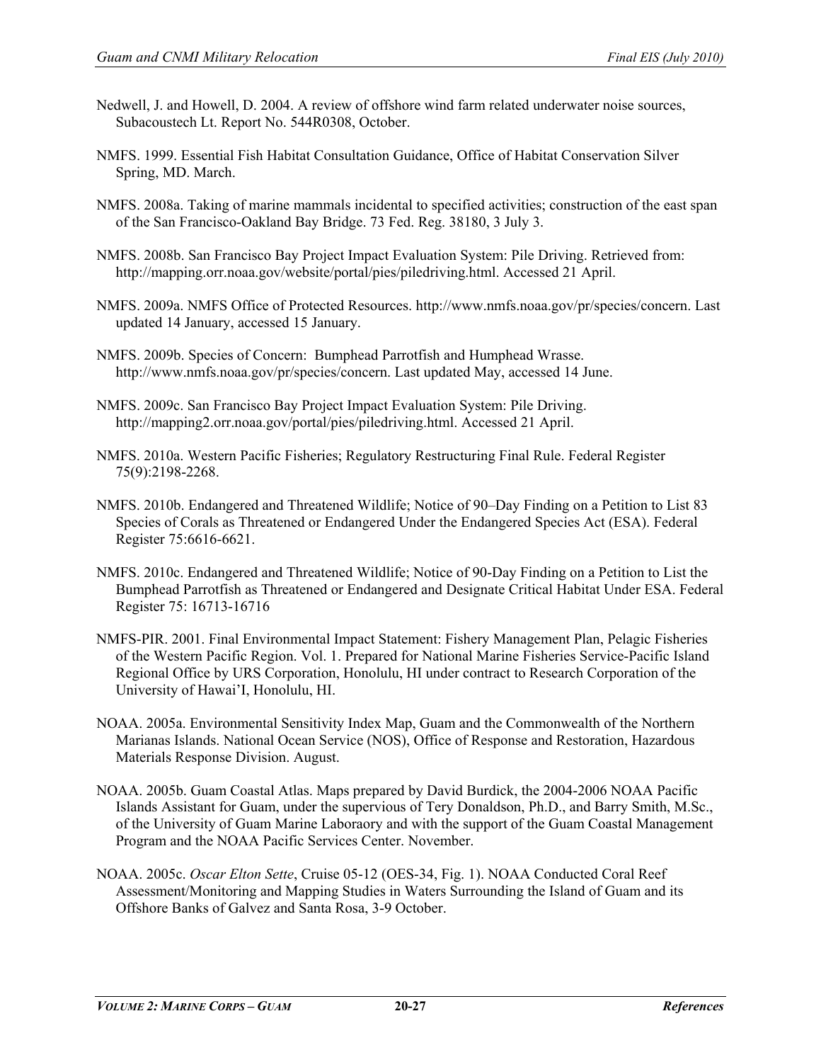Nedwell, J. and Howell, D. 2004. A review of offshore wind farm related underwater noise sources, Subacoustech Lt. Report No. 544R0308, October.

NMFS. 1999. Essential Fish Habitat Consultation Guidance, Office of Habitat Conservation Silver Spring, MD. March.

NMFS. 2008a. Taking of marine mammals incidental to specified activities; construction of the east span of the San Francisco-Oakland Bay Bridge. 73 Fed. Reg. 38180, 3 July 3.

NMFS. 2008b. San Francisco Bay Project Impact Evaluation System: Pile Driving. Retrieved from: http://mapping.orr.noaa.gov/website/portal/pies/piledriving.html. Accessed 21 April.

NMFS. 2009a. NMFS Office of Protected Resources. http://www.nmfs.noaa.gov/pr/species/concern. Last updated 14 January, accessed 15 January.

NMFS. 2009b. Species of Concern: Bumphead Parrotfish and Humphead Wrasse. http://www.nmfs.noaa.gov/pr/species/concern. Last updated May, accessed 14 June.

NMFS. 2009c. San Francisco Bay Project Impact Evaluation System: Pile Driving. http://mapping2.orr.noaa.gov/portal/pies/piledriving.html. Accessed 21 April.

NMFS. 2010a. Western Pacific Fisheries; Regulatory Restructuring Final Rule. Federal Register 75(9):2198-2268.

NMFS. 2010b. Endangered and Threatened Wildlife; Notice of 90–Day Finding on a Petition to List 83 Species of Corals as Threatened or Endangered Under the Endangered Species Act (ESA). Federal Register 75:6616-6621.

NMFS. 2010c. Endangered and Threatened Wildlife; Notice of 90-Day Finding on a Petition to List the Bumphead Parrotfish as Threatened or Endangered and Designate Critical Habitat Under ESA. Federal Register 75: 16713-16716

NMFS-PIR. 2001. Final Environmental Impact Statement: Fishery Management Plan, Pelagic Fisheries of the Western Pacific Region. Vol. 1. Prepared for National Marine Fisheries Service-Pacific Island Regional Office by URS Corporation, Honolulu, HI under contract to Research Corporation of the University of Hawai'I, Honolulu, HI.

NOAA. 2005a. Environmental Sensitivity Index Map, Guam and the Commonwealth of the Northern Marianas Islands. National Ocean Service (NOS), Office of Response and Restoration, Hazardous Materials Response Division. August.

NOAA. 2005b. Guam Coastal Atlas. Maps prepared by David Burdick, the 2004-2006 NOAA Pacific Islands Assistant for Guam, under the supervious of Tery Donaldson, Ph.D., and Barry Smith, M.Sc., of the University of Guam Marine Laboraory and with the support of the Guam Coastal Management Program and the NOAA Pacific Services Center. November.

NOAA. 2005c. *Oscar Elton Sette*, Cruise 05-12 (OES-34, Fig. 1). NOAA Conducted Coral Reef Assessment/Monitoring and Mapping Studies in Waters Surrounding the Island of Guam and its Offshore Banks of Galvez and Santa Rosa, 3-9 October.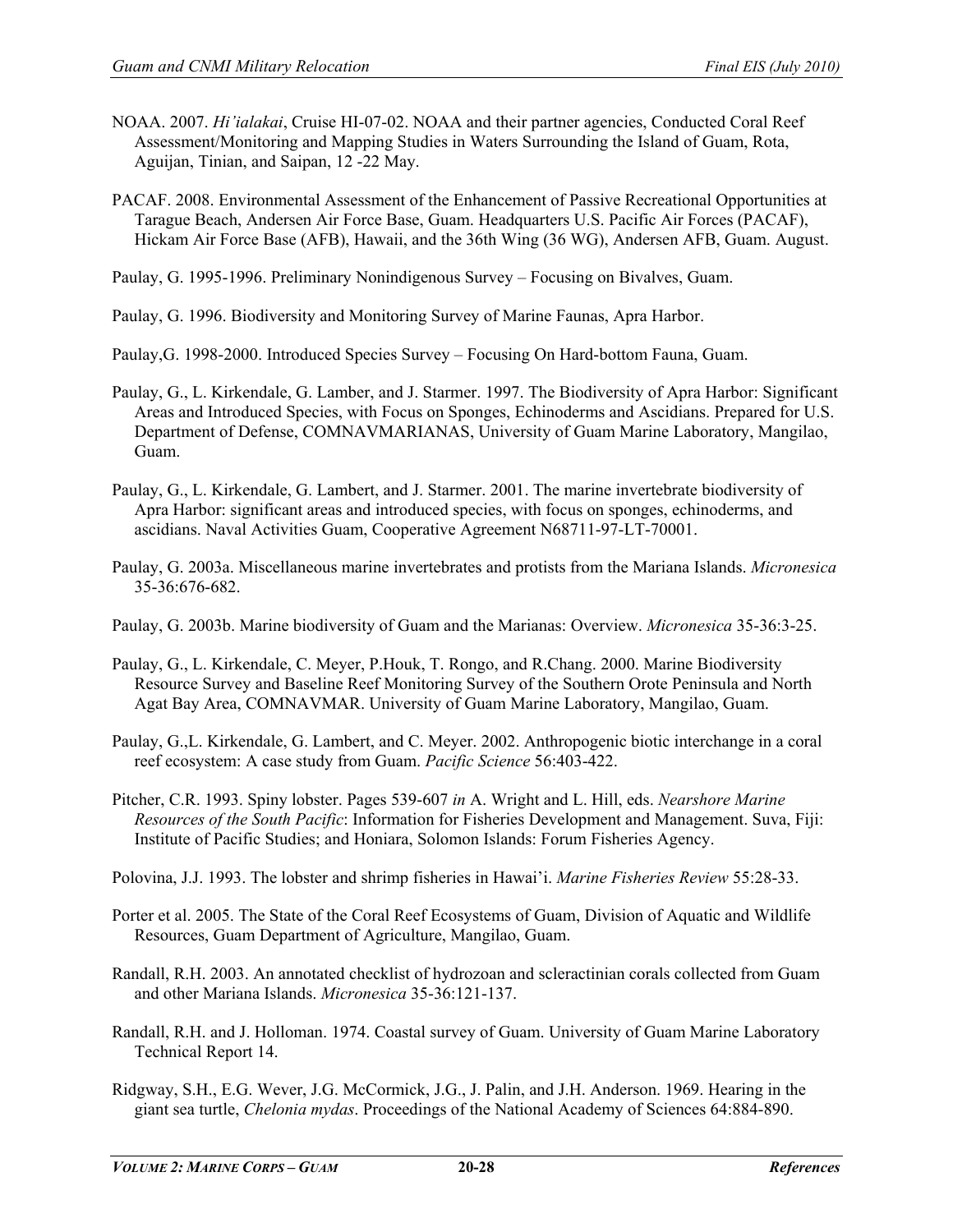NOAA. 2007. *Hi'ialakai*, Cruise HI-07-02. NOAA and their partner agencies, Conducted Coral Reef Assessment/Monitoring and Mapping Studies in Waters Surrounding the Island of Guam, Rota, Aguijan, Tinian, and Saipan, 12 -22 May.

PACAF. 2008. Environmental Assessment of the Enhancement of Passive Recreational Opportunities at Tarague Beach, Andersen Air Force Base, Guam. Headquarters U.S. Pacific Air Forces (PACAF), Hickam Air Force Base (AFB), Hawaii, and the 36th Wing (36 WG), Andersen AFB, Guam. August.

Paulay, G. 1995-1996. Preliminary Nonindigenous Survey – Focusing on Bivalves, Guam.

Paulay, G. 1996. Biodiversity and Monitoring Survey of Marine Faunas, Apra Harbor.

Paulay,G. 1998-2000. Introduced Species Survey – Focusing On Hard-bottom Fauna, Guam.

Paulay, G., L. Kirkendale, G. Lamber, and J. Starmer. 1997. The Biodiversity of Apra Harbor: Significant Areas and Introduced Species, with Focus on Sponges, Echinoderms and Ascidians. Prepared for U.S. Department of Defense, COMNAVMARIANAS, University of Guam Marine Laboratory, Mangilao, Guam.

Paulay, G., L. Kirkendale, G. Lambert, and J. Starmer. 2001. The marine invertebrate biodiversity of Apra Harbor: significant areas and introduced species, with focus on sponges, echinoderms, and ascidians. Naval Activities Guam, Cooperative Agreement N68711-97-LT-70001.

Paulay, G. 2003a. Miscellaneous marine invertebrates and protists from the Mariana Islands. *Micronesica* 35-36:676-682.

Paulay, G. 2003b. Marine biodiversity of Guam and the Marianas: Overview. *Micronesica* 35-36:3-25.

Paulay, G., L. Kirkendale, C. Meyer, P.Houk, T. Rongo, and R.Chang. 2000. Marine Biodiversity Resource Survey and Baseline Reef Monitoring Survey of the Southern Orote Peninsula and North Agat Bay Area, COMNAVMAR. University of Guam Marine Laboratory, Mangilao, Guam.

Paulay, G.,L. Kirkendale, G. Lambert, and C. Meyer. 2002. Anthropogenic biotic interchange in a coral reef ecosystem: A case study from Guam. *Pacific Science* 56:403-422.

Pitcher, C.R. 1993. Spiny lobster. Pages 539-607 *in* A. Wright and L. Hill, eds. *Nearshore Marine Resources of the South Pacific*: Information for Fisheries Development and Management. Suva, Fiji: Institute of Pacific Studies; and Honiara, Solomon Islands: Forum Fisheries Agency.

Polovina, J.J. 1993. The lobster and shrimp fisheries in Hawai'i. *Marine Fisheries Review* 55:28-33.

Porter et al. 2005. The State of the Coral Reef Ecosystems of Guam, Division of Aquatic and Wildlife Resources, Guam Department of Agriculture, Mangilao, Guam.

Randall, R.H. 2003. An annotated checklist of hydrozoan and scleractinian corals collected from Guam and other Mariana Islands. *Micronesica* 35-36:121-137.

Randall, R.H. and J. Holloman. 1974. Coastal survey of Guam. University of Guam Marine Laboratory Technical Report 14.

Ridgway, S.H., E.G. Wever, J.G. McCormick, J.G., J. Palin, and J.H. Anderson. 1969. Hearing in the giant sea turtle, *Chelonia mydas*. Proceedings of the National Academy of Sciences 64:884-890.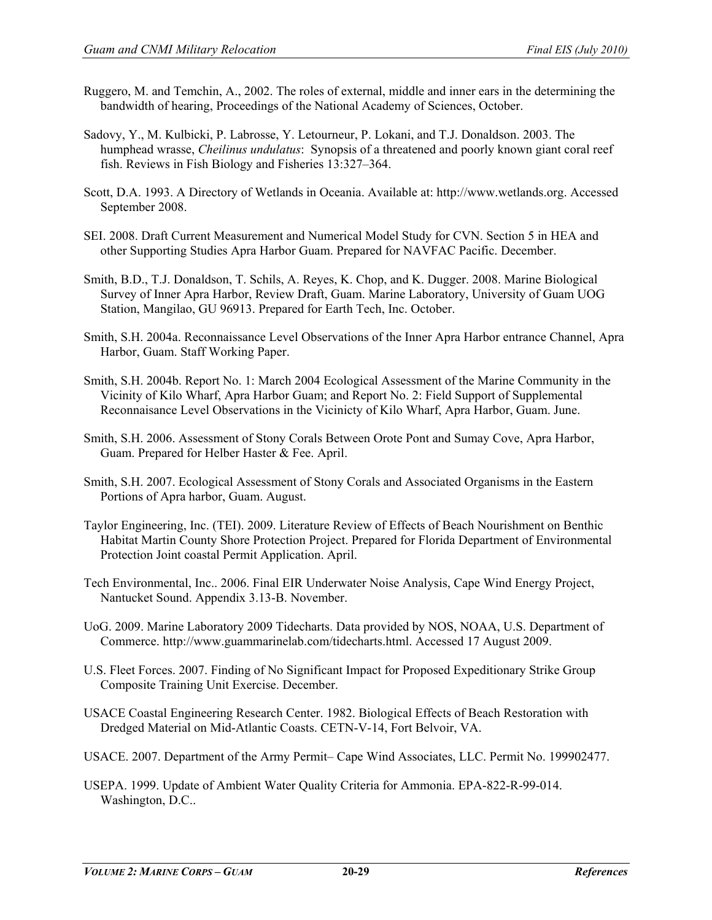Ruggero, M. and Temchin, A., 2002. The roles of external, middle and inner ears in the determining the bandwidth of hearing, Proceedings of the National Academy of Sciences, October.

Sadovy, Y., M. Kulbicki, P. Labrosse, Y. Letourneur, P. Lokani, and T.J. Donaldson. 2003. The humphead wrasse, *Cheilinus undulatus*: Synopsis of a threatened and poorly known giant coral reef fish. Reviews in Fish Biology and Fisheries 13:327–364.

Scott, D.A. 1993. A Directory of Wetlands in Oceania. Available at: http://www.wetlands.org. Accessed September 2008.

SEI. 2008. Draft Current Measurement and Numerical Model Study for CVN. Section 5 in HEA and other Supporting Studies Apra Harbor Guam. Prepared for NAVFAC Pacific. December.

Smith, B.D., T.J. Donaldson, T. Schils, A. Reyes, K. Chop, and K. Dugger. 2008. Marine Biological Survey of Inner Apra Harbor, Review Draft, Guam. Marine Laboratory, University of Guam UOG Station, Mangilao, GU 96913. Prepared for Earth Tech, Inc. October.

Smith, S.H. 2004a. Reconnaissance Level Observations of the Inner Apra Harbor entrance Channel, Apra Harbor, Guam. Staff Working Paper.

Smith, S.H. 2004b. Report No. 1: March 2004 Ecological Assessment of the Marine Community in the Vicinity of Kilo Wharf, Apra Harbor Guam; and Report No. 2: Field Support of Supplemental Reconnaisance Level Observations in the Vicinicty of Kilo Wharf, Apra Harbor, Guam. June.

Smith, S.H. 2006. Assessment of Stony Corals Between Orote Pont and Sumay Cove, Apra Harbor, Guam. Prepared for Helber Haster & Fee. April.

Smith, S.H. 2007. Ecological Assessment of Stony Corals and Associated Organisms in the Eastern Portions of Apra harbor, Guam. August.

Taylor Engineering, Inc. (TEI). 2009. Literature Review of Effects of Beach Nourishment on Benthic Habitat Martin County Shore Protection Project. Prepared for Florida Department of Environmental Protection Joint coastal Permit Application. April.

Tech Environmental, Inc.. 2006. Final EIR Underwater Noise Analysis, Cape Wind Energy Project, Nantucket Sound. Appendix 3.13-B. November.

UoG. 2009. Marine Laboratory 2009 Tidecharts. Data provided by NOS, NOAA, U.S. Department of Commerce. http://www.guammarinelab.com/tidecharts.html. Accessed 17 August 2009.

U.S. Fleet Forces. 2007. Finding of No Significant Impact for Proposed Expeditionary Strike Group Composite Training Unit Exercise. December.

USACE Coastal Engineering Research Center. 1982. Biological Effects of Beach Restoration with Dredged Material on Mid-Atlantic Coasts. CETN-V-14, Fort Belvoir, VA.

USACE. 2007. Department of the Army Permit– Cape Wind Associates, LLC. Permit No. 199902477.

USEPA. 1999. Update of Ambient Water Quality Criteria for Ammonia. EPA-822-R-99-014. Washington, D.C..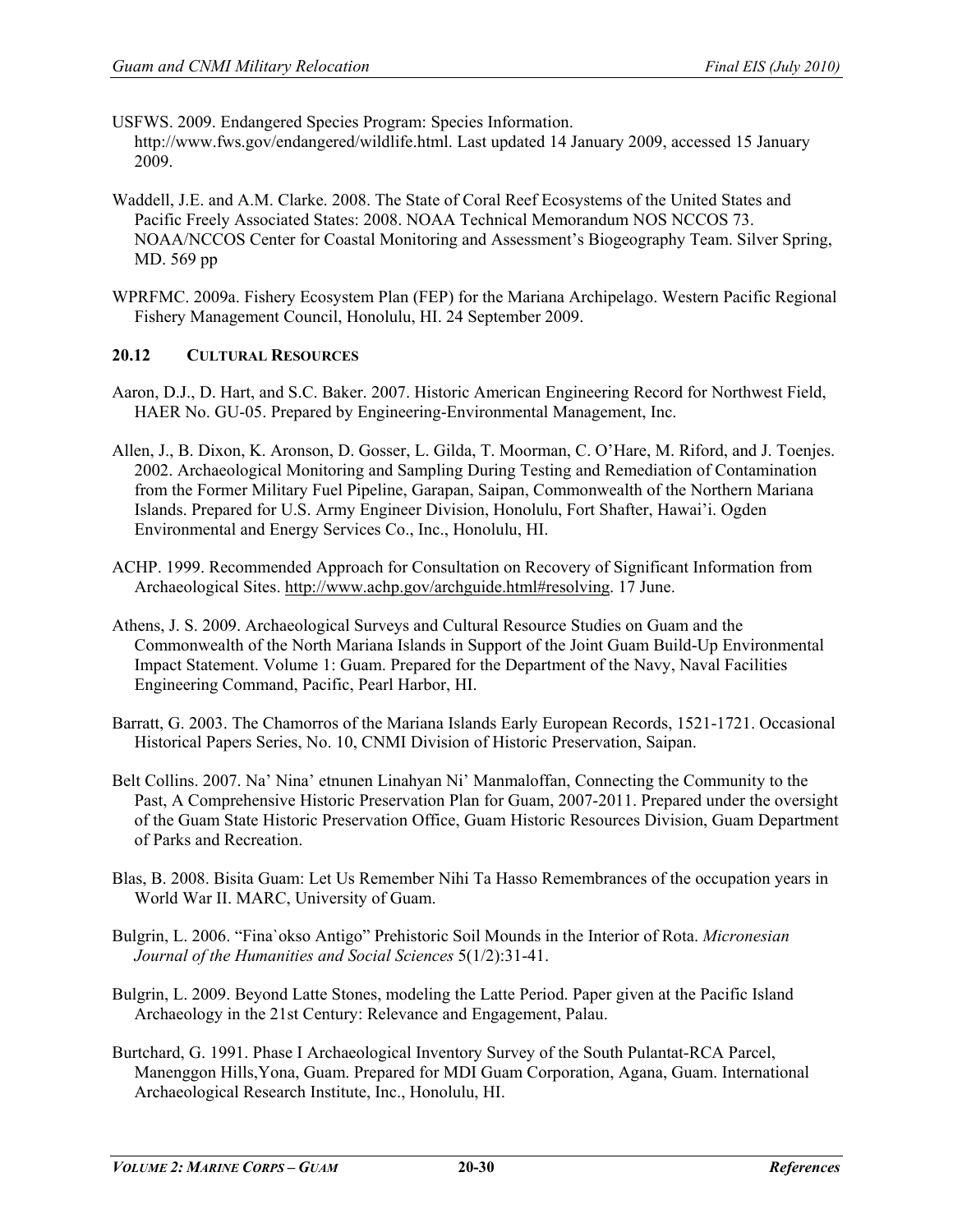USFWS. 2009. Endangered Species Program: Species Information. http://www.fws.gov/endangered/wildlife.html. Last updated 14 January 2009, accessed 15 January 2009.

Waddell, J.E. and A.M. Clarke. 2008. The State of Coral Reef Ecosystems of the United States and Pacific Freely Associated States: 2008. NOAA Technical Memorandum NOS NCCOS 73. NOAA/NCCOS Center for Coastal Monitoring and Assessment's Biogeography Team. Silver Spring, MD. 569 pp

WPRFMC. 2009a. Fishery Ecosystem Plan (FEP) for the Mariana Archipelago. Western Pacific Regional Fishery Management Council, Honolulu, HI. 24 September 2009.

## 20.12 CULTURAL RESOURCES

Aaron, D.J., D. Hart, and S.C. Baker. 2007. Historic American Engineering Record for Northwest Field, HAER No. GU-05. Prepared by Engineering-Environmental Management, Inc.

Allen, J., B. Dixon, K. Aronson, D. Gosser, L. Gilda, T. Moorman, C. O'Hare, M. Riford, and J. Toenjes. 2002. Archaeological Monitoring and Sampling During Testing and Remediation of Contamination from the Former Military Fuel Pipeline, Garapan, Saipan, Commonwealth of the Northern Mariana Islands. Prepared for U.S. Army Engineer Division, Honolulu, Fort Shafter, Hawai'i. Ogden Environmental and Energy Services Co., Inc., Honolulu, HI.

ACHP. 1999. Recommended Approach for Consultation on Recovery of Significant Information from Archaeological Sites. http://www.achp.gov/archguide.html#resolving. 17 June.

Athens, J. S. 2009. Archaeological Surveys and Cultural Resource Studies on Guam and the Commonwealth of the North Mariana Islands in Support of the Joint Guam Build-Up Environmental Impact Statement. Volume 1: Guam. Prepared for the Department of the Navy, Naval Facilities Engineering Command, Pacific, Pearl Harbor, HI.

Barratt, G. 2003. The Chamorros of the Mariana Islands Early European Records, 1521-1721. Occasional Historical Papers Series, No. 10, CNMI Division of Historic Preservation, Saipan.

Belt Collins. 2007. Na' Nina' etnunen Linahyan Ni' Manmaloffan, Connecting the Community to the Past, A Comprehensive Historic Preservation Plan for Guam, 2007-2011. Prepared under the oversight of the Guam State Historic Preservation Office, Guam Historic Resources Division, Guam Department of Parks and Recreation.

Blas, B. 2008. Bisita Guam: Let Us Remember Nihi Ta Hasso Remembrances of the occupation years in World War II. MARC, University of Guam.

Bulgrin, L. 2006. "Fina`okso Antigo" Prehistoric Soil Mounds in the Interior of Rota. *Micronesian Journal of the Humanities and Social Sciences* 5(1/2):31-41.

Bulgrin, L. 2009. Beyond Latte Stones, modeling the Latte Period. Paper given at the Pacific Island Archaeology in the 21st Century: Relevance and Engagement, Palau.

Burtchard, G. 1991. Phase I Archaeological Inventory Survey of the South Pulantat-RCA Parcel, Manenggon Hills,Yona, Guam. Prepared for MDI Guam Corporation, Agana, Guam. International Archaeological Research Institute, Inc., Honolulu, HI.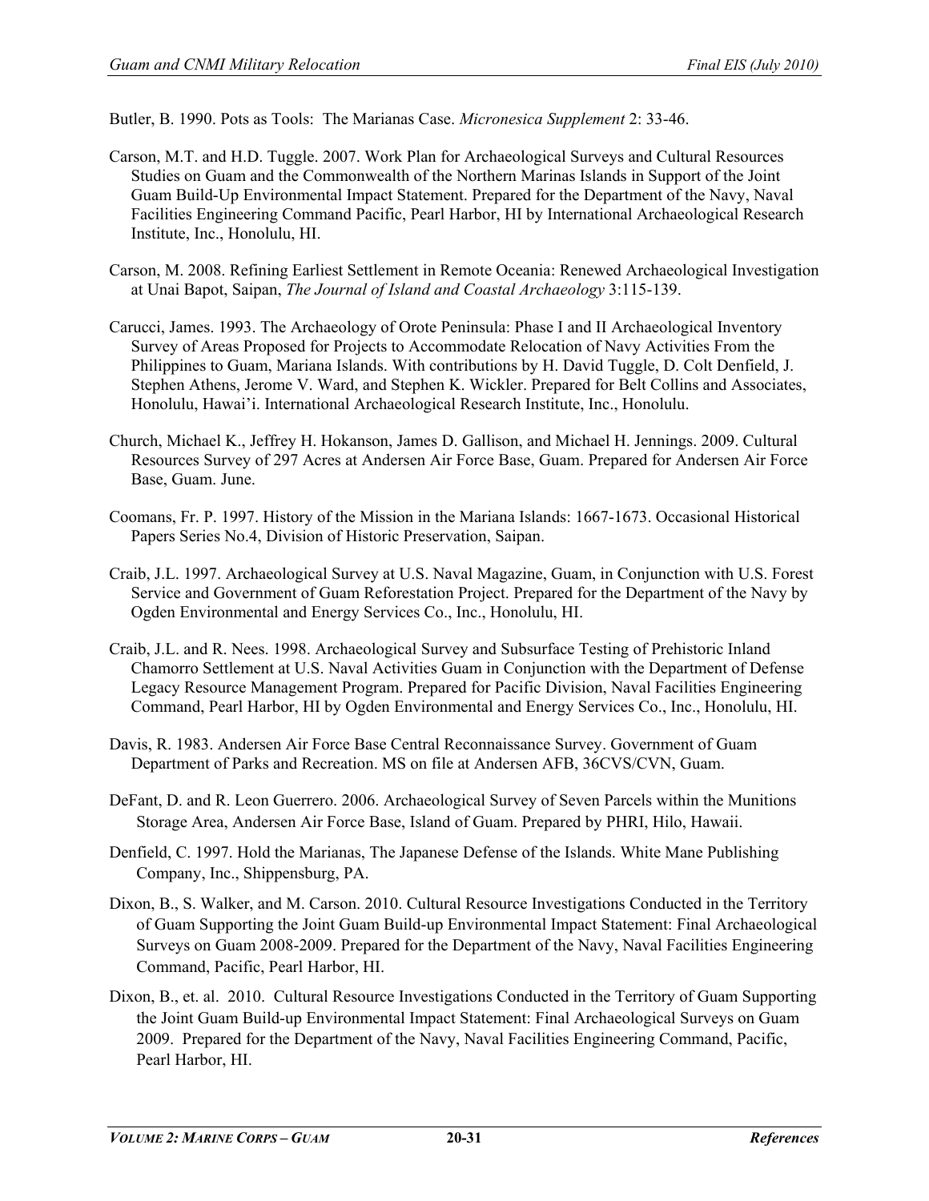Butler, B. 1990. Pots as Tools: The Marianas Case. *Micronesica Supplement* 2: 33-46.

Carson, M.T. and H.D. Tuggle. 2007. Work Plan for Archaeological Surveys and Cultural Resources Studies on Guam and the Commonwealth of the Northern Marinas Islands in Support of the Joint Guam Build-Up Environmental Impact Statement. Prepared for the Department of the Navy, Naval Facilities Engineering Command Pacific, Pearl Harbor, HI by International Archaeological Research Institute, Inc., Honolulu, HI.

Carson, M. 2008. Refining Earliest Settlement in Remote Oceania: Renewed Archaeological Investigation at Unai Bapot, Saipan, *The Journal of Island and Coastal Archaeology* 3:115-139.

Carucci, James. 1993. The Archaeology of Orote Peninsula: Phase I and II Archaeological Inventory Survey of Areas Proposed for Projects to Accommodate Relocation of Navy Activities From the Philippines to Guam, Mariana Islands. With contributions by H. David Tuggle, D. Colt Denfield, J. Stephen Athens, Jerome V. Ward, and Stephen K. Wickler. Prepared for Belt Collins and Associates, Honolulu, Hawai'i. International Archaeological Research Institute, Inc., Honolulu.

Church, Michael K., Jeffrey H. Hokanson, James D. Gallison, and Michael H. Jennings. 2009. Cultural Resources Survey of 297 Acres at Andersen Air Force Base, Guam. Prepared for Andersen Air Force Base, Guam. June.

Coomans, Fr. P. 1997. History of the Mission in the Mariana Islands: 1667-1673. Occasional Historical Papers Series No.4, Division of Historic Preservation, Saipan.

Craib, J.L. 1997. Archaeological Survey at U.S. Naval Magazine, Guam, in Conjunction with U.S. Forest Service and Government of Guam Reforestation Project. Prepared for the Department of the Navy by Ogden Environmental and Energy Services Co., Inc., Honolulu, HI.

Craib, J.L. and R. Nees. 1998. Archaeological Survey and Subsurface Testing of Prehistoric Inland Chamorro Settlement at U.S. Naval Activities Guam in Conjunction with the Department of Defense Legacy Resource Management Program. Prepared for Pacific Division, Naval Facilities Engineering Command, Pearl Harbor, HI by Ogden Environmental and Energy Services Co., Inc., Honolulu, HI.

Davis, R. 1983. Andersen Air Force Base Central Reconnaissance Survey. Government of Guam Department of Parks and Recreation. MS on file at Andersen AFB, 36CVS/CVN, Guam.

DeFant, D. and R. Leon Guerrero. 2006. Archaeological Survey of Seven Parcels within the Munitions Storage Area, Andersen Air Force Base, Island of Guam. Prepared by PHRI, Hilo, Hawaii.

Denfield, C. 1997. Hold the Marianas, The Japanese Defense of the Islands. White Mane Publishing Company, Inc., Shippensburg, PA.

Dixon, B., S. Walker, and M. Carson. 2010. Cultural Resource Investigations Conducted in the Territory of Guam Supporting the Joint Guam Build-up Environmental Impact Statement: Final Archaeological Surveys on Guam 2008-2009. Prepared for the Department of the Navy, Naval Facilities Engineering Command, Pacific, Pearl Harbor, HI.

Dixon, B., et. al. 2010. Cultural Resource Investigations Conducted in the Territory of Guam Supporting the Joint Guam Build-up Environmental Impact Statement: Final Archaeological Surveys on Guam 2009. Prepared for the Department of the Navy, Naval Facilities Engineering Command, Pacific, Pearl Harbor, HI.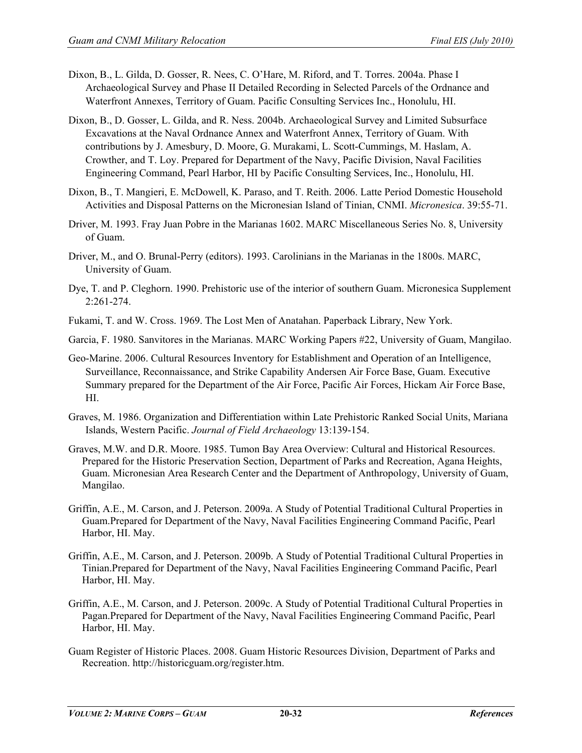Dixon, B., L. Gilda, D. Gosser, R. Nees, C. O'Hare, M. Riford, and T. Torres. 2004a. Phase I Archaeological Survey and Phase II Detailed Recording in Selected Parcels of the Ordnance and Waterfront Annexes, Territory of Guam. Pacific Consulting Services Inc., Honolulu, HI.

Dixon, B., D. Gosser, L. Gilda, and R. Ness. 2004b. Archaeological Survey and Limited Subsurface Excavations at the Naval Ordnance Annex and Waterfront Annex, Territory of Guam. With contributions by J. Amesbury, D. Moore, G. Murakami, L. Scott-Cummings, M. Haslam, A. Crowther, and T. Loy. Prepared for Department of the Navy, Pacific Division, Naval Facilities Engineering Command, Pearl Harbor, HI by Pacific Consulting Services, Inc., Honolulu, HI.

Dixon, B., T. Mangieri, E. McDowell, K. Paraso, and T. Reith. 2006. Latte Period Domestic Household Activities and Disposal Patterns on the Micronesian Island of Tinian, CNMI. *Micronesica*. 39:55-71.

Driver, M. 1993. Fray Juan Pobre in the Marianas 1602. MARC Miscellaneous Series No. 8, University of Guam.

Driver, M., and O. Brunal-Perry (editors). 1993. Carolinians in the Marianas in the 1800s. MARC, University of Guam.

Dye, T. and P. Cleghorn. 1990. Prehistoric use of the interior of southern Guam. Micronesica Supplement 2:261-274.

Fukami, T. and W. Cross. 1969. The Lost Men of Anatahan. Paperback Library, New York.

Garcia, F. 1980. Sanvitores in the Marianas. MARC Working Papers #22, University of Guam, Mangilao.

Geo-Marine. 2006. Cultural Resources Inventory for Establishment and Operation of an Intelligence, Surveillance, Reconnaissance, and Strike Capability Andersen Air Force Base, Guam. Executive Summary prepared for the Department of the Air Force, Pacific Air Forces, Hickam Air Force Base, HI.

Graves, M. 1986. Organization and Differentiation within Late Prehistoric Ranked Social Units, Mariana Islands, Western Pacific. *Journal of Field Archaeology* 13:139-154.

Graves, M.W. and D.R. Moore. 1985. Tumon Bay Area Overview: Cultural and Historical Resources. Prepared for the Historic Preservation Section, Department of Parks and Recreation, Agana Heights, Guam. Micronesian Area Research Center and the Department of Anthropology, University of Guam, Mangilao.

Griffin, A.E., M. Carson, and J. Peterson. 2009a. A Study of Potential Traditional Cultural Properties in Guam.Prepared for Department of the Navy, Naval Facilities Engineering Command Pacific, Pearl Harbor, HI. May.

Griffin, A.E., M. Carson, and J. Peterson. 2009b. A Study of Potential Traditional Cultural Properties in Tinian.Prepared for Department of the Navy, Naval Facilities Engineering Command Pacific, Pearl Harbor, HI. May.

Griffin, A.E., M. Carson, and J. Peterson. 2009c. A Study of Potential Traditional Cultural Properties in Pagan.Prepared for Department of the Navy, Naval Facilities Engineering Command Pacific, Pearl Harbor, HI. May.

Guam Register of Historic Places. 2008. Guam Historic Resources Division, Department of Parks and Recreation. http://historicguam.org/register.htm.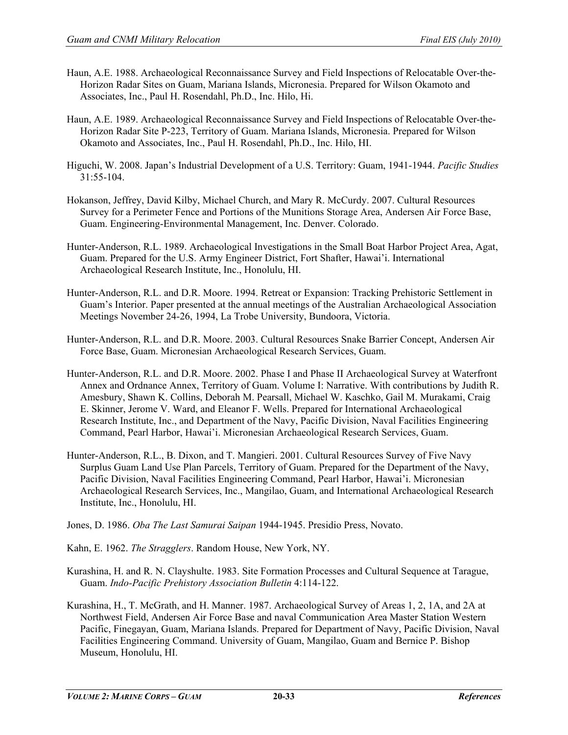Haun, A.E. 1988. Archaeological Reconnaissance Survey and Field Inspections of Relocatable Over-the-Horizon Radar Sites on Guam, Mariana Islands, Micronesia. Prepared for Wilson Okamoto and Associates, Inc., Paul H. Rosendahl, Ph.D., Inc. Hilo, Hi.

Haun, A.E. 1989. Archaeological Reconnaissance Survey and Field Inspections of Relocatable Over-the-Horizon Radar Site P-223, Territory of Guam. Mariana Islands, Micronesia. Prepared for Wilson Okamoto and Associates, Inc., Paul H. Rosendahl, Ph.D., Inc. Hilo, HI.

Higuchi, W. 2008. Japan's Industrial Development of a U.S. Territory: Guam, 1941-1944. *Pacific Studies* 31:55-104.

Hokanson, Jeffrey, David Kilby, Michael Church, and Mary R. McCurdy. 2007. Cultural Resources Survey for a Perimeter Fence and Portions of the Munitions Storage Area, Andersen Air Force Base, Guam. Engineering-Environmental Management, Inc. Denver. Colorado.

Hunter-Anderson, R.L. 1989. Archaeological Investigations in the Small Boat Harbor Project Area, Agat, Guam. Prepared for the U.S. Army Engineer District, Fort Shafter, Hawai'i. International Archaeological Research Institute, Inc., Honolulu, HI.

Hunter-Anderson, R.L. and D.R. Moore. 1994. Retreat or Expansion: Tracking Prehistoric Settlement in Guam's Interior. Paper presented at the annual meetings of the Australian Archaeological Association Meetings November 24-26, 1994, La Trobe University, Bundoora, Victoria.

Hunter-Anderson, R.L. and D.R. Moore. 2003. Cultural Resources Snake Barrier Concept, Andersen Air Force Base, Guam. Micronesian Archaeological Research Services, Guam.

Hunter-Anderson, R.L. and D.R. Moore. 2002. Phase I and Phase II Archaeological Survey at Waterfront Annex and Ordnance Annex, Territory of Guam. Volume I: Narrative. With contributions by Judith R. Amesbury, Shawn K. Collins, Deborah M. Pearsall, Michael W. Kaschko, Gail M. Murakami, Craig E. Skinner, Jerome V. Ward, and Eleanor F. Wells. Prepared for International Archaeological Research Institute, Inc., and Department of the Navy, Pacific Division, Naval Facilities Engineering Command, Pearl Harbor, Hawai'i. Micronesian Archaeological Research Services, Guam.

Hunter-Anderson, R.L., B. Dixon, and T. Mangieri. 2001. Cultural Resources Survey of Five Navy Surplus Guam Land Use Plan Parcels, Territory of Guam. Prepared for the Department of the Navy, Pacific Division, Naval Facilities Engineering Command, Pearl Harbor, Hawai'i. Micronesian Archaeological Research Services, Inc., Mangilao, Guam, and International Archaeological Research Institute, Inc., Honolulu, HI.

Jones, D. 1986. *Oba The Last Samurai Saipan* 1944-1945. Presidio Press, Novato.

Kahn, E. 1962. *The Stragglers*. Random House, New York, NY.

Kurashina, H. and R. N. Clayshulte. 1983. Site Formation Processes and Cultural Sequence at Tarague, Guam. *Indo-Pacific Prehistory Association Bulletin* 4:114-122.

Kurashina, H., T. McGrath, and H. Manner. 1987. Archaeological Survey of Areas 1, 2, 1A, and 2A at Northwest Field, Andersen Air Force Base and naval Communication Area Master Station Western Pacific, Finegayan, Guam, Mariana Islands. Prepared for Department of Navy, Pacific Division, Naval Facilities Engineering Command. University of Guam, Mangilao, Guam and Bernice P. Bishop Museum, Honolulu, HI.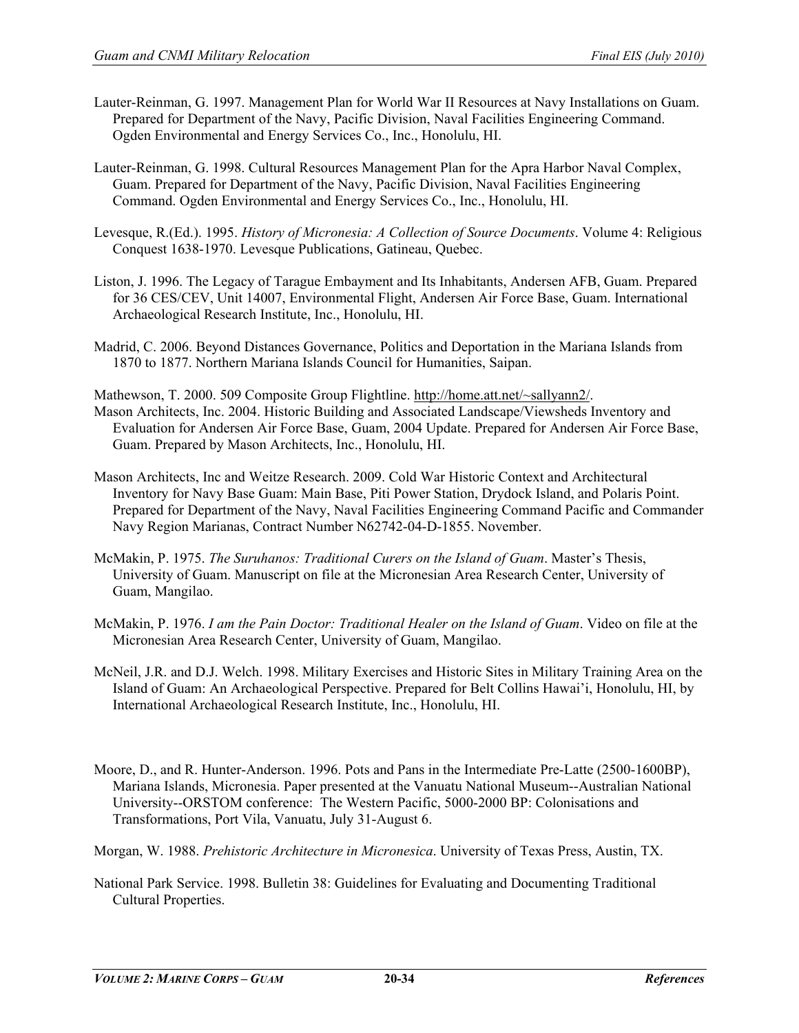Lauter-Reinman, G. 1997. Management Plan for World War II Resources at Navy Installations on Guam. Prepared for Department of the Navy, Pacific Division, Naval Facilities Engineering Command. Ogden Environmental and Energy Services Co., Inc., Honolulu, HI.

Lauter-Reinman, G. 1998. Cultural Resources Management Plan for the Apra Harbor Naval Complex, Guam. Prepared for Department of the Navy, Pacific Division, Naval Facilities Engineering Command. Ogden Environmental and Energy Services Co., Inc., Honolulu, HI.

Levesque, R.(Ed.). 1995. *History of Micronesia: A Collection of Source Documents*. Volume 4: Religious Conquest 1638-1970. Levesque Publications, Gatineau, Quebec.

Liston, J. 1996. The Legacy of Tarague Embayment and Its Inhabitants, Andersen AFB, Guam. Prepared for 36 CES/CEV, Unit 14007, Environmental Flight, Andersen Air Force Base, Guam. International Archaeological Research Institute, Inc., Honolulu, HI.

Madrid, C. 2006. Beyond Distances Governance, Politics and Deportation in the Mariana Islands from 1870 to 1877. Northern Mariana Islands Council for Humanities, Saipan.

Mathewson, T. 2000. 509 Composite Group Flightline. http://home.att.net/~sallyann2/.

Mason Architects, Inc. 2004. Historic Building and Associated Landscape/Viewsheds Inventory and Evaluation for Andersen Air Force Base, Guam, 2004 Update. Prepared for Andersen Air Force Base, Guam. Prepared by Mason Architects, Inc., Honolulu, HI.

Mason Architects, Inc and Weitze Research. 2009. Cold War Historic Context and Architectural Inventory for Navy Base Guam: Main Base, Piti Power Station, Drydock Island, and Polaris Point. Prepared for Department of the Navy, Naval Facilities Engineering Command Pacific and Commander Navy Region Marianas, Contract Number N62742-04-D-1855. November.

McMakin, P. 1975. *The Suruhanos: Traditional Curers on the Island of Guam*. Master's Thesis, University of Guam. Manuscript on file at the Micronesian Area Research Center, University of Guam, Mangilao.

McMakin, P. 1976. *I am the Pain Doctor: Traditional Healer on the Island of Guam*. Video on file at the Micronesian Area Research Center, University of Guam, Mangilao.

McNeil, J.R. and D.J. Welch. 1998. Military Exercises and Historic Sites in Military Training Area on the Island of Guam: An Archaeological Perspective. Prepared for Belt Collins Hawai'i, Honolulu, HI, by International Archaeological Research Institute, Inc., Honolulu, HI.

Moore, D., and R. Hunter-Anderson. 1996. Pots and Pans in the Intermediate Pre-Latte (2500-1600BP), Mariana Islands, Micronesia. Paper presented at the Vanuatu National Museum--Australian National University--ORSTOM conference: The Western Pacific, 5000-2000 BP: Colonisations and Transformations, Port Vila, Vanuatu, July 31-August 6.

Morgan, W. 1988. *Prehistoric Architecture in Micronesica*. University of Texas Press, Austin, TX.

National Park Service. 1998. Bulletin 38: Guidelines for Evaluating and Documenting Traditional Cultural Properties.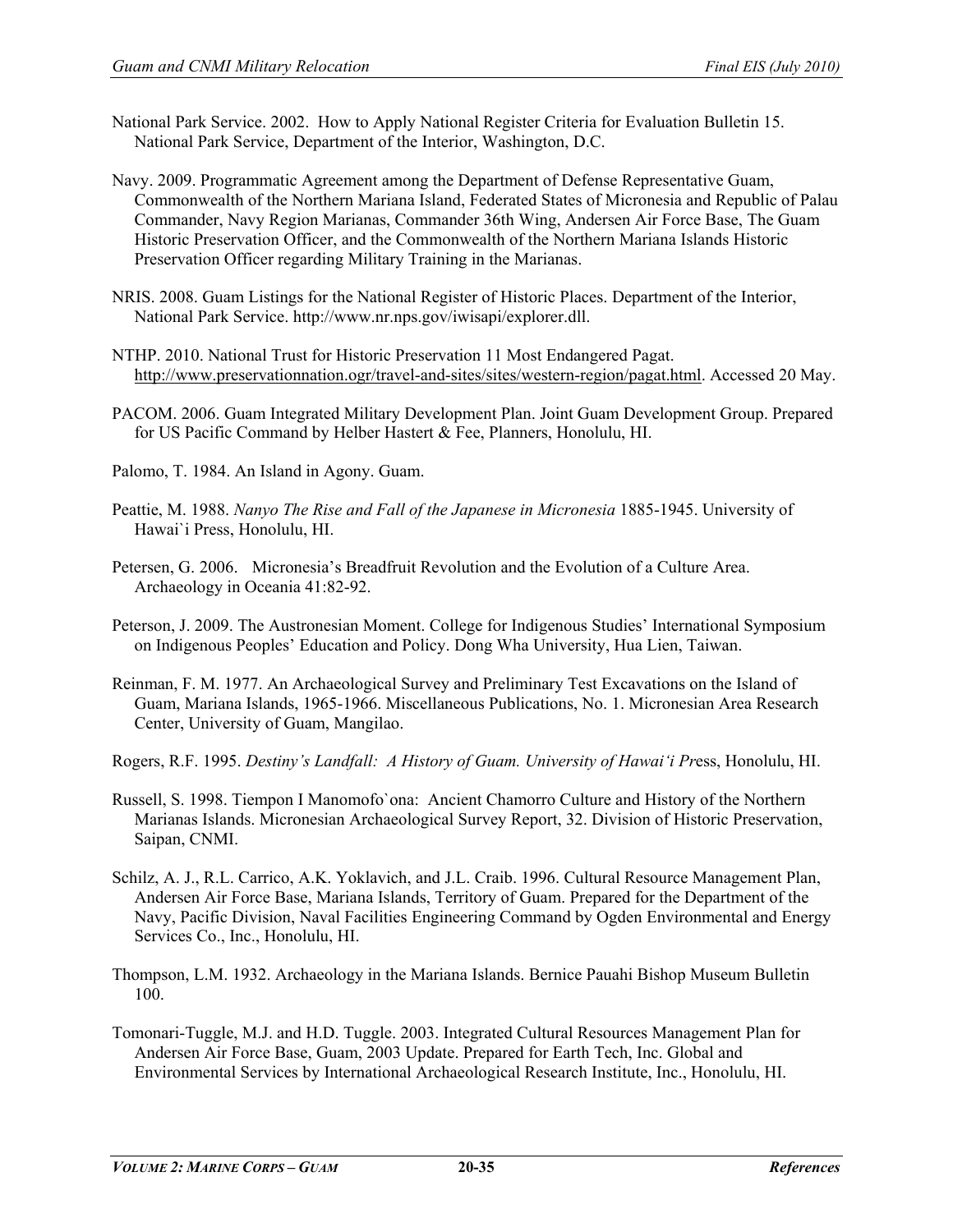National Park Service. 2002. How to Apply National Register Criteria for Evaluation Bulletin 15. National Park Service, Department of the Interior, Washington, D.C.

Navy. 2009. Programmatic Agreement among the Department of Defense Representative Guam, Commonwealth of the Northern Mariana Island, Federated States of Micronesia and Republic of Palau Commander, Navy Region Marianas, Commander 36th Wing, Andersen Air Force Base, The Guam Historic Preservation Officer, and the Commonwealth of the Northern Mariana Islands Historic Preservation Officer regarding Military Training in the Marianas.

NRIS. 2008. Guam Listings for the National Register of Historic Places. Department of the Interior, National Park Service. http://www.nr.nps.gov/iwisapi/explorer.dll.

NTHP. 2010. National Trust for Historic Preservation 11 Most Endangered Pagat. http://www.preservationnation.ogr/travel-and-sites/sites/western-region/pagat.html. Accessed 20 May.

PACOM. 2006. Guam Integrated Military Development Plan. Joint Guam Development Group. Prepared for US Pacific Command by Helber Hastert & Fee, Planners, Honolulu, HI.

Palomo, T. 1984. An Island in Agony. Guam.

Peattie, M. 1988. *Nanyo The Rise and Fall of the Japanese in Micronesia* 1885-1945. University of Hawai`i Press, Honolulu, HI.

Petersen, G. 2006. Micronesia's Breadfruit Revolution and the Evolution of a Culture Area. Archaeology in Oceania 41:82-92.

Peterson, J. 2009. The Austronesian Moment. College for Indigenous Studies' International Symposium on Indigenous Peoples' Education and Policy. Dong Wha University, Hua Lien, Taiwan.

Reinman, F. M. 1977. An Archaeological Survey and Preliminary Test Excavations on the Island of Guam, Mariana Islands, 1965-1966. Miscellaneous Publications, No. 1. Micronesian Area Research Center, University of Guam, Mangilao.

Rogers, R.F. 1995. *Destiny's Landfall: A History of Guam. University of Hawai'i Pr*ess, Honolulu, HI.

Russell, S. 1998. Tiempon I Manomofo`ona: Ancient Chamorro Culture and History of the Northern Marianas Islands. Micronesian Archaeological Survey Report, 32. Division of Historic Preservation, Saipan, CNMI.

Schilz, A. J., R.L. Carrico, A.K. Yoklavich, and J.L. Craib. 1996. Cultural Resource Management Plan, Andersen Air Force Base, Mariana Islands, Territory of Guam. Prepared for the Department of the Navy, Pacific Division, Naval Facilities Engineering Command by Ogden Environmental and Energy Services Co., Inc., Honolulu, HI.

Thompson, L.M. 1932. Archaeology in the Mariana Islands. Bernice Pauahi Bishop Museum Bulletin 100.

Tomonari-Tuggle, M.J. and H.D. Tuggle. 2003. Integrated Cultural Resources Management Plan for Andersen Air Force Base, Guam, 2003 Update. Prepared for Earth Tech, Inc. Global and Environmental Services by International Archaeological Research Institute, Inc., Honolulu, HI.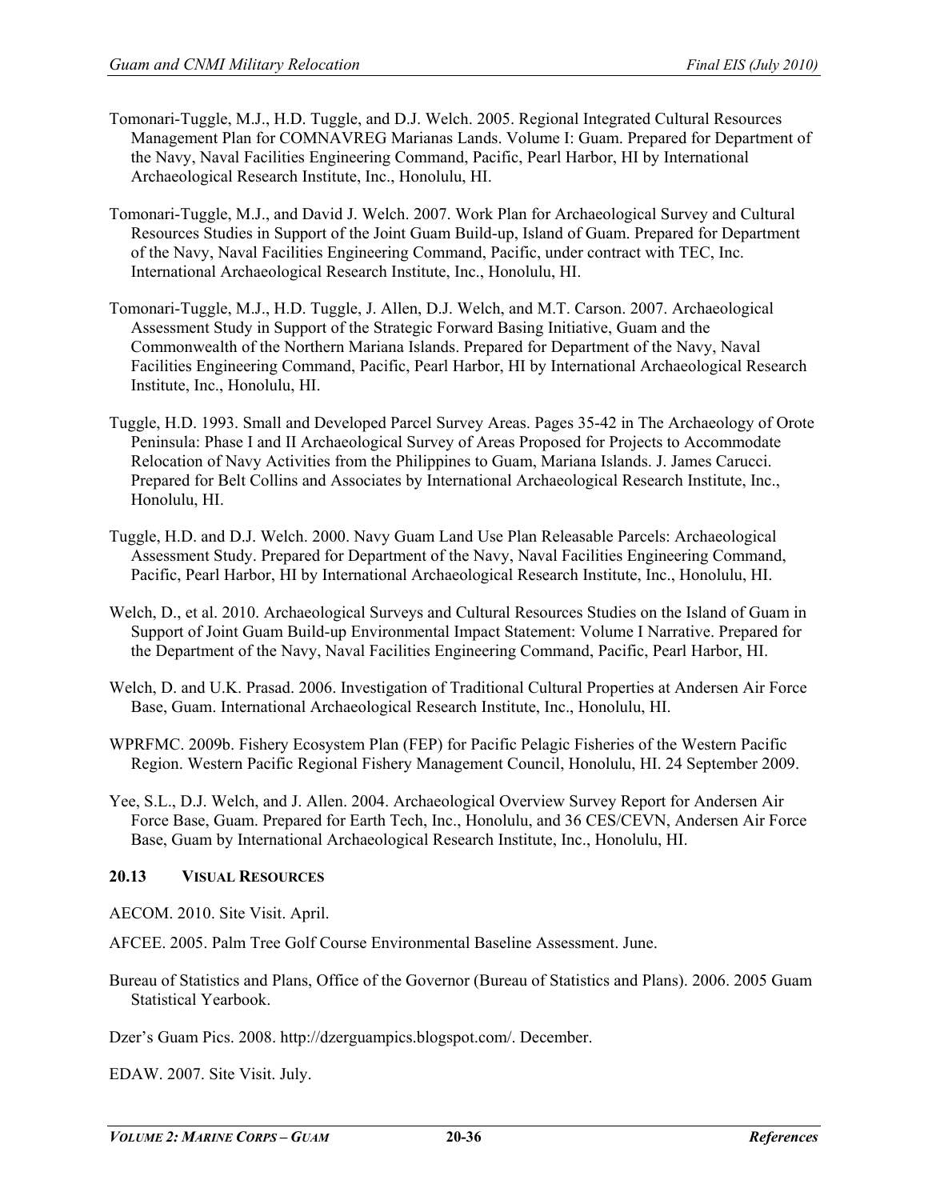Tomonari-Tuggle, M.J., H.D. Tuggle, and D.J. Welch. 2005. Regional Integrated Cultural Resources Management Plan for COMNAVREG Marianas Lands. Volume I: Guam. Prepared for Department of the Navy, Naval Facilities Engineering Command, Pacific, Pearl Harbor, HI by International Archaeological Research Institute, Inc., Honolulu, HI.

Tomonari-Tuggle, M.J., and David J. Welch. 2007. Work Plan for Archaeological Survey and Cultural Resources Studies in Support of the Joint Guam Build-up, Island of Guam. Prepared for Department of the Navy, Naval Facilities Engineering Command, Pacific, under contract with TEC, Inc. International Archaeological Research Institute, Inc., Honolulu, HI.

Tomonari-Tuggle, M.J., H.D. Tuggle, J. Allen, D.J. Welch, and M.T. Carson. 2007. Archaeological Assessment Study in Support of the Strategic Forward Basing Initiative, Guam and the Commonwealth of the Northern Mariana Islands. Prepared for Department of the Navy, Naval Facilities Engineering Command, Pacific, Pearl Harbor, HI by International Archaeological Research Institute, Inc., Honolulu, HI.

Tuggle, H.D. 1993. Small and Developed Parcel Survey Areas. Pages 35-42 in The Archaeology of Orote Peninsula: Phase I and II Archaeological Survey of Areas Proposed for Projects to Accommodate Relocation of Navy Activities from the Philippines to Guam, Mariana Islands. J. James Carucci. Prepared for Belt Collins and Associates by International Archaeological Research Institute, Inc., Honolulu, HI.

Tuggle, H.D. and D.J. Welch. 2000. Navy Guam Land Use Plan Releasable Parcels: Archaeological Assessment Study. Prepared for Department of the Navy, Naval Facilities Engineering Command, Pacific, Pearl Harbor, HI by International Archaeological Research Institute, Inc., Honolulu, HI.

Welch, D., et al. 2010. Archaeological Surveys and Cultural Resources Studies on the Island of Guam in Support of Joint Guam Build-up Environmental Impact Statement: Volume I Narrative. Prepared for the Department of the Navy, Naval Facilities Engineering Command, Pacific, Pearl Harbor, HI.

Welch, D. and U.K. Prasad. 2006. Investigation of Traditional Cultural Properties at Andersen Air Force Base, Guam. International Archaeological Research Institute, Inc., Honolulu, HI.

WPRFMC. 2009b. Fishery Ecosystem Plan (FEP) for Pacific Pelagic Fisheries of the Western Pacific Region. Western Pacific Regional Fishery Management Council, Honolulu, HI. 24 September 2009.

Yee, S.L., D.J. Welch, and J. Allen. 2004. Archaeological Overview Survey Report for Andersen Air Force Base, Guam. Prepared for Earth Tech, Inc., Honolulu, and 36 CES/CEVN, Andersen Air Force Base, Guam by International Archaeological Research Institute, Inc., Honolulu, HI.

## 20.13 VISUAL RESOURCES

AECOM. 2010. Site Visit. April.

AFCEE. 2005. Palm Tree Golf Course Environmental Baseline Assessment. June.

Bureau of Statistics and Plans, Office of the Governor (Bureau of Statistics and Plans). 2006. 2005 Guam Statistical Yearbook.

Dzer's Guam Pics. 2008. http://dzerguampics.blogspot.com/. December.

EDAW. 2007. Site Visit. July.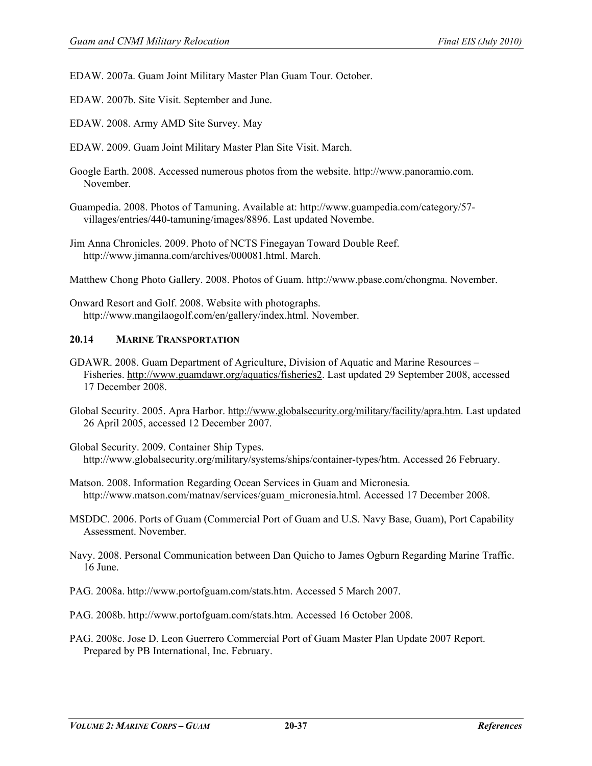EDAW. 2007a. Guam Joint Military Master Plan Guam Tour. October.

EDAW. 2007b. Site Visit. September and June.

EDAW. 2008. Army AMD Site Survey. May

EDAW. 2009. Guam Joint Military Master Plan Site Visit. March.

Google Earth. 2008. Accessed numerous photos from the website. http://www.panoramio.com. November.

Guampedia. 2008. Photos of Tamuning. Available at: http://www.guampedia.com/category/57-villages/entries/440-tamuning/images/8896. Last updated Novembe.

Jim Anna Chronicles. 2009. Photo of NCTS Finegayan Toward Double Reef. http://www.jimanna.com/archives/000081.html. March.

Matthew Chong Photo Gallery. 2008. Photos of Guam. http://www.pbase.com/chongma. November.

Onward Resort and Golf. 2008. Website with photographs. http://www.mangilaogolf.com/en/gallery/index.html. November.

### 20.14 MARINE TRANSPORTATION

GDAWR. 2008. Guam Department of Agriculture, Division of Aquatic and Marine Resources – Fisheries. http://www.guamdawr.org/aquatics/fisheries2. Last updated 29 September 2008, accessed 17 December 2008.

Global Security. 2005. Apra Harbor. http://www.globalsecurity.org/military/facility/apra.htm. Last updated 26 April 2005, accessed 12 December 2007.

Global Security. 2009. Container Ship Types. http://www.globalsecurity.org/military/systems/ships/container-types/htm. Accessed 26 February.

Matson. 2008. Information Regarding Ocean Services in Guam and Micronesia. http://www.matson.com/matnav/services/guam_micronesia.html. Accessed 17 December 2008.

MSDDC. 2006. Ports of Guam (Commercial Port of Guam and U.S. Navy Base, Guam), Port Capability Assessment. November.

Navy. 2008. Personal Communication between Dan Quicho to James Ogburn Regarding Marine Traffic. 16 June.

PAG. 2008a. http://www.portofguam.com/stats.htm. Accessed 5 March 2007.

PAG. 2008b. http://www.portofguam.com/stats.htm. Accessed 16 October 2008.

PAG. 2008c. Jose D. Leon Guerrero Commercial Port of Guam Master Plan Update 2007 Report. Prepared by PB International, Inc. February.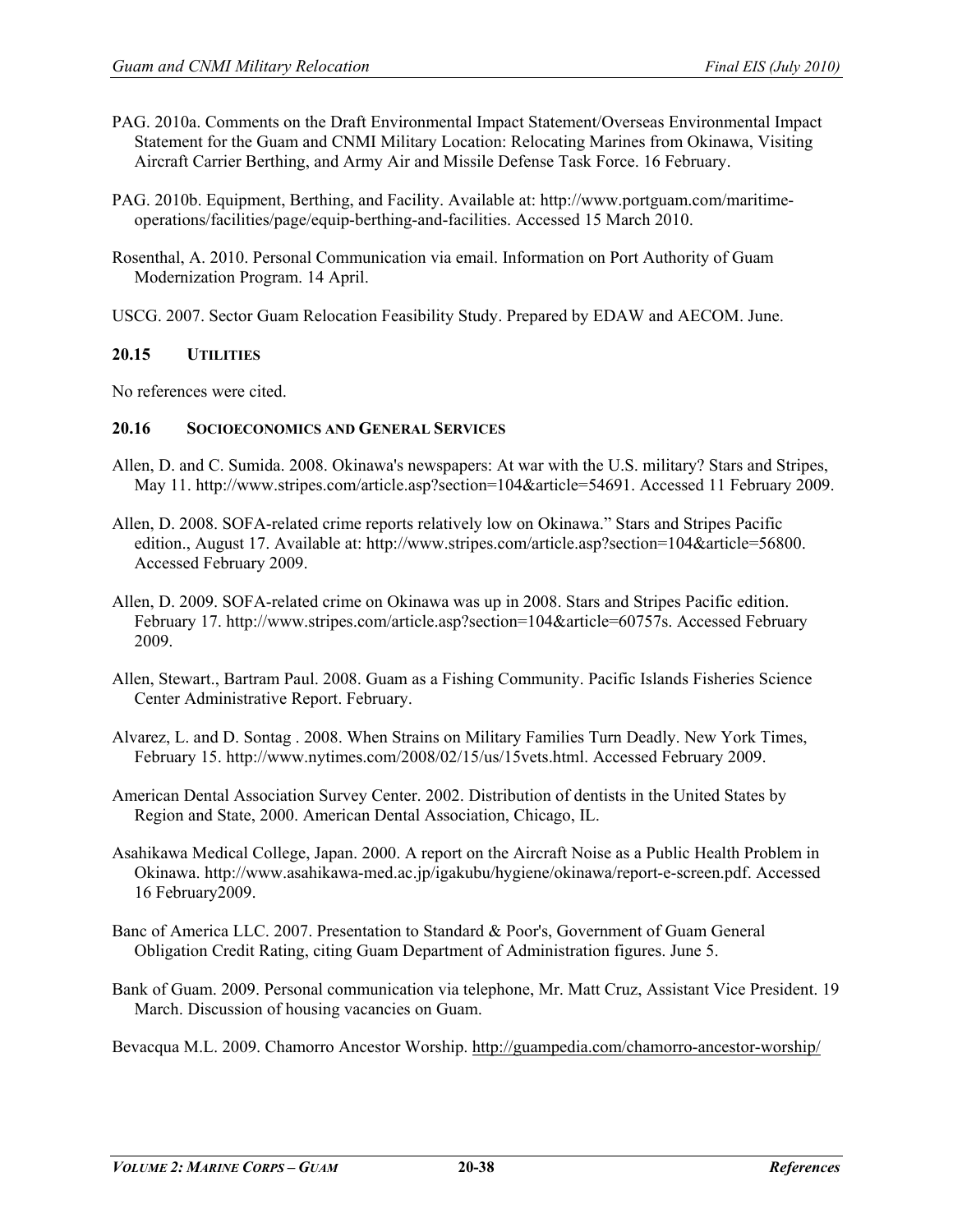PAG. 2010a. Comments on the Draft Environmental Impact Statement/Overseas Environmental Impact Statement for the Guam and CNMI Military Location: Relocating Marines from Okinawa, Visiting Aircraft Carrier Berthing, and Army Air and Missile Defense Task Force. 16 February.

PAG. 2010b. Equipment, Berthing, and Facility. Available at: http://www.portguam.com/maritime-operations/facilities/page/equip-berthing-and-facilities. Accessed 15 March 2010.

Rosenthal, A. 2010. Personal Communication via email. Information on Port Authority of Guam Modernization Program. 14 April.

USCG. 2007. Sector Guam Relocation Feasibility Study. Prepared by EDAW and AECOM. June.

### 20.15 UTILITIES

No references were cited.

### 20.16 SOCIOECONOMICS AND GENERAL SERVICES

Allen, D. and C. Sumida. 2008. Okinawa's newspapers: At war with the U.S. military? Stars and Stripes, May 11. http://www.stripes.com/article.asp?section=104&article=54691. Accessed 11 February 2009.

Allen, D. 2008. SOFA-related crime reports relatively low on Okinawa." Stars and Stripes Pacific edition., August 17. Available at: http://www.stripes.com/article.asp?section=104&article=56800. Accessed February 2009.

Allen, D. 2009. SOFA-related crime on Okinawa was up in 2008. Stars and Stripes Pacific edition. February 17. http://www.stripes.com/article.asp?section=104&article=60757s. Accessed February 2009.

Allen, Stewart., Bartram Paul. 2008. Guam as a Fishing Community. Pacific Islands Fisheries Science Center Administrative Report. February.

Alvarez, L. and D. Sontag . 2008. When Strains on Military Families Turn Deadly. New York Times, February 15. http://www.nytimes.com/2008/02/15/us/15vets.html. Accessed February 2009.

American Dental Association Survey Center. 2002. Distribution of dentists in the United States by Region and State, 2000. American Dental Association, Chicago, IL.

Asahikawa Medical College, Japan. 2000. A report on the Aircraft Noise as a Public Health Problem in Okinawa. http://www.asahikawa-med.ac.jp/igakubu/hygiene/okinawa/report-e-screen.pdf. Accessed 16 February2009.

Banc of America LLC. 2007. Presentation to Standard & Poor's, Government of Guam General Obligation Credit Rating, citing Guam Department of Administration figures. June 5.

Bank of Guam. 2009. Personal communication via telephone, Mr. Matt Cruz, Assistant Vice President. 19 March. Discussion of housing vacancies on Guam.

Bevacqua M.L. 2009. Chamorro Ancestor Worship. http://guampedia.com/chamorro-ancestor-worship/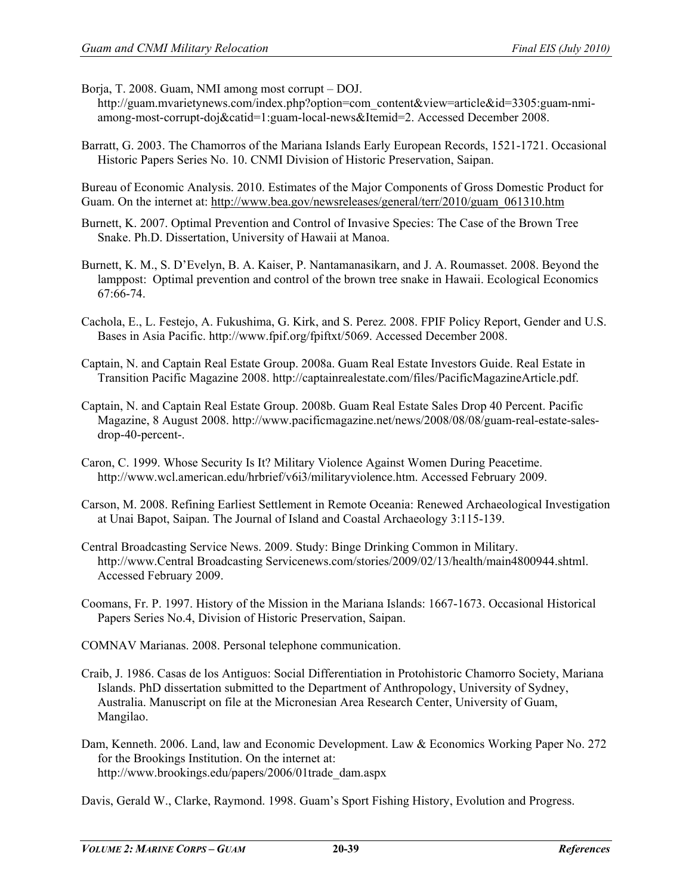Borja, T. 2008. Guam, NMI among most corrupt – DOJ. http://guam.mvarietynews.com/index.php?option=com_content&view=article&id=3305:guam-nmi-among-most-corrupt-doj&catid=1:guam-local-news&Itemid=2. Accessed December 2008.

Barratt, G. 2003. The Chamorros of the Mariana Islands Early European Records, 1521-1721. Occasional Historic Papers Series No. 10. CNMI Division of Historic Preservation, Saipan.

Bureau of Economic Analysis. 2010. Estimates of the Major Components of Gross Domestic Product for Guam. On the internet at: http://www.bea.gov/newsreleases/general/terr/2010/guam_061310.htm

Burnett, K. 2007. Optimal Prevention and Control of Invasive Species: The Case of the Brown Tree Snake. Ph.D. Dissertation, University of Hawaii at Manoa.

Burnett, K. M., S. D'Evelyn, B. A. Kaiser, P. Nantamanasikarn, and J. A. Roumasset. 2008. Beyond the lamppost: Optimal prevention and control of the brown tree snake in Hawaii. Ecological Economics 67:66-74.

Cachola, E., L. Festejo, A. Fukushima, G. Kirk, and S. Perez. 2008. FPIF Policy Report, Gender and U.S. Bases in Asia Pacific. http://www.fpif.org/fpiftxt/5069. Accessed December 2008.

Captain, N. and Captain Real Estate Group. 2008a. Guam Real Estate Investors Guide. Real Estate in Transition Pacific Magazine 2008. http://captainrealestate.com/files/PacificMagazineArticle.pdf.

Captain, N. and Captain Real Estate Group. 2008b. Guam Real Estate Sales Drop 40 Percent. Pacific Magazine, 8 August 2008. http://www.pacificmagazine.net/news/2008/08/08/guam-real-estate-sales-drop-40-percent-.

Caron, C. 1999. Whose Security Is It? Military Violence Against Women During Peacetime. http://www.wcl.american.edu/hrbrief/v6i3/militaryviolence.htm. Accessed February 2009.

Carson, M. 2008. Refining Earliest Settlement in Remote Oceania: Renewed Archaeological Investigation at Unai Bapot, Saipan. The Journal of Island and Coastal Archaeology 3:115-139.

Central Broadcasting Service News. 2009. Study: Binge Drinking Common in Military. http://www.Central Broadcasting Servicenews.com/stories/2009/02/13/health/main4800944.shtml. Accessed February 2009.

Coomans, Fr. P. 1997. History of the Mission in the Mariana Islands: 1667-1673. Occasional Historical Papers Series No.4, Division of Historic Preservation, Saipan.

COMNAV Marianas. 2008. Personal telephone communication.

Craib, J. 1986. Casas de los Antiguos: Social Differentiation in Protohistoric Chamorro Society, Mariana Islands. PhD dissertation submitted to the Department of Anthropology, University of Sydney, Australia. Manuscript on file at the Micronesian Area Research Center, University of Guam, Mangilao.

Dam, Kenneth. 2006. Land, law and Economic Development. Law & Economics Working Paper No. 272 for the Brookings Institution. On the internet at: http://www.brookings.edu/papers/2006/01trade_dam.aspx

Davis, Gerald W., Clarke, Raymond. 1998. Guam's Sport Fishing History, Evolution and Progress.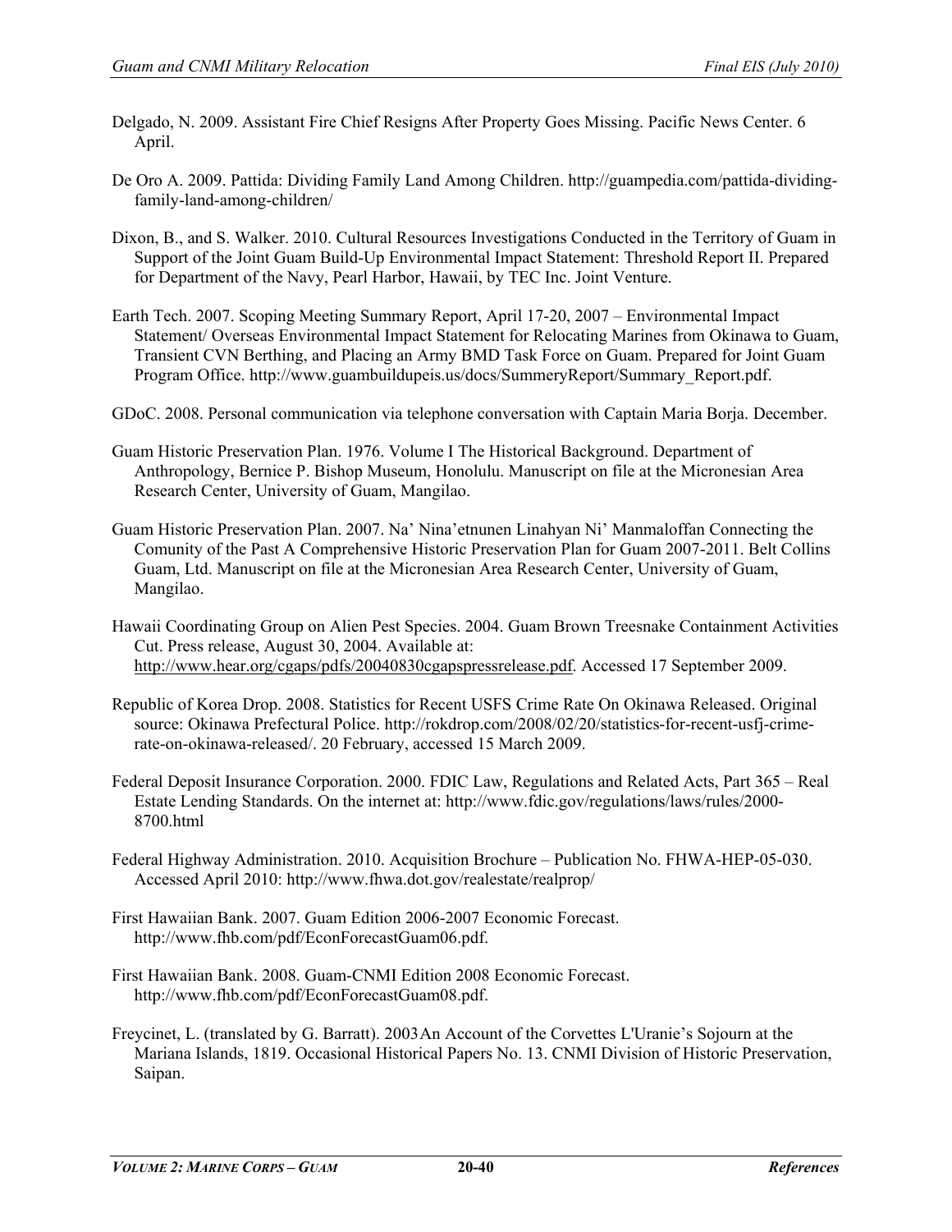Delgado, N. 2009. Assistant Fire Chief Resigns After Property Goes Missing. Pacific News Center. 6 April.

De Oro A. 2009. Pattida: Dividing Family Land Among Children. http://guampedia.com/pattida-dividing-family-land-among-children/

Dixon, B., and S. Walker. 2010. Cultural Resources Investigations Conducted in the Territory of Guam in Support of the Joint Guam Build-Up Environmental Impact Statement: Threshold Report II. Prepared for Department of the Navy, Pearl Harbor, Hawaii, by TEC Inc. Joint Venture.

Earth Tech. 2007. Scoping Meeting Summary Report, April 17-20, 2007 – Environmental Impact Statement/ Overseas Environmental Impact Statement for Relocating Marines from Okinawa to Guam, Transient CVN Berthing, and Placing an Army BMD Task Force on Guam. Prepared for Joint Guam Program Office. http://www.guambuildupeis.us/docs/SummeryReport/Summary_Report.pdf.

GDoC. 2008. Personal communication via telephone conversation with Captain Maria Borja. December.

Guam Historic Preservation Plan. 1976. Volume I The Historical Background. Department of Anthropology, Bernice P. Bishop Museum, Honolulu. Manuscript on file at the Micronesian Area Research Center, University of Guam, Mangilao.

Guam Historic Preservation Plan. 2007. Na' Nina'etnunen Linahyan Ni' Manmaloffan Connecting the Comunity of the Past A Comprehensive Historic Preservation Plan for Guam 2007-2011. Belt Collins Guam, Ltd. Manuscript on file at the Micronesian Area Research Center, University of Guam, Mangilao.

Hawaii Coordinating Group on Alien Pest Species. 2004. Guam Brown Treesnake Containment Activities Cut. Press release, August 30, 2004. Available at: http://www.hear.org/cgaps/pdfs/20040830cgapspressrelease.pdf. Accessed 17 September 2009.

Republic of Korea Drop. 2008. Statistics for Recent USFS Crime Rate On Okinawa Released. Original source: Okinawa Prefectural Police. http://rokdrop.com/2008/02/20/statistics-for-recent-usfj-crime-rate-on-okinawa-released/. 20 February, accessed 15 March 2009.

Federal Deposit Insurance Corporation. 2000. FDIC Law, Regulations and Related Acts, Part 365 – Real Estate Lending Standards. On the internet at: http://www.fdic.gov/regulations/laws/rules/2000-8700.html

Federal Highway Administration. 2010. Acquisition Brochure – Publication No. FHWA-HEP-05-030. Accessed April 2010: http://www.fhwa.dot.gov/realestate/realprop/

First Hawaiian Bank. 2007. Guam Edition 2006-2007 Economic Forecast. http://www.fhb.com/pdf/EconForecastGuam06.pdf.

First Hawaiian Bank. 2008. Guam-CNMI Edition 2008 Economic Forecast. http://www.fhb.com/pdf/EconForecastGuam08.pdf.

Freycinet, L. (translated by G. Barratt). 2003An Account of the Corvettes L'Uranie's Sojourn at the Mariana Islands, 1819. Occasional Historical Papers No. 13. CNMI Division of Historic Preservation, Saipan.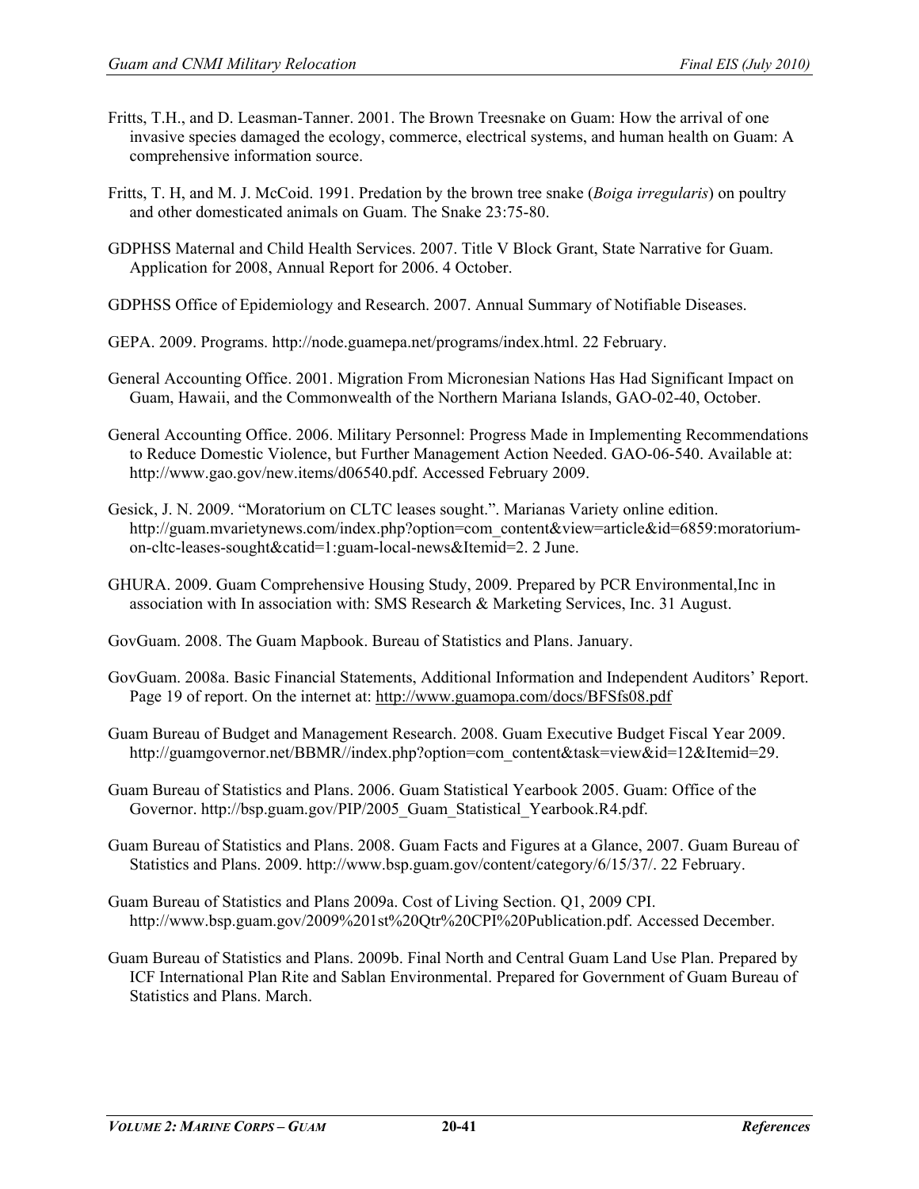Fritts, T.H., and D. Leasman-Tanner. 2001. The Brown Treesnake on Guam: How the arrival of one invasive species damaged the ecology, commerce, electrical systems, and human health on Guam: A comprehensive information source.

Fritts, T. H, and M. J. McCoid. 1991. Predation by the brown tree snake (*Boiga irregularis*) on poultry and other domesticated animals on Guam. The Snake 23:75-80.

GDPHSS Maternal and Child Health Services. 2007. Title V Block Grant, State Narrative for Guam. Application for 2008, Annual Report for 2006. 4 October.

GDPHSS Office of Epidemiology and Research. 2007. Annual Summary of Notifiable Diseases.

GEPA. 2009. Programs. http://node.guamepa.net/programs/index.html. 22 February.

General Accounting Office. 2001. Migration From Micronesian Nations Has Had Significant Impact on Guam, Hawaii, and the Commonwealth of the Northern Mariana Islands, GAO-02-40, October.

General Accounting Office. 2006. Military Personnel: Progress Made in Implementing Recommendations to Reduce Domestic Violence, but Further Management Action Needed. GAO-06-540. Available at: http://www.gao.gov/new.items/d06540.pdf. Accessed February 2009.

Gesick, J. N. 2009. "Moratorium on CLTC leases sought.". Marianas Variety online edition. http://guam.mvarietynews.com/index.php?option=com_content&view=article&id=6859:moratorium-on-cltc-leases-sought&catid=1:guam-local-news&Itemid=2. 2 June.

GHURA. 2009. Guam Comprehensive Housing Study, 2009. Prepared by PCR Environmental,Inc in association with In association with: SMS Research & Marketing Services, Inc. 31 August.

GovGuam. 2008. The Guam Mapbook. Bureau of Statistics and Plans. January.

GovGuam. 2008a. Basic Financial Statements, Additional Information and Independent Auditors' Report. Page 19 of report. On the internet at: http://www.guamopa.com/docs/BFSfs08.pdf

Guam Bureau of Budget and Management Research. 2008. Guam Executive Budget Fiscal Year 2009. http://guamgovernor.net/BBMR//index.php?option=com_content&task=view&id=12&Itemid=29.

Guam Bureau of Statistics and Plans. 2006. Guam Statistical Yearbook 2005. Guam: Office of the Governor. http://bsp.guam.gov/PIP/2005_Guam_Statistical_Yearbook.R4.pdf.

Guam Bureau of Statistics and Plans. 2008. Guam Facts and Figures at a Glance, 2007. Guam Bureau of Statistics and Plans. 2009. http://www.bsp.guam.gov/content/category/6/15/37/. 22 February.

Guam Bureau of Statistics and Plans 2009a. Cost of Living Section. Q1, 2009 CPI. http://www.bsp.guam.gov/2009%201st%20Qtr%20CPI%20Publication.pdf. Accessed December.

Guam Bureau of Statistics and Plans. 2009b. Final North and Central Guam Land Use Plan. Prepared by ICF International Plan Rite and Sablan Environmental. Prepared for Government of Guam Bureau of Statistics and Plans. March.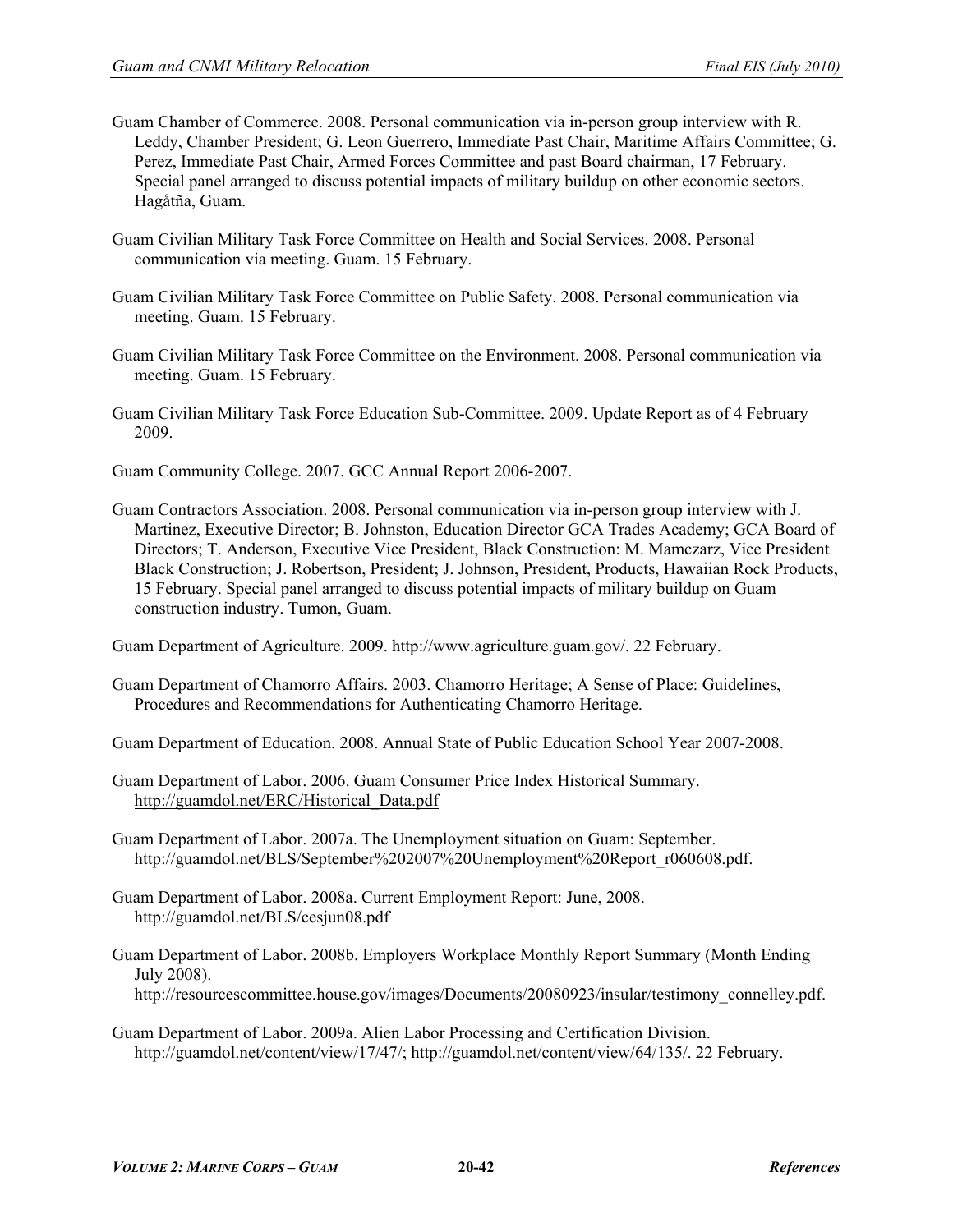Guam Chamber of Commerce. 2008. Personal communication via in-person group interview with R. Leddy, Chamber President; G. Leon Guerrero, Immediate Past Chair, Maritime Affairs Committee; G. Perez, Immediate Past Chair, Armed Forces Committee and past Board chairman, 17 February. Special panel arranged to discuss potential impacts of military buildup on other economic sectors. Hagåtña, Guam.

Guam Civilian Military Task Force Committee on Health and Social Services. 2008. Personal communication via meeting. Guam. 15 February.

Guam Civilian Military Task Force Committee on Public Safety. 2008. Personal communication via meeting. Guam. 15 February.

Guam Civilian Military Task Force Committee on the Environment. 2008. Personal communication via meeting. Guam. 15 February.

Guam Civilian Military Task Force Education Sub-Committee. 2009. Update Report as of 4 February 2009.

Guam Community College. 2007. GCC Annual Report 2006-2007.

Guam Contractors Association. 2008. Personal communication via in-person group interview with J. Martinez, Executive Director; B. Johnston, Education Director GCA Trades Academy; GCA Board of Directors; T. Anderson, Executive Vice President, Black Construction: M. Mamczarz, Vice President Black Construction; J. Robertson, President; J. Johnson, President, Products, Hawaiian Rock Products, 15 February. Special panel arranged to discuss potential impacts of military buildup on Guam construction industry. Tumon, Guam.

Guam Department of Agriculture. 2009. http://www.agriculture.guam.gov/. 22 February.

Guam Department of Chamorro Affairs. 2003. Chamorro Heritage; A Sense of Place: Guidelines, Procedures and Recommendations for Authenticating Chamorro Heritage.

Guam Department of Education. 2008. Annual State of Public Education School Year 2007-2008.

Guam Department of Labor. 2006. Guam Consumer Price Index Historical Summary. http://guamdol.net/ERC/Historical_Data.pdf

Guam Department of Labor. 2007a. The Unemployment situation on Guam: September. http://guamdol.net/BLS/September%202007%20Unemployment%20Report_r060608.pdf.

Guam Department of Labor. 2008a. Current Employment Report: June, 2008. http://guamdol.net/BLS/cesjun08.pdf

Guam Department of Labor. 2008b. Employers Workplace Monthly Report Summary (Month Ending July 2008). http://resourcescommittee.house.gov/images/Documents/20080923/insular/testimony_connelley.pdf.

Guam Department of Labor. 2009a. Alien Labor Processing and Certification Division. http://guamdol.net/content/view/17/47/; http://guamdol.net/content/view/64/135/. 22 February.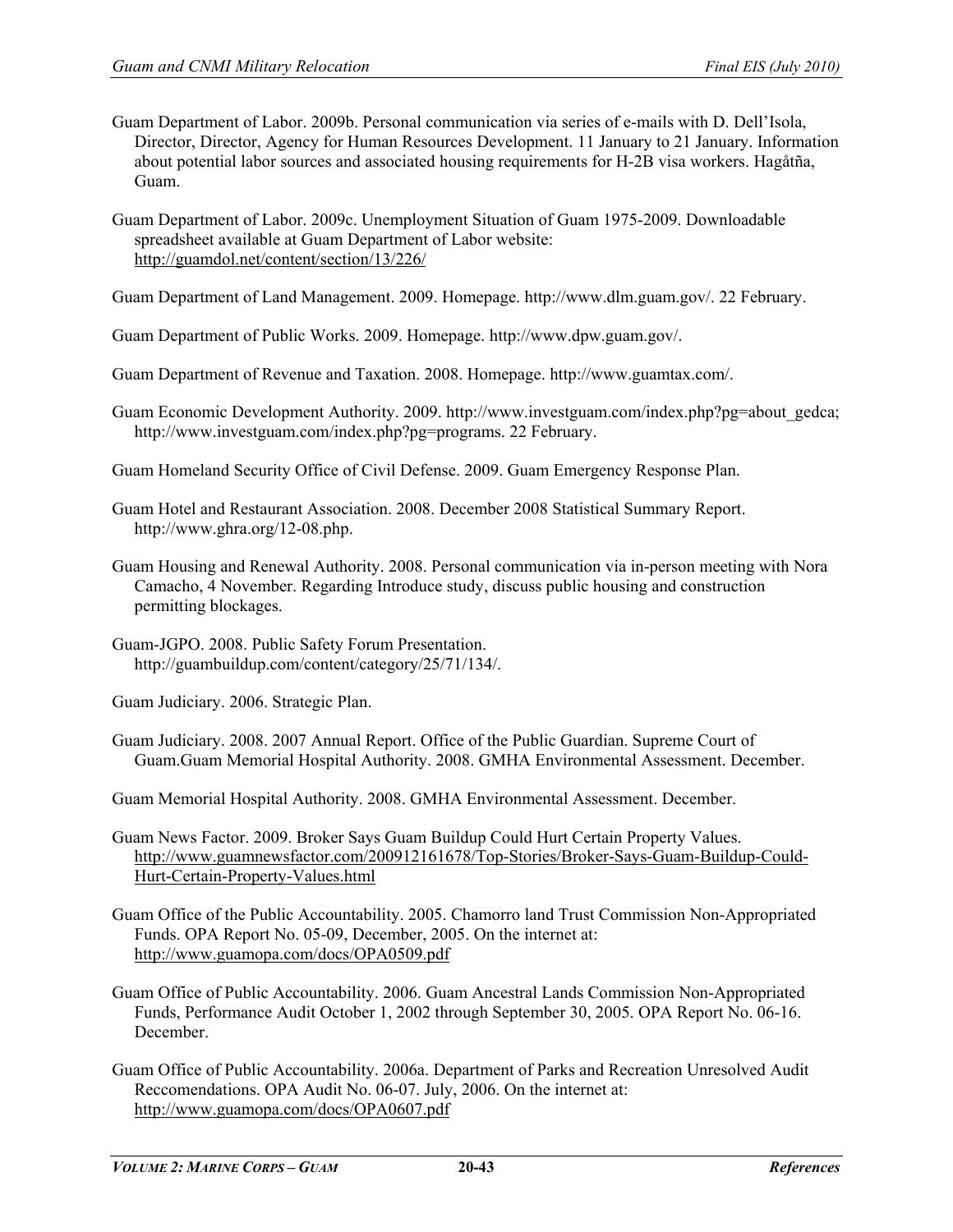Guam Department of Labor. 2009b. Personal communication via series of e-mails with D. Dell'Isola, Director, Director, Agency for Human Resources Development. 11 January to 21 January. Information about potential labor sources and associated housing requirements for H-2B visa workers. Hagåtña, Guam.

Guam Department of Labor. 2009c. Unemployment Situation of Guam 1975-2009. Downloadable spreadsheet available at Guam Department of Labor website: http://guamdol.net/content/section/13/226/

Guam Department of Land Management. 2009. Homepage. http://www.dlm.guam.gov/. 22 February.

Guam Department of Public Works. 2009. Homepage. http://www.dpw.guam.gov/.

Guam Department of Revenue and Taxation. 2008. Homepage. http://www.guamtax.com/.

Guam Economic Development Authority. 2009. http://www.investguam.com/index.php?pg=about_gedca; http://www.investguam.com/index.php?pg=programs. 22 February.

Guam Homeland Security Office of Civil Defense. 2009. Guam Emergency Response Plan.

Guam Hotel and Restaurant Association. 2008. December 2008 Statistical Summary Report. http://www.ghra.org/12-08.php.

Guam Housing and Renewal Authority. 2008. Personal communication via in-person meeting with Nora Camacho, 4 November. Regarding Introduce study, discuss public housing and construction permitting blockages.

Guam-JGPO. 2008. Public Safety Forum Presentation. http://guambuildup.com/content/category/25/71/134/.

Guam Judiciary. 2006. Strategic Plan.

Guam Judiciary. 2008. 2007 Annual Report. Office of the Public Guardian. Supreme Court of Guam.Guam Memorial Hospital Authority. 2008. GMHA Environmental Assessment. December.

Guam Memorial Hospital Authority. 2008. GMHA Environmental Assessment. December.

Guam News Factor. 2009. Broker Says Guam Buildup Could Hurt Certain Property Values. http://www.guamnewsfactor.com/200912161678/Top-Stories/Broker-Says-Guam-Buildup-Could-Hurt-Certain-Property-Values.html

Guam Office of the Public Accountability. 2005. Chamorro land Trust Commission Non-Appropriated Funds. OPA Report No. 05-09, December, 2005. On the internet at: http://www.guamopa.com/docs/OPA0509.pdf

Guam Office of Public Accountability. 2006. Guam Ancestral Lands Commission Non-Appropriated Funds, Performance Audit October 1, 2002 through September 30, 2005. OPA Report No. 06-16. December.

Guam Office of Public Accountability. 2006a. Department of Parks and Recreation Unresolved Audit Reccomendations. OPA Audit No. 06-07. July, 2006. On the internet at: http://www.guamopa.com/docs/OPA0607.pdf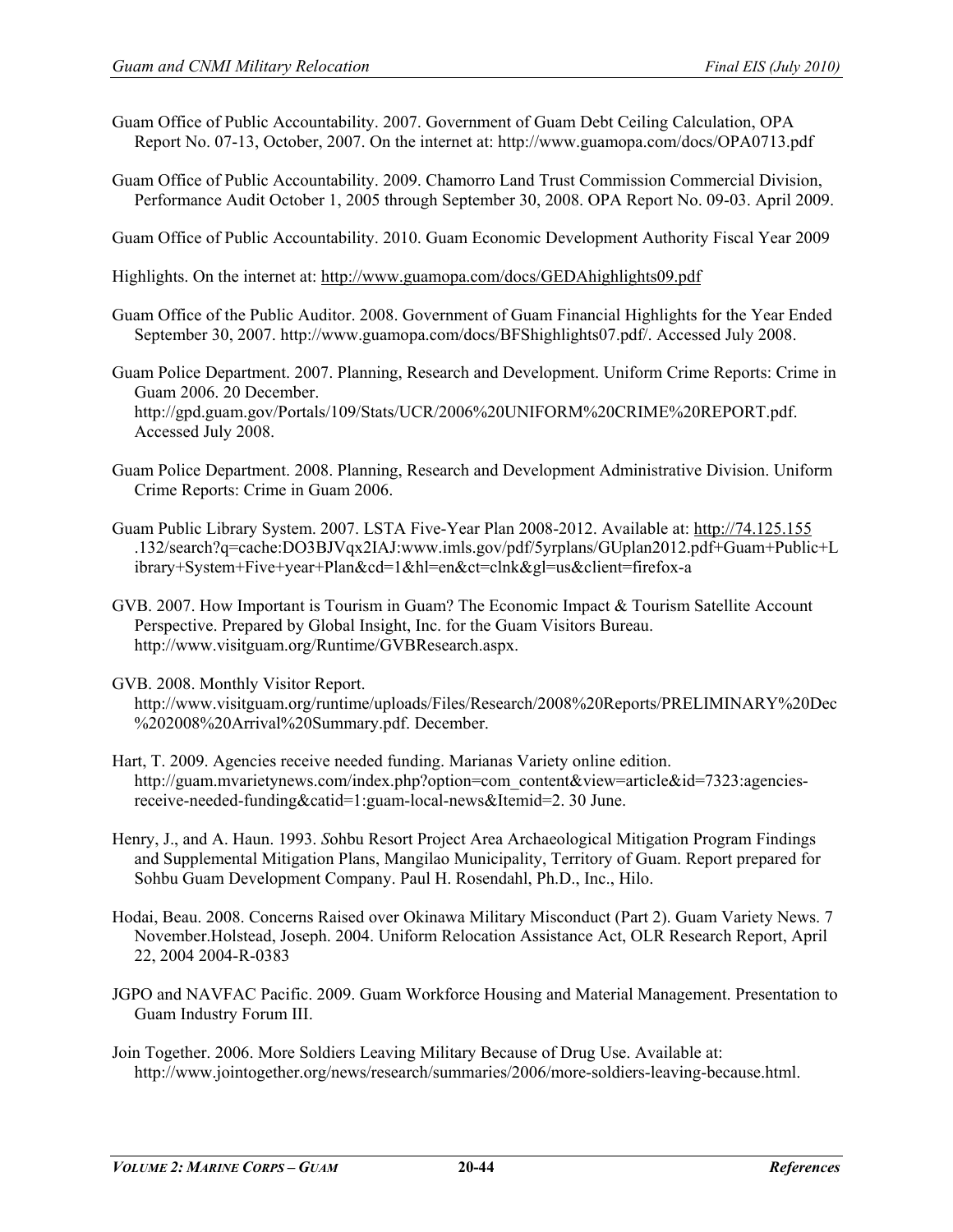Guam Office of Public Accountability. 2007. Government of Guam Debt Ceiling Calculation, OPA Report No. 07-13, October, 2007. On the internet at: http://www.guamopa.com/docs/OPA0713.pdf

Guam Office of Public Accountability. 2009. Chamorro Land Trust Commission Commercial Division, Performance Audit October 1, 2005 through September 30, 2008. OPA Report No. 09-03. April 2009.

Guam Office of Public Accountability. 2010. Guam Economic Development Authority Fiscal Year 2009

Highlights. On the internet at: http://www.guamopa.com/docs/GEDAhighlights09.pdf

Guam Office of the Public Auditor. 2008. Government of Guam Financial Highlights for the Year Ended September 30, 2007. http://www.guamopa.com/docs/BFShighlights07.pdf/. Accessed July 2008.

Guam Police Department. 2007. Planning, Research and Development. Uniform Crime Reports: Crime in Guam 2006. 20 December. http://gpd.guam.gov/Portals/109/Stats/UCR/2006%20UNIFORM%20CRIME%20REPORT.pdf. Accessed July 2008.

Guam Police Department. 2008. Planning, Research and Development Administrative Division. Uniform Crime Reports: Crime in Guam 2006.

Guam Public Library System. 2007. LSTA Five-Year Plan 2008-2012. Available at: http://74.125.155.132/search?q=cache:DO3BJVqx2IAJ:www.imls.gov/pdf/5yrplans/GUplan2012.pdf+Guam+Public+Library+System+Five+year+Plan&cd=1&hl=en&ct=clnk&gl=us&client=firefox-a

GVB. 2007. How Important is Tourism in Guam? The Economic Impact & Tourism Satellite Account Perspective. Prepared by Global Insight, Inc. for the Guam Visitors Bureau. http://www.visitguam.org/Runtime/GVBResearch.aspx.

GVB. 2008. Monthly Visitor Report. http://www.visitguam.org/runtime/uploads/Files/Research/2008%20Reports/PRELIMINARY%20Dec%202008%20Arrival%20Summary.pdf. December.

Hart, T. 2009. Agencies receive needed funding. Marianas Variety online edition. http://guam.mvarietynews.com/index.php?option=com_content&view=article&id=7323:agencies-receive-needed-funding&catid=1:guam-local-news&Itemid=2. 30 June.

Henry, J., and A. Haun. 1993. *S*ohbu Resort Project Area Archaeological Mitigation Program Findings and Supplemental Mitigation Plans, Mangilao Municipality, Territory of Guam. Report prepared for Sohbu Guam Development Company. Paul H. Rosendahl, Ph.D., Inc., Hilo.

Hodai, Beau. 2008. Concerns Raised over Okinawa Military Misconduct (Part 2). Guam Variety News. 7 November.Holstead, Joseph. 2004. Uniform Relocation Assistance Act, OLR Research Report, April 22, 2004 2004-R-0383

JGPO and NAVFAC Pacific. 2009. Guam Workforce Housing and Material Management. Presentation to Guam Industry Forum III.

Join Together. 2006. More Soldiers Leaving Military Because of Drug Use. Available at: http://www.jointogether.org/news/research/summaries/2006/more-soldiers-leaving-because.html.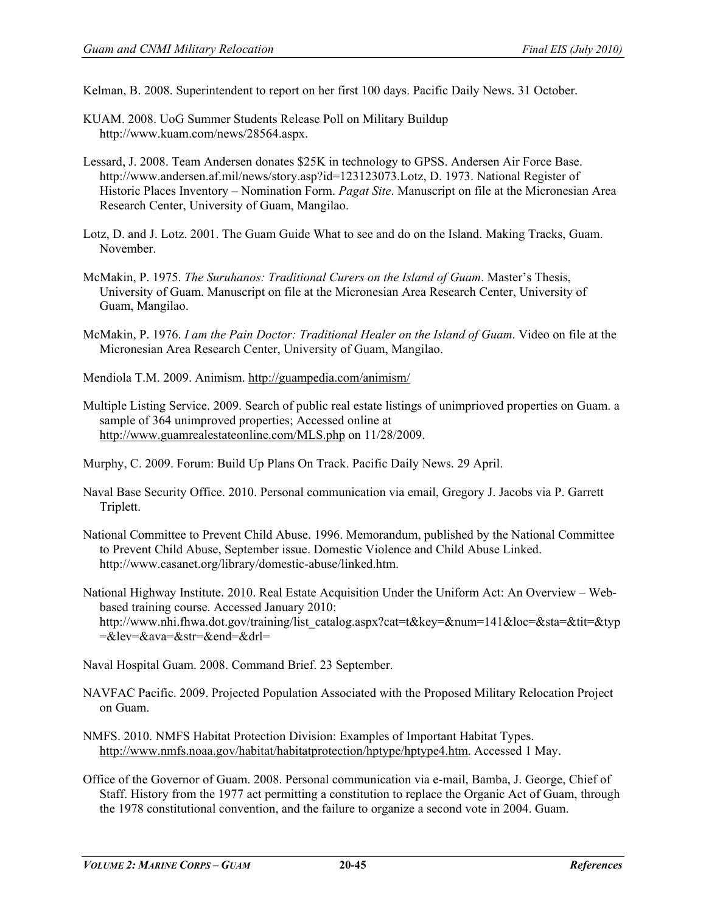Kelman, B. 2008. Superintendent to report on her first 100 days. Pacific Daily News. 31 October.

KUAM. 2008. UoG Summer Students Release Poll on Military Buildup http://www.kuam.com/news/28564.aspx.

Lessard, J. 2008. Team Andersen donates $25K in technology to GPSS. Andersen Air Force Base. http://www.andersen.af.mil/news/story.asp?id=123123073.Lotz, D. 1973. National Register of Historic Places Inventory – Nomination Form. *Pagat Site*. Manuscript on file at the Micronesian Area Research Center, University of Guam, Mangilao.

Lotz, D. and J. Lotz. 2001. The Guam Guide What to see and do on the Island. Making Tracks, Guam. November.

McMakin, P. 1975. *The Suruhanos: Traditional Curers on the Island of Guam*. Master's Thesis, University of Guam. Manuscript on file at the Micronesian Area Research Center, University of Guam, Mangilao.

McMakin, P. 1976. *I am the Pain Doctor: Traditional Healer on the Island of Guam*. Video on file at the Micronesian Area Research Center, University of Guam, Mangilao.

Mendiola T.M. 2009. Animism. http://guampedia.com/animism/

Multiple Listing Service. 2009. Search of public real estate listings of unimprioved properties on Guam. a sample of 364 unimproved properties; Accessed online at http://www.guamrealestateonline.com/MLS.php on 11/28/2009.

Murphy, C. 2009. Forum: Build Up Plans On Track. Pacific Daily News. 29 April.

Naval Base Security Office. 2010. Personal communication via email, Gregory J. Jacobs via P. Garrett Triplett.

National Committee to Prevent Child Abuse. 1996. Memorandum, published by the National Committee to Prevent Child Abuse, September issue. Domestic Violence and Child Abuse Linked. http://www.casanet.org/library/domestic-abuse/linked.htm.

National Highway Institute. 2010. Real Estate Acquisition Under the Uniform Act: An Overview – Web-based training course. Accessed January 2010: http://www.nhi.fhwa.dot.gov/training/list_catalog.aspx?cat=t&key=&num=141&loc=&sta=&tit=&typ=&lev=&ava=&str=&end=&drl=

Naval Hospital Guam. 2008. Command Brief. 23 September.

NAVFAC Pacific. 2009. Projected Population Associated with the Proposed Military Relocation Project on Guam.

NMFS. 2010. NMFS Habitat Protection Division: Examples of Important Habitat Types. http://www.nmfs.noaa.gov/habitat/habitatprotection/hptype/hptype4.htm. Accessed 1 May.

Office of the Governor of Guam. 2008. Personal communication via e-mail, Bamba, J. George, Chief of Staff. History from the 1977 act permitting a constitution to replace the Organic Act of Guam, through the 1978 constitutional convention, and the failure to organize a second vote in 2004. Guam.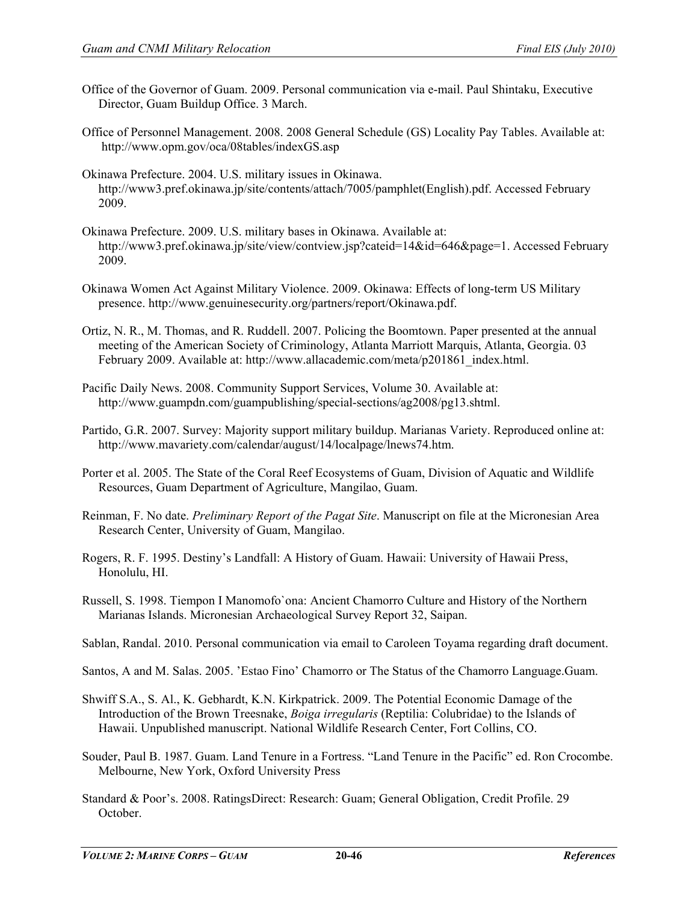Office of the Governor of Guam. 2009. Personal communication via e-mail. Paul Shintaku, Executive Director, Guam Buildup Office. 3 March.

Office of Personnel Management. 2008. 2008 General Schedule (GS) Locality Pay Tables. Available at: http://www.opm.gov/oca/08tables/indexGS.asp

Okinawa Prefecture. 2004. U.S. military issues in Okinawa. http://www3.pref.okinawa.jp/site/contents/attach/7005/pamphlet(English).pdf. Accessed February 2009.

Okinawa Prefecture. 2009. U.S. military bases in Okinawa. Available at: http://www3.pref.okinawa.jp/site/view/contview.jsp?cateid=14&id=646&page=1. Accessed February 2009.

Okinawa Women Act Against Military Violence. 2009. Okinawa: Effects of long-term US Military presence. http://www.genuinesecurity.org/partners/report/Okinawa.pdf.

Ortiz, N. R., M. Thomas, and R. Ruddell. 2007. Policing the Boomtown. Paper presented at the annual meeting of the American Society of Criminology, Atlanta Marriott Marquis, Atlanta, Georgia. 03 February 2009. Available at: http://www.allacademic.com/meta/p201861_index.html.

Pacific Daily News. 2008. Community Support Services, Volume 30. Available at: http://www.guampdn.com/guampublishing/special-sections/ag2008/pg13.shtml.

Partido, G.R. 2007. Survey: Majority support military buildup. Marianas Variety. Reproduced online at: http://www.mavariety.com/calendar/august/14/localpage/lnews74.htm.

Porter et al. 2005. The State of the Coral Reef Ecosystems of Guam, Division of Aquatic and Wildlife Resources, Guam Department of Agriculture, Mangilao, Guam.

Reinman, F. No date. *Preliminary Report of the Pagat Site*. Manuscript on file at the Micronesian Area Research Center, University of Guam, Mangilao.

Rogers, R. F. 1995. Destiny's Landfall: A History of Guam. Hawaii: University of Hawaii Press, Honolulu, HI.

Russell, S. 1998. Tiempon I Manomofo`ona: Ancient Chamorro Culture and History of the Northern Marianas Islands. Micronesian Archaeological Survey Report 32, Saipan.

Sablan, Randal. 2010. Personal communication via email to Caroleen Toyama regarding draft document.

Santos, A and M. Salas. 2005. 'Estao Fino' Chamorro or The Status of the Chamorro Language.Guam.

Shwiff S.A., S. Al., K. Gebhardt, K.N. Kirkpatrick. 2009. The Potential Economic Damage of the Introduction of the Brown Treesnake, *Boiga irregularis* (Reptilia: Colubridae) to the Islands of Hawaii. Unpublished manuscript. National Wildlife Research Center, Fort Collins, CO.

Souder, Paul B. 1987. Guam. Land Tenure in a Fortress. "Land Tenure in the Pacific" ed. Ron Crocombe. Melbourne, New York, Oxford University Press

Standard & Poor's. 2008. RatingsDirect: Research: Guam; General Obligation, Credit Profile. 29 October.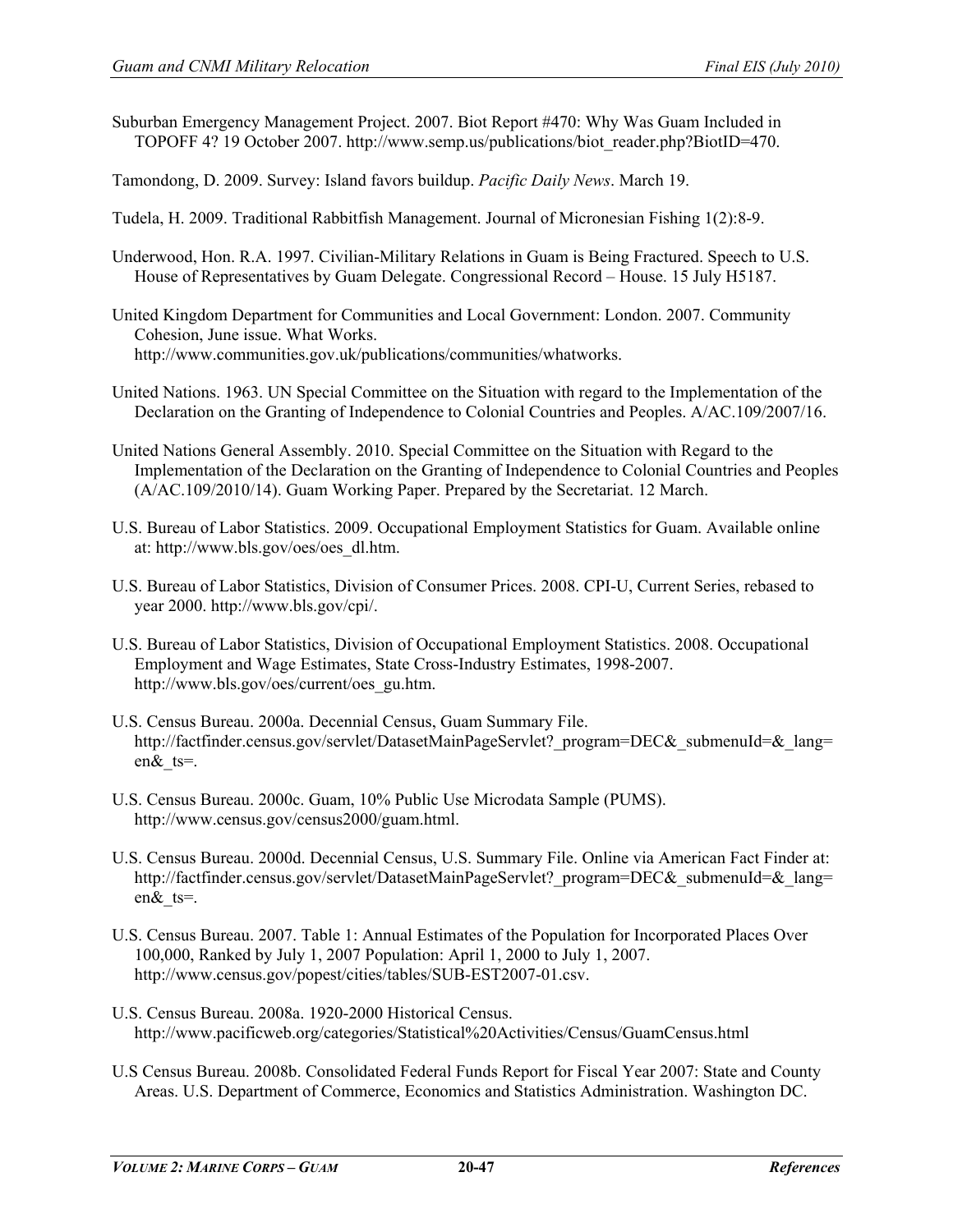Suburban Emergency Management Project. 2007. Biot Report #470: Why Was Guam Included in TOPOFF 4? 19 October 2007. http://www.semp.us/publications/biot_reader.php?BiotID=470.

Tamondong, D. 2009. Survey: Island favors buildup. *Pacific Daily News*. March 19.

Tudela, H. 2009. Traditional Rabbitfish Management. Journal of Micronesian Fishing 1(2):8-9.

Underwood, Hon. R.A. 1997. Civilian-Military Relations in Guam is Being Fractured. Speech to U.S. House of Representatives by Guam Delegate. Congressional Record – House. 15 July H5187.

United Kingdom Department for Communities and Local Government: London. 2007. Community Cohesion, June issue. What Works. http://www.communities.gov.uk/publications/communities/whatworks.

United Nations. 1963. UN Special Committee on the Situation with regard to the Implementation of the Declaration on the Granting of Independence to Colonial Countries and Peoples. A/AC.109/2007/16.

United Nations General Assembly. 2010. Special Committee on the Situation with Regard to the Implementation of the Declaration on the Granting of Independence to Colonial Countries and Peoples (A/AC.109/2010/14). Guam Working Paper. Prepared by the Secretariat. 12 March.

U.S. Bureau of Labor Statistics. 2009. Occupational Employment Statistics for Guam. Available online at: http://www.bls.gov/oes/oes_dl.htm.

U.S. Bureau of Labor Statistics, Division of Consumer Prices. 2008. CPI-U, Current Series, rebased to year 2000. http://www.bls.gov/cpi/.

U.S. Bureau of Labor Statistics, Division of Occupational Employment Statistics. 2008. Occupational Employment and Wage Estimates, State Cross-Industry Estimates, 1998-2007. http://www.bls.gov/oes/current/oes_gu.htm.

U.S. Census Bureau. 2000a. Decennial Census, Guam Summary File. http://factfinder.census.gov/servlet/DatasetMainPageServlet?_program=DEC&_submenuId=&_lang=en&_ts=.

U.S. Census Bureau. 2000c. Guam, 10% Public Use Microdata Sample (PUMS). http://www.census.gov/census2000/guam.html.

U.S. Census Bureau. 2000d. Decennial Census, U.S. Summary File. Online via American Fact Finder at: http://factfinder.census.gov/servlet/DatasetMainPageServlet?_program=DEC&_submenuId=&_lang=en&_ts=.

U.S. Census Bureau. 2007. Table 1: Annual Estimates of the Population for Incorporated Places Over 100,000, Ranked by July 1, 2007 Population: April 1, 2000 to July 1, 2007. http://www.census.gov/popest/cities/tables/SUB-EST2007-01.csv.

U.S. Census Bureau. 2008a. 1920-2000 Historical Census. http://www.pacificweb.org/categories/Statistical%20Activities/Census/GuamCensus.html

U.S Census Bureau. 2008b. Consolidated Federal Funds Report for Fiscal Year 2007: State and County Areas. U.S. Department of Commerce, Economics and Statistics Administration. Washington DC.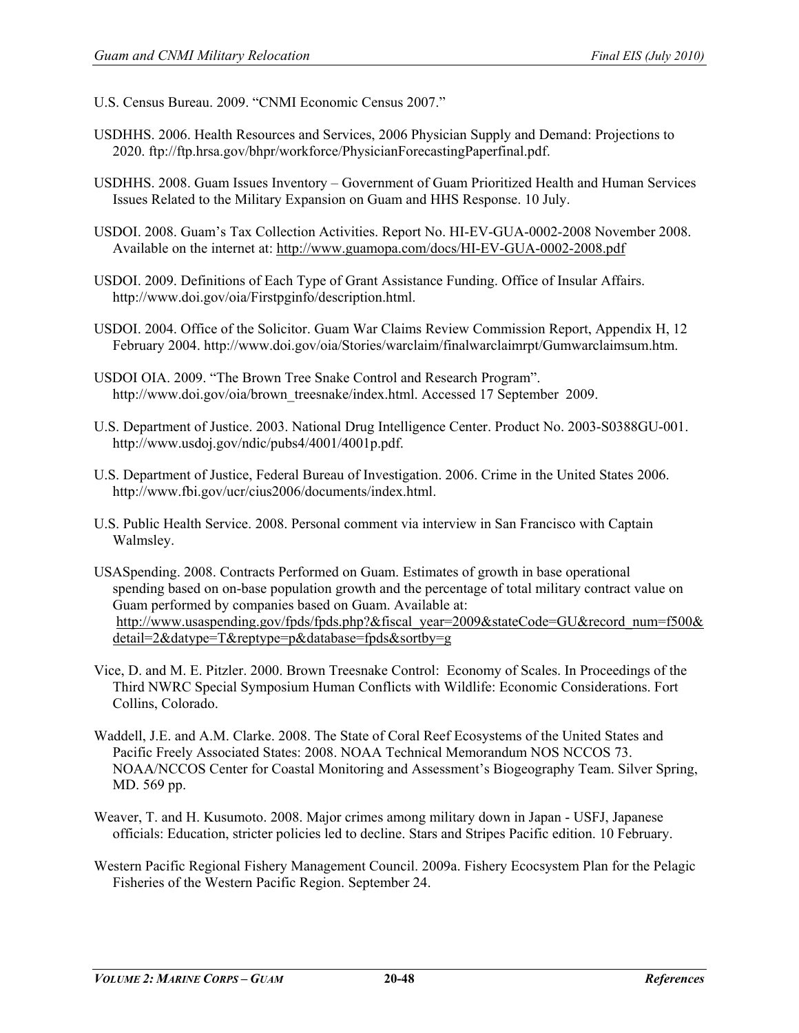U.S. Census Bureau. 2009. "CNMI Economic Census 2007."

USDHHS. 2006. Health Resources and Services, 2006 Physician Supply and Demand: Projections to 2020. ftp://ftp.hrsa.gov/bhpr/workforce/PhysicianForecastingPaperfinal.pdf.

USDHHS. 2008. Guam Issues Inventory – Government of Guam Prioritized Health and Human Services Issues Related to the Military Expansion on Guam and HHS Response. 10 July.

USDOI. 2008. Guam's Tax Collection Activities. Report No. HI-EV-GUA-0002-2008 November 2008. Available on the internet at: http://www.guamopa.com/docs/HI-EV-GUA-0002-2008.pdf

USDOI. 2009. Definitions of Each Type of Grant Assistance Funding. Office of Insular Affairs. http://www.doi.gov/oia/Firstpginfo/description.html.

USDOI. 2004. Office of the Solicitor. Guam War Claims Review Commission Report, Appendix H, 12 February 2004. http://www.doi.gov/oia/Stories/warclaim/finalwarclaimrpt/Gumwarclaimsum.htm.

USDOI OIA. 2009. "The Brown Tree Snake Control and Research Program". http://www.doi.gov/oia/brown_treesnake/index.html. Accessed 17 September 2009.

U.S. Department of Justice. 2003. National Drug Intelligence Center. Product No. 2003-S0388GU-001. http://www.usdoj.gov/ndic/pubs4/4001/4001p.pdf.

U.S. Department of Justice, Federal Bureau of Investigation. 2006. Crime in the United States 2006. http://www.fbi.gov/ucr/cius2006/documents/index.html.

U.S. Public Health Service. 2008. Personal comment via interview in San Francisco with Captain Walmsley.

USASpending. 2008. Contracts Performed on Guam. Estimates of growth in base operational spending based on on-base population growth and the percentage of total military contract value on Guam performed by companies based on Guam. Available at: http://www.usaspending.gov/fpds/fpds.php?&fiscal_year=2009&stateCode=GU&record_num=f500&detail=2&datype=T&reptype=p&database=fpds&sortby=g

Vice, D. and M. E. Pitzler. 2000. Brown Treesnake Control: Economy of Scales. In Proceedings of the Third NWRC Special Symposium Human Conflicts with Wildlife: Economic Considerations. Fort Collins, Colorado.

Waddell, J.E. and A.M. Clarke. 2008. The State of Coral Reef Ecosystems of the United States and Pacific Freely Associated States: 2008. NOAA Technical Memorandum NOS NCCOS 73. NOAA/NCCOS Center for Coastal Monitoring and Assessment's Biogeography Team. Silver Spring, MD. 569 pp.

Weaver, T. and H. Kusumoto. 2008. Major crimes among military down in Japan - USFJ, Japanese officials: Education, stricter policies led to decline. Stars and Stripes Pacific edition. 10 February.

Western Pacific Regional Fishery Management Council. 2009a. Fishery Ecocsystem Plan for the Pelagic Fisheries of the Western Pacific Region. September 24.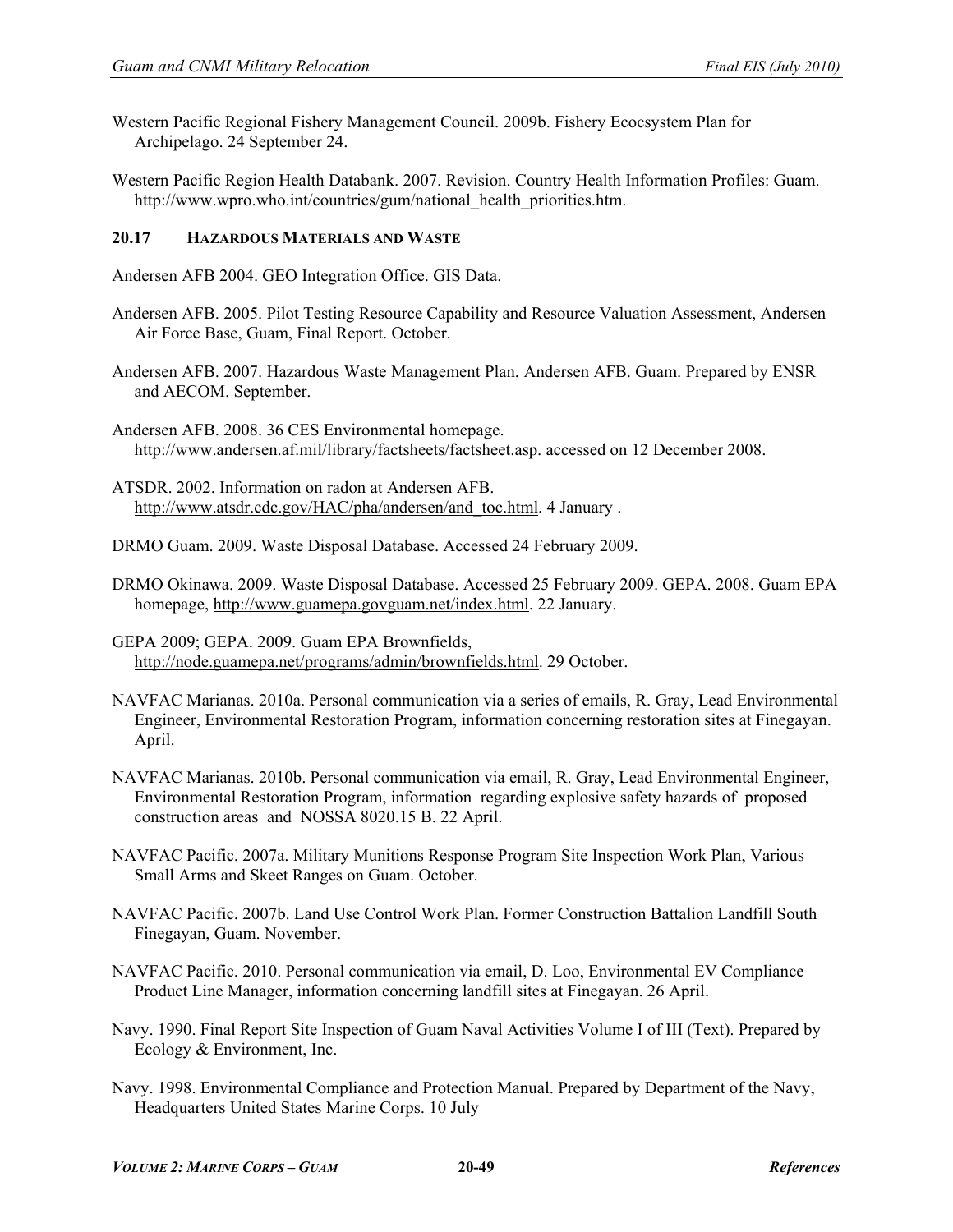Western Pacific Regional Fishery Management Council. 2009b. Fishery Ecocsystem Plan for Archipelago. 24 September 24.

Western Pacific Region Health Databank. 2007. Revision. Country Health Information Profiles: Guam. http://www.wpro.who.int/countries/gum/national_health_priorities.htm.

## 20.17 HAZARDOUS MATERIALS AND WASTE

Andersen AFB 2004. GEO Integration Office. GIS Data.

Andersen AFB. 2005. Pilot Testing Resource Capability and Resource Valuation Assessment, Andersen Air Force Base, Guam, Final Report. October.

Andersen AFB. 2007. Hazardous Waste Management Plan, Andersen AFB. Guam. Prepared by ENSR and AECOM. September.

Andersen AFB. 2008. 36 CES Environmental homepage. http://www.andersen.af.mil/library/factsheets/factsheet.asp. accessed on 12 December 2008.

ATSDR. 2002. Information on radon at Andersen AFB. http://www.atsdr.cdc.gov/HAC/pha/andersen/and_toc.html. 4 January .

DRMO Guam. 2009. Waste Disposal Database. Accessed 24 February 2009.

DRMO Okinawa. 2009. Waste Disposal Database. Accessed 25 February 2009. GEPA. 2008. Guam EPA homepage, http://www.guamepa.govguam.net/index.html. 22 January.

GEPA 2009; GEPA. 2009. Guam EPA Brownfields, http://node.guamepa.net/programs/admin/brownfields.html. 29 October.

NAVFAC Marianas. 2010a. Personal communication via a series of emails, R. Gray, Lead Environmental Engineer, Environmental Restoration Program, information concerning restoration sites at Finegayan. April.

NAVFAC Marianas. 2010b. Personal communication via email, R. Gray, Lead Environmental Engineer, Environmental Restoration Program, information regarding explosive safety hazards of proposed construction areas and NOSSA 8020.15 B. 22 April.

NAVFAC Pacific. 2007a. Military Munitions Response Program Site Inspection Work Plan, Various Small Arms and Skeet Ranges on Guam. October.

NAVFAC Pacific. 2007b. Land Use Control Work Plan. Former Construction Battalion Landfill South Finegayan, Guam. November.

NAVFAC Pacific. 2010. Personal communication via email, D. Loo, Environmental EV Compliance Product Line Manager, information concerning landfill sites at Finegayan. 26 April.

Navy. 1990. Final Report Site Inspection of Guam Naval Activities Volume I of III (Text). Prepared by Ecology & Environment, Inc.

Navy. 1998. Environmental Compliance and Protection Manual. Prepared by Department of the Navy, Headquarters United States Marine Corps. 10 July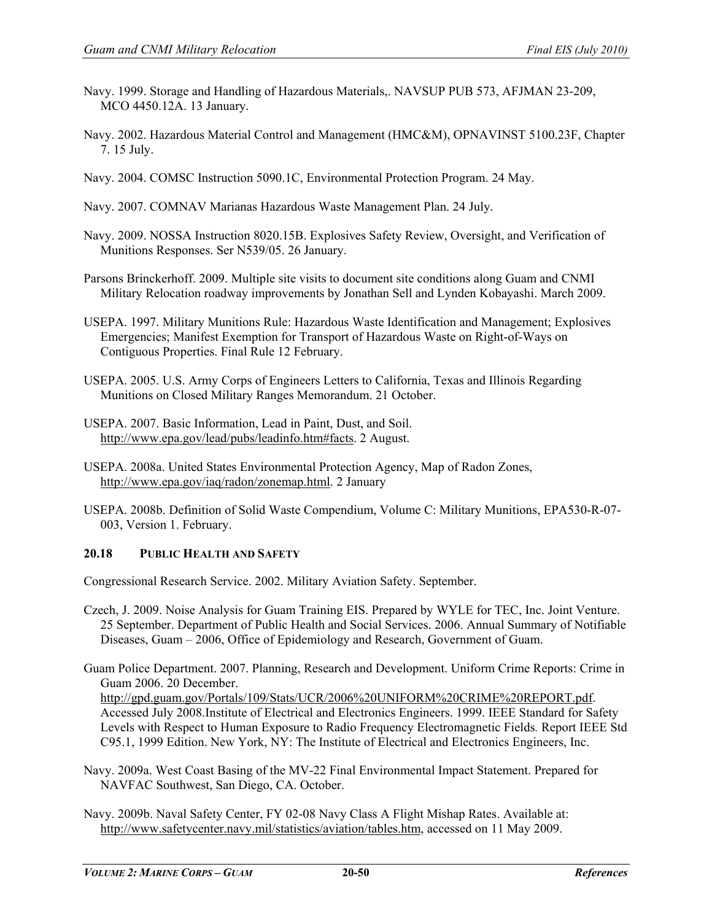Navy. 1999. Storage and Handling of Hazardous Materials,. NAVSUP PUB 573, AFJMAN 23-209, MCO 4450.12A. 13 January.

Navy. 2002. Hazardous Material Control and Management (HMC&M), OPNAVINST 5100.23F, Chapter 7. 15 July.

Navy. 2004. COMSC Instruction 5090.1C, Environmental Protection Program. 24 May.

Navy. 2007. COMNAV Marianas Hazardous Waste Management Plan. 24 July.

Navy. 2009. NOSSA Instruction 8020.15B. Explosives Safety Review, Oversight, and Verification of Munitions Responses. Ser N539/05. 26 January.

Parsons Brinckerhoff. 2009. Multiple site visits to document site conditions along Guam and CNMI Military Relocation roadway improvements by Jonathan Sell and Lynden Kobayashi. March 2009.

USEPA. 1997. Military Munitions Rule: Hazardous Waste Identification and Management; Explosives Emergencies; Manifest Exemption for Transport of Hazardous Waste on Right-of-Ways on Contiguous Properties. Final Rule 12 February.

USEPA. 2005. U.S. Army Corps of Engineers Letters to California, Texas and Illinois Regarding Munitions on Closed Military Ranges Memorandum. 21 October.

USEPA. 2007. Basic Information, Lead in Paint, Dust, and Soil. http://www.epa.gov/lead/pubs/leadinfo.htm#facts. 2 August.

USEPA. 2008a. United States Environmental Protection Agency, Map of Radon Zones, http://www.epa.gov/iaq/radon/zonemap.html. 2 January

USEPA. 2008b. Definition of Solid Waste Compendium, Volume C: Military Munitions, EPA530-R-07-003, Version 1. February.

### 20.18 PUBLIC HEALTH AND SAFETY

Congressional Research Service. 2002. Military Aviation Safety. September.

Czech, J. 2009. Noise Analysis for Guam Training EIS. Prepared by WYLE for TEC, Inc. Joint Venture. 25 September. Department of Public Health and Social Services. 2006. Annual Summary of Notifiable Diseases, Guam – 2006, Office of Epidemiology and Research, Government of Guam.

Guam Police Department. 2007. Planning, Research and Development. Uniform Crime Reports: Crime in Guam 2006. 20 December. http://gpd.guam.gov/Portals/109/Stats/UCR/2006%20UNIFORM%20CRIME%20REPORT.pdf. Accessed July 2008.Institute of Electrical and Electronics Engineers. 1999. IEEE Standard for Safety Levels with Respect to Human Exposure to Radio Frequency Electromagnetic Fields*.* Report IEEE Std C95.1, 1999 Edition. New York, NY: The Institute of Electrical and Electronics Engineers, Inc.

Navy. 2009a. West Coast Basing of the MV-22 Final Environmental Impact Statement. Prepared for NAVFAC Southwest, San Diego, CA. October.

Navy. 2009b. Naval Safety Center, FY 02-08 Navy Class A Flight Mishap Rates. Available at: http://www.safetycenter.navy.mil/statistics/aviation/tables.htm, accessed on 11 May 2009.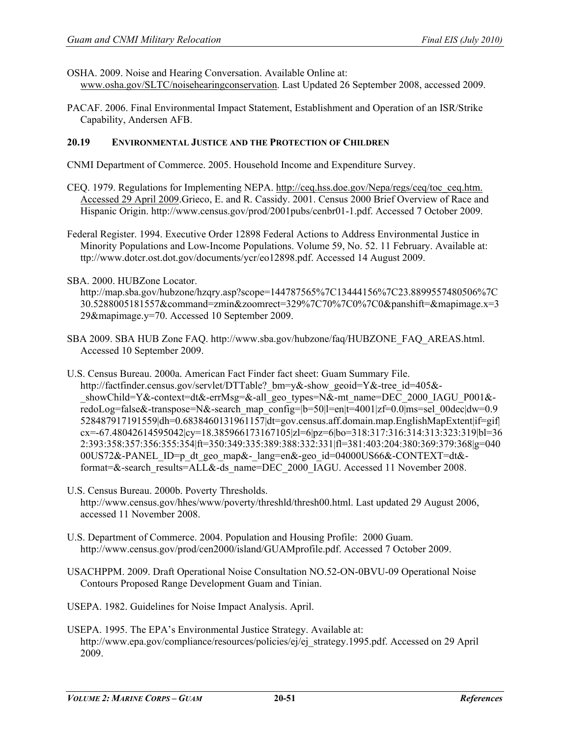OSHA. 2009. Noise and Hearing Conversation. Available Online at: www.osha.gov/SLTC/noisehearingconservation. Last Updated 26 September 2008, accessed 2009.

PACAF. 2006. Final Environmental Impact Statement, Establishment and Operation of an ISR/Strike Capability, Andersen AFB.

## 20.19 ENVIRONMENTAL JUSTICE AND THE PROTECTION OF CHILDREN

CNMI Department of Commerce. 2005. Household Income and Expenditure Survey.

CEQ. 1979. Regulations for Implementing NEPA. http://ceq.hss.doe.gov/Nepa/regs/ceq/toc_ceq.htm. Accessed 29 April 2009.Grieco, E. and R. Cassidy. 2001. Census 2000 Brief Overview of Race and Hispanic Origin. http://www.census.gov/prod/2001pubs/cenbr01-1.pdf. Accessed 7 October 2009.

Federal Register. 1994. Executive Order 12898 Federal Actions to Address Environmental Justice in Minority Populations and Low-Income Populations. Volume 59, No. 52. 11 February. Available at: ttp://www.dotcr.ost.dot.gov/documents/ycr/eo12898.pdf. Accessed 14 August 2009.

SBA. 2000. HUBZone Locator. http://map.sba.gov/hubzone/hzqry.asp?scope=144787565%7C13444156%7C23.8899557480506%7C30.5288005181557&command=zmin&zoomrect=329%7C70%7C0%7C0&panshift=&mapimage.x=329&mapimage.y=70. Accessed 10 September 2009.

SBA 2009. SBA HUB Zone FAQ. http://www.sba.gov/hubzone/faq/HUBZONE_FAQ_AREAS.html. Accessed 10 September 2009.

U.S. Census Bureau. 2000a. American Fact Finder fact sheet: Guam Summary File. http://factfinder.census.gov/servlet/DTTable?_bm=y&-show_geoid=Y&-tree_id=405&-_showChild=Y&-context=dt&-errMsg=&-all_geo_types=N&-mt_name=DEC_2000_IAGU_P001&-redoLog=false&-transpose=N&-search_map_config=|b=50|l=en|t=4001|zf=0.0|ms=sel_00dec|dw=0.9528487917191559|dh=0.6838460131961157|dt=gov.census.aff.domain.map.EnglishMapExtent|if=gif|cx=-67.48042614595042|cy=18.385966173167105|zl=6|pz=6|bo=318:317:316:314:313:323:319|bl=362:393:358:357:356:355:354|ft=350:349:335:389:388:332:331|fl=381:403:204:380:369:379:368|g=04000US72&-PANEL_ID=p_dt_geo_map&-_lang=en&-geo_id=04000US66&-CONTEXT=dt&-format=&-search_results=ALL&-ds_name=DEC_2000_IAGU. Accessed 11 November 2008.

U.S. Census Bureau. 2000b. Poverty Thresholds. http://www.census.gov/hhes/www/poverty/threshld/thresh00.html. Last updated 29 August 2006, accessed 11 November 2008.

U.S. Department of Commerce. 2004. Population and Housing Profile: 2000 Guam. http://www.census.gov/prod/cen2000/island/GUAMprofile.pdf. Accessed 7 October 2009.

USACHPPM. 2009. Draft Operational Noise Consultation NO.52-ON-0BVU-09 Operational Noise Contours Proposed Range Development Guam and Tinian.

USEPA. 1982. Guidelines for Noise Impact Analysis. April.

USEPA. 1995. The EPA's Environmental Justice Strategy. Available at: http://www.epa.gov/compliance/resources/policies/ej/ej_strategy.1995.pdf. Accessed on 29 April 2009.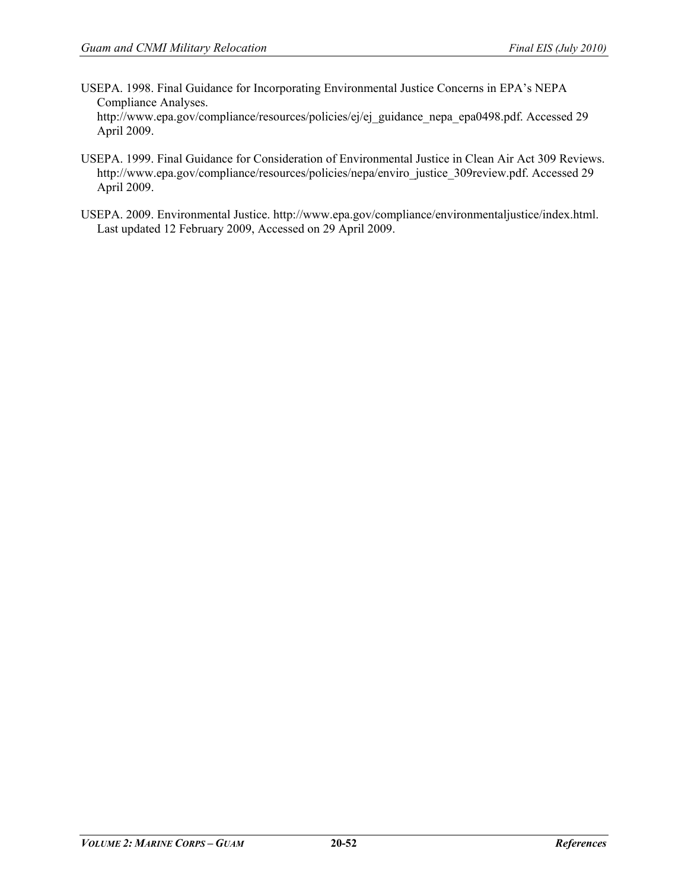USEPA. 1998. Final Guidance for Incorporating Environmental Justice Concerns in EPA's NEPA Compliance Analyses. http://www.epa.gov/compliance/resources/policies/ej/ej_guidance_nepa_epa0498.pdf. Accessed 29 April 2009.

USEPA. 1999. Final Guidance for Consideration of Environmental Justice in Clean Air Act 309 Reviews. http://www.epa.gov/compliance/resources/policies/nepa/enviro_justice_309review.pdf. Accessed 29 April 2009.

USEPA. 2009. Environmental Justice. http://www.epa.gov/compliance/environmentaljustice/index.html. Last updated 12 February 2009, Accessed on 29 April 2009.